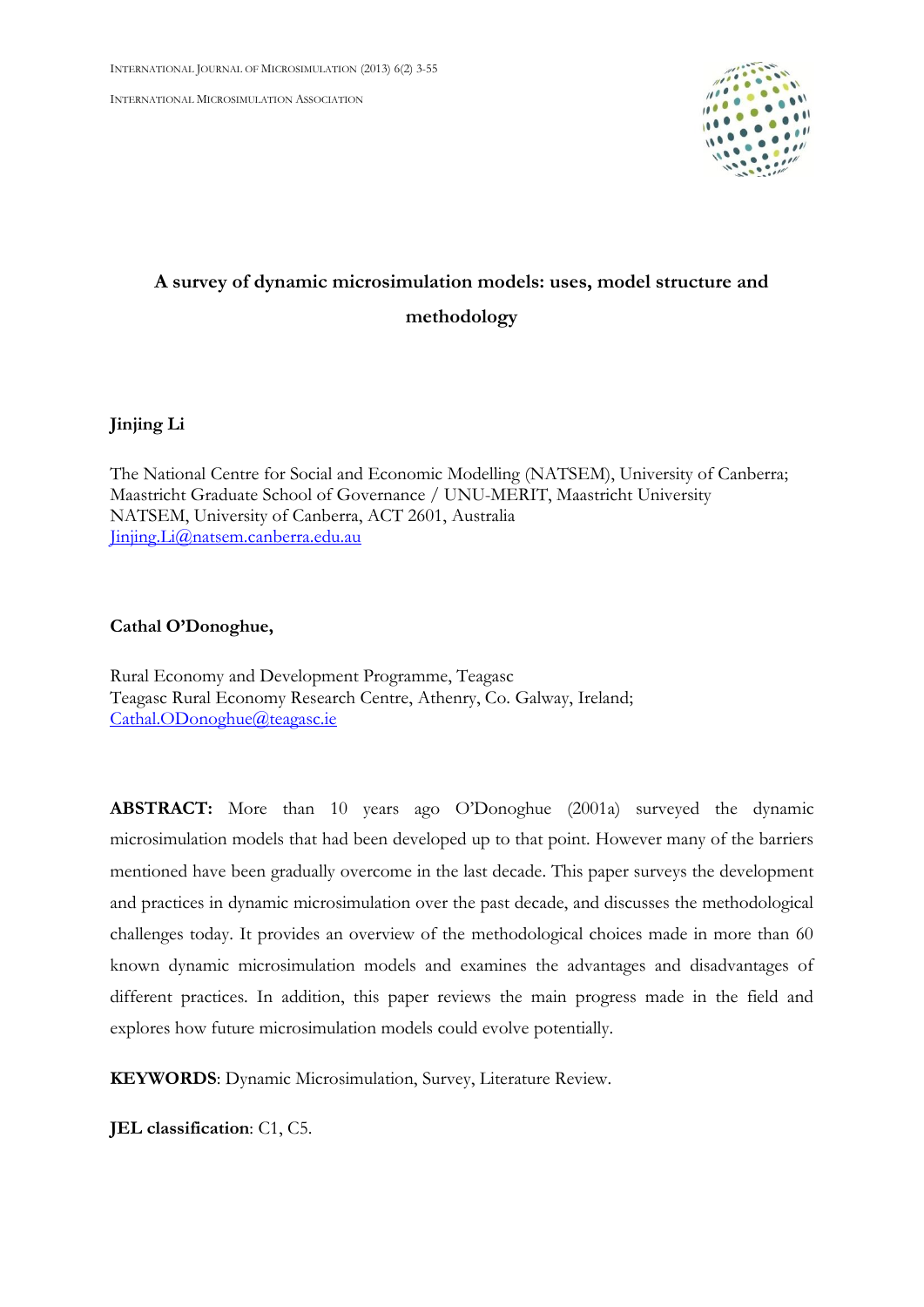# A survey of dynamic microsimulation models: uses, model structure and methodology

**Jinjing Li**

The National Centre for Social and Economic Modelling (NATSEM), University of Canberra; Maastricht Graduate School of Governance / UNU-MERIT, Maastricht University
NATSEM, University of Canberra, ACT 2601, Australia
Jinjing.Li@natsem.canberra.edu.au

**Cathal O'Donoghue,**

Rural Economy and Development Programme, Teagasc
Teagasc Rural Economy Research Centre, Athenry, Co. Galway, Ireland;
Cathal.ODonoghue@teagasc.ie

**ABSTRACT:** More than 10 years ago O'Donoghue (2001a) surveyed the dynamic microsimulation models that had been developed up to that point. However many of the barriers mentioned have been gradually overcome in the last decade. This paper surveys the development and practices in dynamic microsimulation over the past decade, and discusses the methodological challenges today. It provides an overview of the methodological choices made in more than 60 known dynamic microsimulation models and examines the advantages and disadvantages of different practices. In addition, this paper reviews the main progress made in the field and explores how future microsimulation models could evolve potentially.

**KEYWORDS**: Dynamic Microsimulation, Survey, Literature Review.

**JEL classification**: C1, C5.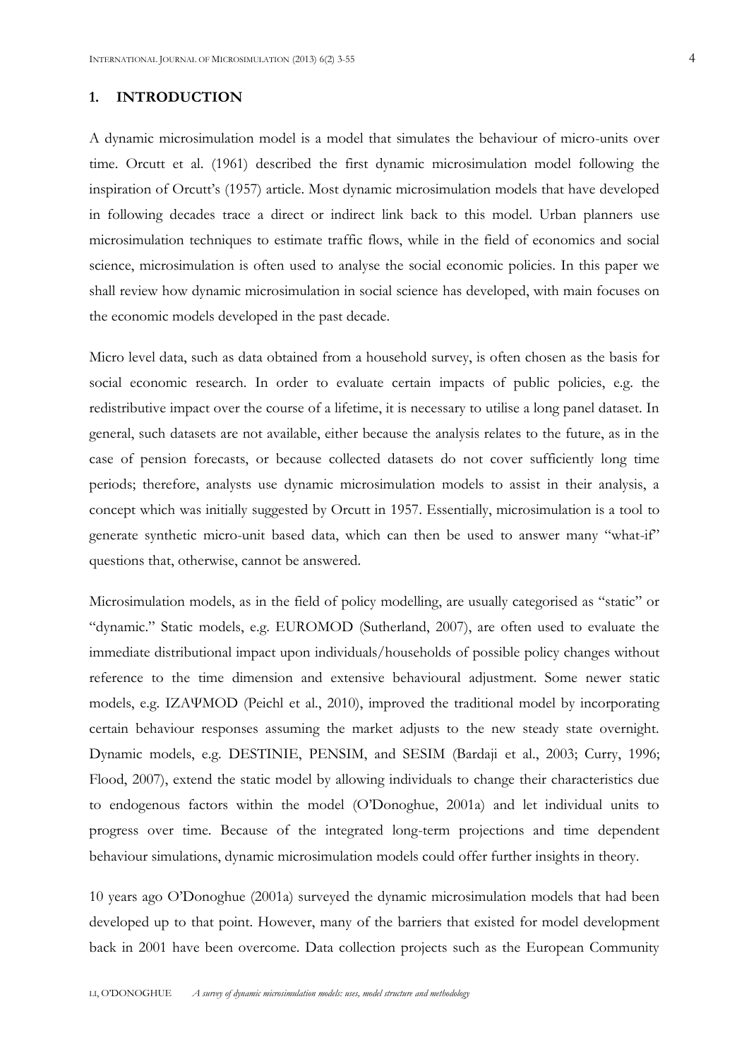## 1. INTRODUCTION

A dynamic microsimulation model is a model that simulates the behaviour of micro-units over time. Orcutt et al. (1961) described the first dynamic microsimulation model following the inspiration of Orcutt's (1957) article. Most dynamic microsimulation models that have developed in following decades trace a direct or indirect link back to this model. Urban planners use microsimulation techniques to estimate traffic flows, while in the field of economics and social science, microsimulation is often used to analyse the social economic policies. In this paper we shall review how dynamic microsimulation in social science has developed, with main focuses on the economic models developed in the past decade.

Micro level data, such as data obtained from a household survey, is often chosen as the basis for social economic research. In order to evaluate certain impacts of public policies, e.g. the redistributive impact over the course of a lifetime, it is necessary to utilise a long panel dataset. In general, such datasets are not available, either because the analysis relates to the future, as in the case of pension forecasts, or because collected datasets do not cover sufficiently long time periods; therefore, analysts use dynamic microsimulation models to assist in their analysis, a concept which was initially suggested by Orcutt in 1957. Essentially, microsimulation is a tool to generate synthetic micro-unit based data, which can then be used to answer many "what-if" questions that, otherwise, cannot be answered.

Microsimulation models, as in the field of policy modelling, are usually categorised as "static" or "dynamic." Static models, e.g. EUROMOD (Sutherland, 2007), are often used to evaluate the immediate distributional impact upon individuals/households of possible policy changes without reference to the time dimension and extensive behavioural adjustment. Some newer static models, e.g. IZAΨMOD (Peichl et al., 2010), improved the traditional model by incorporating certain behaviour responses assuming the market adjusts to the new steady state overnight. Dynamic models, e.g. DESTINIE, PENSIM, and SESIM (Bardaji et al., 2003; Curry, 1996; Flood, 2007), extend the static model by allowing individuals to change their characteristics due to endogenous factors within the model (O'Donoghue, 2001a) and let individual units to progress over time. Because of the integrated long-term projections and time dependent behaviour simulations, dynamic microsimulation models could offer further insights in theory.

10 years ago O'Donoghue (2001a) surveyed the dynamic microsimulation models that had been developed up to that point. However, many of the barriers that existed for model development back in 2001 have been overcome. Data collection projects such as the European Community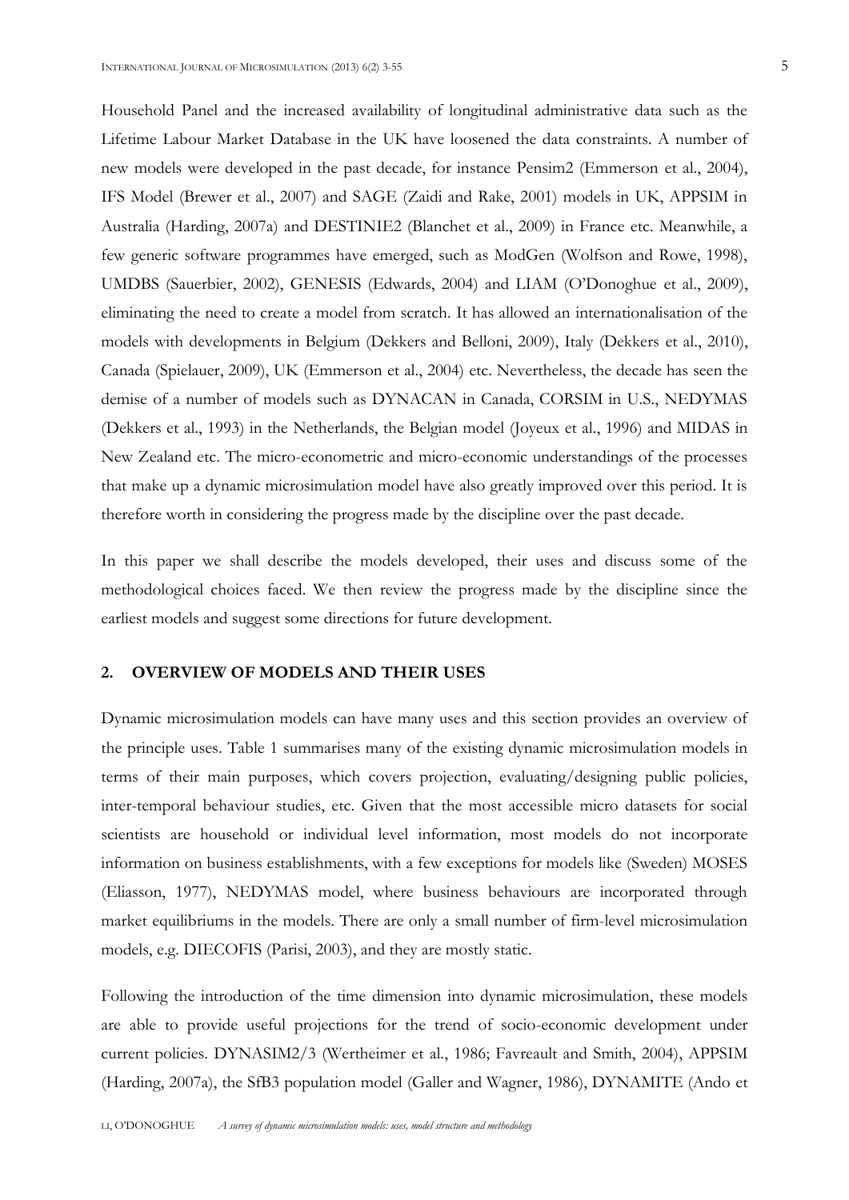Household Panel and the increased availability of longitudinal administrative data such as the Lifetime Labour Market Database in the UK have loosened the data constraints. A number of new models were developed in the past decade, for instance Pensim2 (Emmerson et al., 2004), IFS Model (Brewer et al., 2007) and SAGE (Zaidi and Rake, 2001) models in UK, APPSIM in Australia (Harding, 2007a) and DESTINIE2 (Blanchet et al., 2009) in France etc. Meanwhile, a few generic software programmes have emerged, such as ModGen (Wolfson and Rowe, 1998), UMDBS (Sauerbier, 2002), GENESIS (Edwards, 2004) and LIAM (O'Donoghue et al., 2009), eliminating the need to create a model from scratch. It has allowed an internationalisation of the models with developments in Belgium (Dekkers and Belloni, 2009), Italy (Dekkers et al., 2010), Canada (Spielauer, 2009), UK (Emmerson et al., 2004) etc. Nevertheless, the decade has seen the demise of a number of models such as DYNACAN in Canada, CORSIM in U.S., NEDYMAS (Dekkers et al., 1993) in the Netherlands, the Belgian model (Joyeux et al., 1996) and MIDAS in New Zealand etc. The micro-econometric and micro-economic understandings of the processes that make up a dynamic microsimulation model have also greatly improved over this period. It is therefore worth in considering the progress made by the discipline over the past decade.

In this paper we shall describe the models developed, their uses and discuss some of the methodological choices faced. We then review the progress made by the discipline since the earliest models and suggest some directions for future development.

## 2. OVERVIEW OF MODELS AND THEIR USES

Dynamic microsimulation models can have many uses and this section provides an overview of the principle uses. Table 1 summarises many of the existing dynamic microsimulation models in terms of their main purposes, which covers projection, evaluating/designing public policies, inter-temporal behaviour studies, etc. Given that the most accessible micro datasets for social scientists are household or individual level information, most models do not incorporate information on business establishments, with a few exceptions for models like (Sweden) MOSES (Eliasson, 1977), NEDYMAS model, where business behaviours are incorporated through market equilibriums in the models. There are only a small number of firm-level microsimulation models, e.g. DIECOFIS (Parisi, 2003), and they are mostly static.

Following the introduction of the time dimension into dynamic microsimulation, these models are able to provide useful projections for the trend of socio-economic development under current policies. DYNASIM2/3 (Wertheimer et al., 1986; Favreault and Smith, 2004), APPSIM (Harding, 2007a), the SfB3 population model (Galler and Wagner, 1986), DYNAMITE (Ando et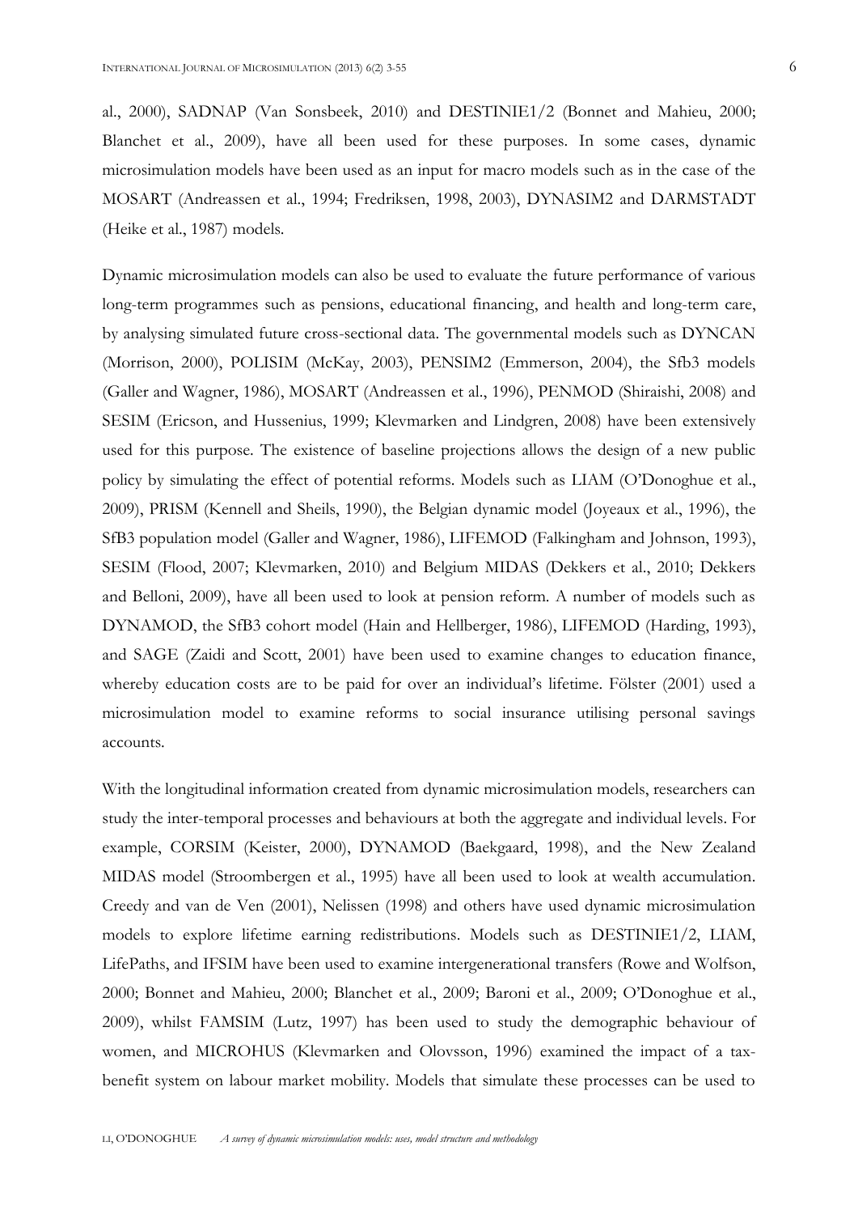al., 2000), SADNAP (Van Sonsbeek, 2010) and DESTINIE1/2 (Bonnet and Mahieu, 2000; Blanchet et al., 2009), have all been used for these purposes. In some cases, dynamic microsimulation models have been used as an input for macro models such as in the case of the MOSART (Andreassen et al., 1994; Fredriksen, 1998, 2003), DYNASIM2 and DARMSTADT (Heike et al., 1987) models.

Dynamic microsimulation models can also be used to evaluate the future performance of various long-term programmes such as pensions, educational financing, and health and long-term care, by analysing simulated future cross-sectional data. The governmental models such as DYNCAN (Morrison, 2000), POLISIM (McKay, 2003), PENSIM2 (Emmerson, 2004), the Sfb3 models (Galler and Wagner, 1986), MOSART (Andreassen et al., 1996), PENMOD (Shiraishi, 2008) and SESIM (Ericson, and Hussenius, 1999; Klevmarken and Lindgren, 2008) have been extensively used for this purpose. The existence of baseline projections allows the design of a new public policy by simulating the effect of potential reforms. Models such as LIAM (O'Donoghue et al., 2009), PRISM (Kennell and Sheils, 1990), the Belgian dynamic model (Joyeaux et al., 1996), the SfB3 population model (Galler and Wagner, 1986), LIFEMOD (Falkingham and Johnson, 1993), SESIM (Flood, 2007; Klevmarken, 2010) and Belgium MIDAS (Dekkers et al., 2010; Dekkers and Belloni, 2009), have all been used to look at pension reform. A number of models such as DYNAMOD, the SfB3 cohort model (Hain and Hellberger, 1986), LIFEMOD (Harding, 1993), and SAGE (Zaidi and Scott, 2001) have been used to examine changes to education finance, whereby education costs are to be paid for over an individual's lifetime. Fölster (2001) used a microsimulation model to examine reforms to social insurance utilising personal savings accounts.

With the longitudinal information created from dynamic microsimulation models, researchers can study the inter-temporal processes and behaviours at both the aggregate and individual levels. For example, CORSIM (Keister, 2000), DYNAMOD (Baekgaard, 1998), and the New Zealand MIDAS model (Stroombergen et al., 1995) have all been used to look at wealth accumulation. Creedy and van de Ven (2001), Nelissen (1998) and others have used dynamic microsimulation models to explore lifetime earning redistributions. Models such as DESTINIE1/2, LIAM, LifePaths, and IFSIM have been used to examine intergenerational transfers (Rowe and Wolfson, 2000; Bonnet and Mahieu, 2000; Blanchet et al., 2009; Baroni et al., 2009; O'Donoghue et al., 2009), whilst FAMSIM (Lutz, 1997) has been used to study the demographic behaviour of women, and MICROHUS (Klevmarken and Olovsson, 1996) examined the impact of a tax-benefit system on labour market mobility. Models that simulate these processes can be used to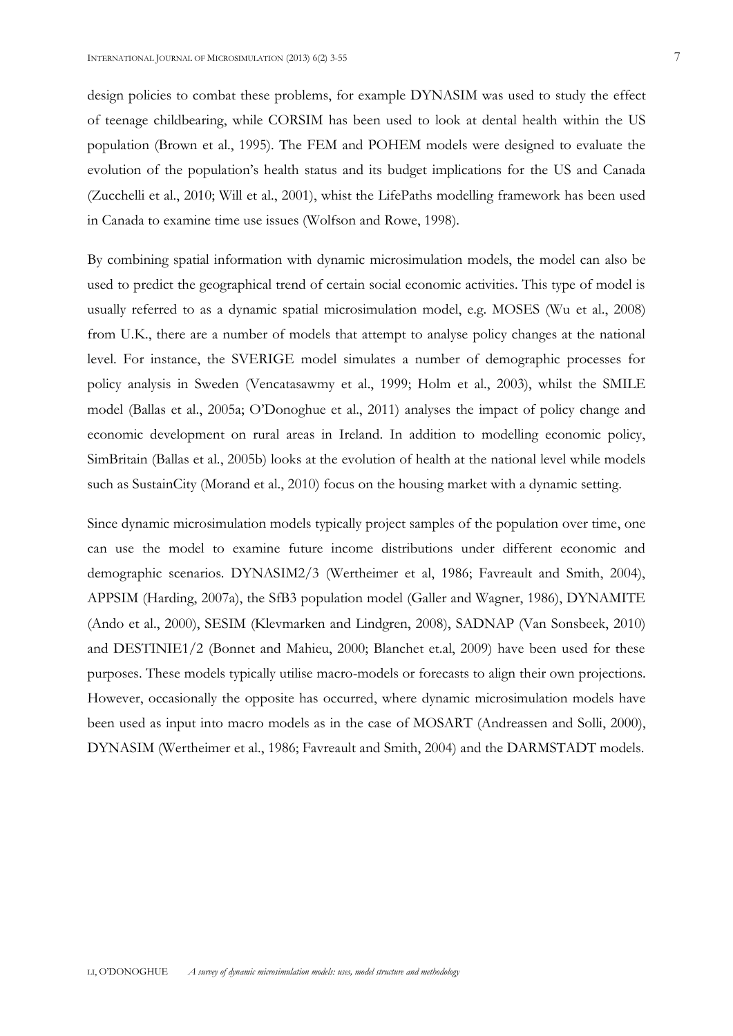design policies to combat these problems, for example DYNASIM was used to study the effect of teenage childbearing, while CORSIM has been used to look at dental health within the US population (Brown et al., 1995). The FEM and POHEM models were designed to evaluate the evolution of the population's health status and its budget implications for the US and Canada (Zucchelli et al., 2010; Will et al., 2001), whist the LifePaths modelling framework has been used in Canada to examine time use issues (Wolfson and Rowe, 1998).

By combining spatial information with dynamic microsimulation models, the model can also be used to predict the geographical trend of certain social economic activities. This type of model is usually referred to as a dynamic spatial microsimulation model, e.g. MOSES (Wu et al., 2008) from U.K., there are a number of models that attempt to analyse policy changes at the national level. For instance, the SVERIGE model simulates a number of demographic processes for policy analysis in Sweden (Vencatasawmy et al., 1999; Holm et al., 2003), whilst the SMILE model (Ballas et al., 2005a; O'Donoghue et al., 2011) analyses the impact of policy change and economic development on rural areas in Ireland. In addition to modelling economic policy, SimBritain (Ballas et al., 2005b) looks at the evolution of health at the national level while models such as SustainCity (Morand et al., 2010) focus on the housing market with a dynamic setting.

Since dynamic microsimulation models typically project samples of the population over time, one can use the model to examine future income distributions under different economic and demographic scenarios. DYNASIM2/3 (Wertheimer et al, 1986; Favreault and Smith, 2004), APPSIM (Harding, 2007a), the SfB3 population model (Galler and Wagner, 1986), DYNAMITE (Ando et al., 2000), SESIM (Klevmarken and Lindgren, 2008), SADNAP (Van Sonsbeek, 2010) and DESTINIE1/2 (Bonnet and Mahieu, 2000; Blanchet et.al, 2009) have been used for these purposes. These models typically utilise macro-models or forecasts to align their own projections. However, occasionally the opposite has occurred, where dynamic microsimulation models have been used as input into macro models as in the case of MOSART (Andreassen and Solli, 2000), DYNASIM (Wertheimer et al., 1986; Favreault and Smith, 2004) and the DARMSTADT models.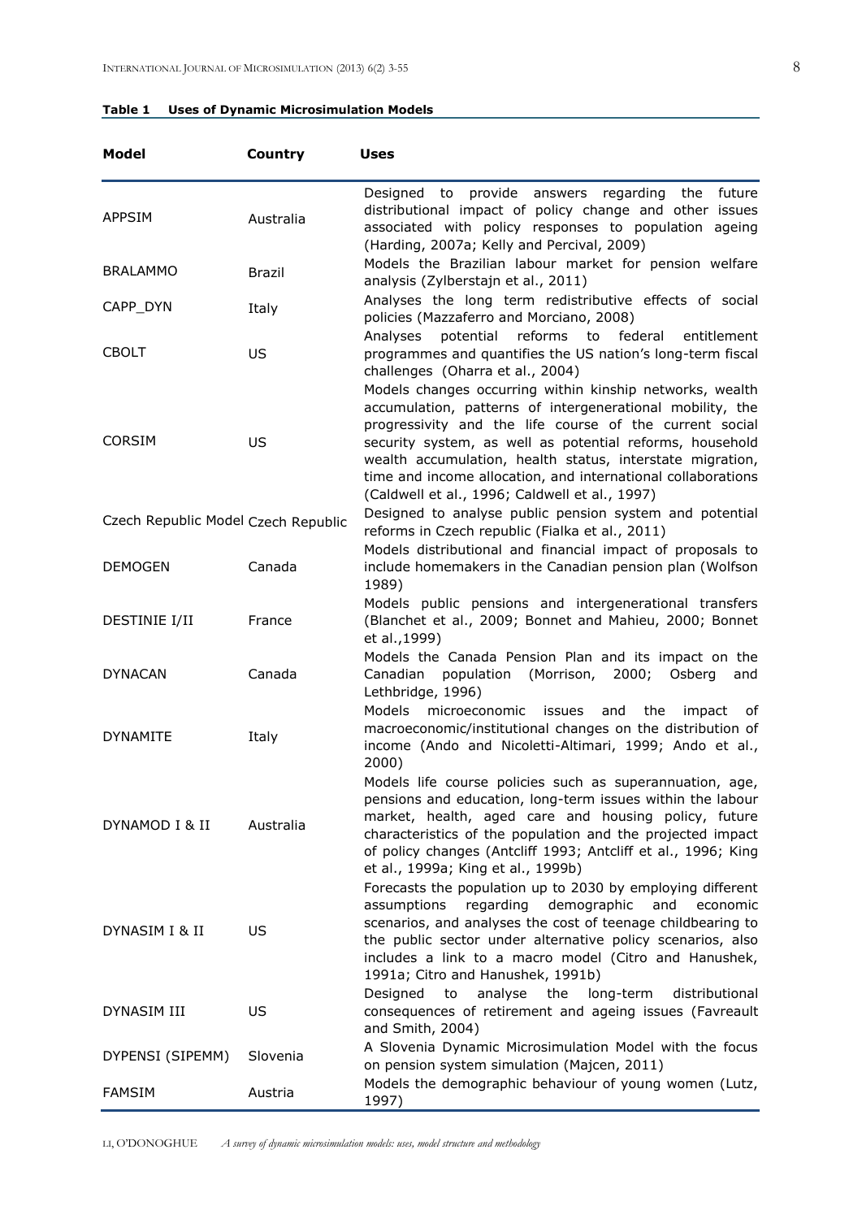**Table 1 Uses of Dynamic Microsimulation Models**

| Model | Country | Uses |
|---|---|---|
| APPSIM | Australia | Designed to provide answers regarding the future distributional impact of policy change and other issues associated with policy responses to population ageing (Harding, 2007a; Kelly and Percival, 2009) |
| BRALAMMO | Brazil | Models the Brazilian labour market for pension welfare analysis (Zylberstajn et al., 2011) |
| CAPP_DYN | Italy | Analyses the long term redistributive effects of social policies (Mazzaferro and Morciano, 2008) |
| CBOLT | US | Analyses potential reforms to federal entitlement programmes and quantifies the US nation's long-term fiscal challenges (Oharra et al., 2004) |
| CORSIM | US | Models changes occurring within kinship networks, wealth accumulation, patterns of intergenerational mobility, the progressivity and the life course of the current social security system, as well as potential reforms, household wealth accumulation, health status, interstate migration, time and income allocation, and international collaborations (Caldwell et al., 1996; Caldwell et al., 1997) |
| Czech Republic Model | Czech Republic | Designed to analyse public pension system and potential reforms in Czech republic (Fialka et al., 2011) |
| DEMOGEN | Canada | Models distributional and financial impact of proposals to include homemakers in the Canadian pension plan (Wolfson 1989) |
| DESTINIE I/II | France | Models public pensions and intergenerational transfers (Blanchet et al., 2009; Bonnet and Mahieu, 2000; Bonnet et al.,1999) |
| DYNACAN | Canada | Models the Canada Pension Plan and its impact on the Canadian population (Morrison, 2000; Osberg and Lethbridge, 1996) |
| DYNAMITE | Italy | Models microeconomic issues and the impact of macroeconomic/institutional changes on the distribution of income (Ando and Nicoletti-Altimari, 1999; Ando et al., 2000) |
| DYNAMOD I & II | Australia | Models life course policies such as superannuation, age, pensions and education, long-term issues within the labour market, health, aged care and housing policy, future characteristics of the population and the projected impact of policy changes (Antcliff 1993; Antcliff et al., 1996; King et al., 1999a; King et al., 1999b) |
| DYNASIM I & II | US | Forecasts the population up to 2030 by employing different assumptions regarding demographic and economic scenarios, and analyses the cost of teenage childbearing to the public sector under alternative policy scenarios, also includes a link to a macro model (Citro and Hanushek, 1991a; Citro and Hanushek, 1991b) |
| DYNASIM III | US | Designed to analyse the long-term distributional consequences of retirement and ageing issues (Favreault and Smith, 2004) |
| DYPENSI (SIPEMM) | Slovenia | A Slovenia Dynamic Microsimulation Model with the focus on pension system simulation (Majcen, 2011) |
| FAMSIM | Austria | Models the demographic behaviour of young women (Lutz, 1997) |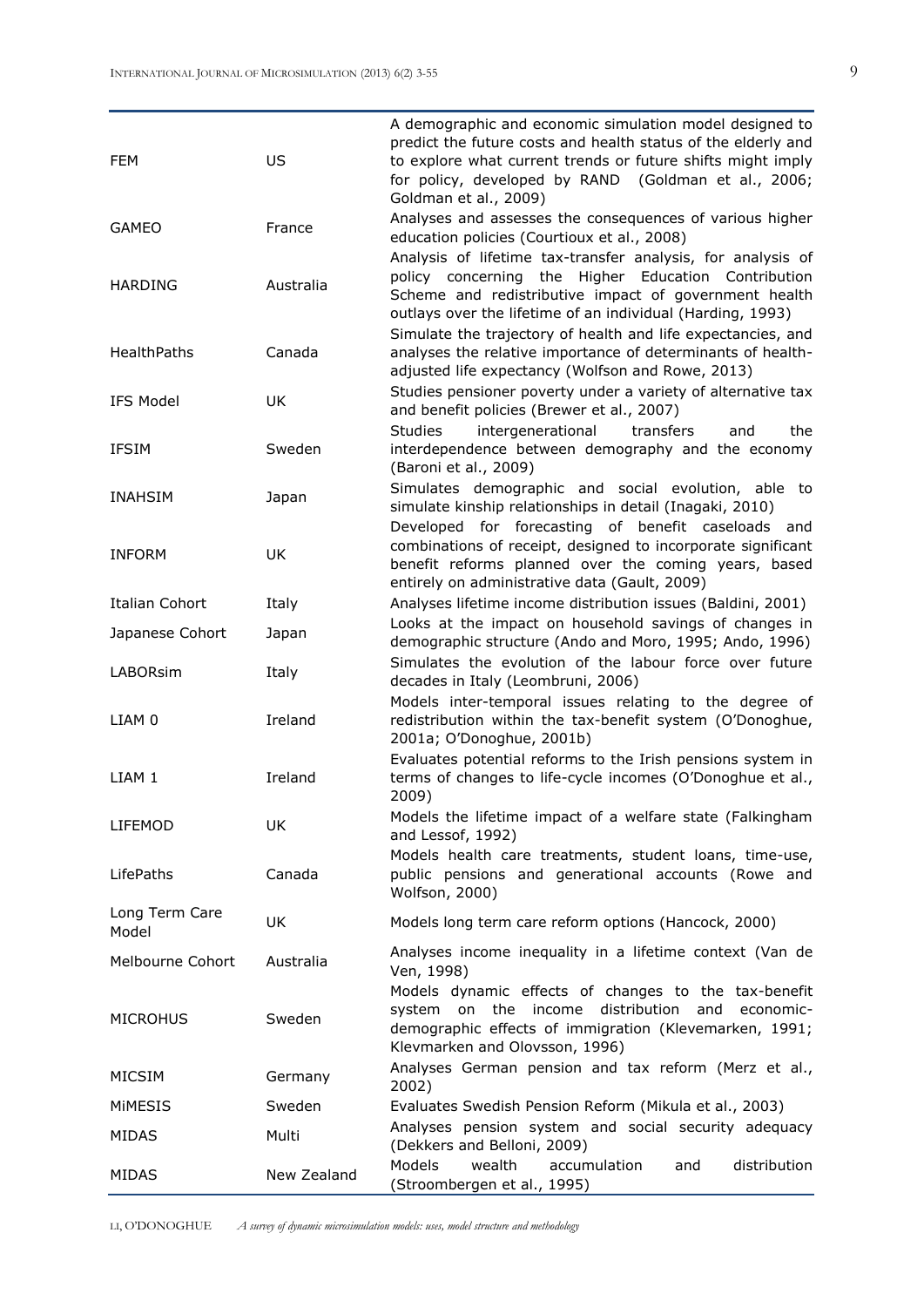| | | |
|---|---|---|
| FEM | US | A demographic and economic simulation model designed to predict the future costs and health status of the elderly and to explore what current trends or future shifts might imply for policy, developed by RAND (Goldman et al., 2006; Goldman et al., 2009) |
| GAMEO | France | Analyses and assesses the consequences of various higher education policies (Courtioux et al., 2008) |
| HARDING | Australia | Analysis of lifetime tax-transfer analysis, for analysis of policy concerning the Higher Education Contribution Scheme and redistributive impact of government health outlays over the lifetime of an individual (Harding, 1993) |
| HealthPaths | Canada | Simulate the trajectory of health and life expectancies, and analyses the relative importance of determinants of health-adjusted life expectancy (Wolfson and Rowe, 2013) |
| IFS Model | UK | Studies pensioner poverty under a variety of alternative tax and benefit policies (Brewer et al., 2007) |
| IFSIM | Sweden | Studies intergenerational transfers and the interdependence between demography and the economy (Baroni et al., 2009) |
| INAHSIM | Japan | Simulates demographic and social evolution, able to simulate kinship relationships in detail (Inagaki, 2010) |
| INFORM | UK | Developed for forecasting of benefit caseloads and combinations of receipt, designed to incorporate significant benefit reforms planned over the coming years, based entirely on administrative data (Gault, 2009) |
| Italian Cohort | Italy | Analyses lifetime income distribution issues (Baldini, 2001) |
| Japanese Cohort | Japan | Looks at the impact on household savings of changes in demographic structure (Ando and Moro, 1995; Ando, 1996) |
| LABORsim | Italy | Simulates the evolution of the labour force over future decades in Italy (Leombruni, 2006) |
| LIAM 0 | Ireland | Models inter-temporal issues relating to the degree of redistribution within the tax-benefit system (O'Donoghue, 2001a; O'Donoghue, 2001b) |
| LIAM 1 | Ireland | Evaluates potential reforms to the Irish pensions system in terms of changes to life-cycle incomes (O'Donoghue et al., 2009) |
| LIFEMOD | UK | Models the lifetime impact of a welfare state (Falkingham and Lessof, 1992) |
| LifePaths | Canada | Models health care treatments, student loans, time-use, public pensions and generational accounts (Rowe and Wolfson, 2000) |
| Long Term Care Model | UK | Models long term care reform options (Hancock, 2000) |
| Melbourne Cohort | Australia | Analyses income inequality in a lifetime context (Van de Ven, 1998) |
| MICROHUS | Sweden | Models dynamic effects of changes to the tax-benefit system on the income distribution and economic-demographic effects of immigration (Klevemarken, 1991; Klevmarken and Olovsson, 1996) |
| MICSIM | Germany | Analyses German pension and tax reform (Merz et al., 2002) |
| MiMESIS | Sweden | Evaluates Swedish Pension Reform (Mikula et al., 2003) |
| MIDAS | Multi | Analyses pension system and social security adequacy (Dekkers and Belloni, 2009) |
| MIDAS | New Zealand | Models wealth accumulation and distribution (Stroombergen et al., 1995) |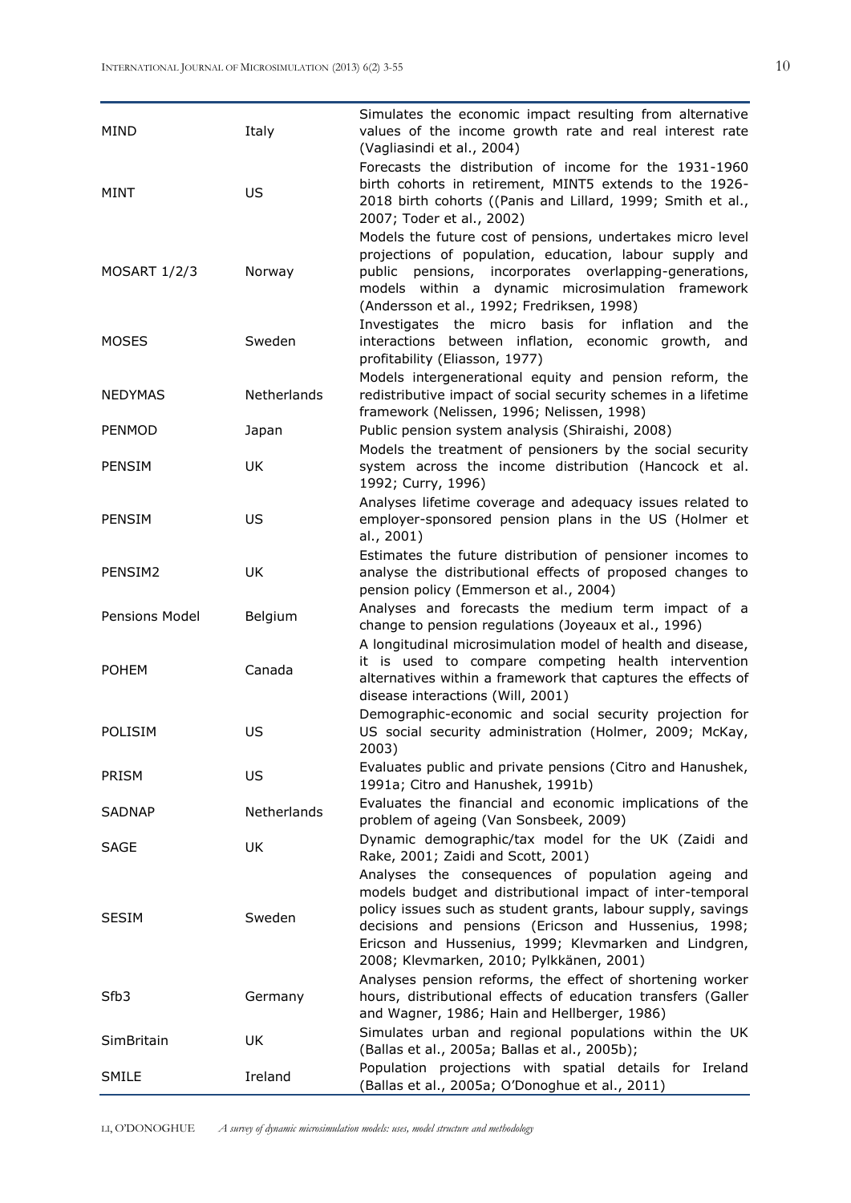| | | |
|---|---|---|
| MIND | Italy | Simulates the economic impact resulting from alternative values of the income growth rate and real interest rate (Vagliasindi et al., 2004) |
| MINT | US | Forecasts the distribution of income for the 1931-1960 birth cohorts in retirement, MINT5 extends to the 1926-2018 birth cohorts ((Panis and Lillard, 1999; Smith et al., 2007; Toder et al., 2002) |
| MOSART 1/2/3 | Norway | Models the future cost of pensions, undertakes micro level projections of population, education, labour supply and public pensions, incorporates overlapping-generations, models within a dynamic microsimulation framework (Andersson et al., 1992; Fredriksen, 1998) |
| MOSES | Sweden | Investigates the micro basis for inflation and the interactions between inflation, economic growth, and profitability (Eliasson, 1977) |
| NEDYMAS | Netherlands | Models intergenerational equity and pension reform, the redistributive impact of social security schemes in a lifetime framework (Nelissen, 1996; Nelissen, 1998) |
| PENMOD | Japan | Public pension system analysis (Shiraishi, 2008) |
| PENSIM | UK | Models the treatment of pensioners by the social security system across the income distribution (Hancock et al. 1992; Curry, 1996) |
| PENSIM | US | Analyses lifetime coverage and adequacy issues related to employer-sponsored pension plans in the US (Holmer et al., 2001) |
| PENSIM2 | UK | Estimates the future distribution of pensioner incomes to analyse the distributional effects of proposed changes to pension policy (Emmerson et al., 2004) |
| Pensions Model | Belgium | Analyses and forecasts the medium term impact of a change to pension regulations (Joyeaux et al., 1996) |
| POHEM | Canada | A longitudinal microsimulation model of health and disease, it is used to compare competing health intervention alternatives within a framework that captures the effects of disease interactions (Will, 2001) |
| POLISIM | US | Demographic-economic and social security projection for US social security administration (Holmer, 2009; McKay, 2003) |
| PRISM | US | Evaluates public and private pensions (Citro and Hanushek, 1991a; Citro and Hanushek, 1991b) |
| SADNAP | Netherlands | Evaluates the financial and economic implications of the problem of ageing (Van Sonsbeek, 2009) |
| SAGE | UK | Dynamic demographic/tax model for the UK (Zaidi and Rake, 2001; Zaidi and Scott, 2001) |
| SESIM | Sweden | Analyses the consequences of population ageing and models budget and distributional impact of inter-temporal policy issues such as student grants, labour supply, savings decisions and pensions (Ericson and Hussenius, 1998; Ericson and Hussenius, 1999; Klevmarken and Lindgren, 2008; Klevmarken, 2010; Pylkkänen, 2001) |
| Sfb3 | Germany | Analyses pension reforms, the effect of shortening worker hours, distributional effects of education transfers (Galler and Wagner, 1986; Hain and Hellberger, 1986) |
| SimBritain | UK | Simulates urban and regional populations within the UK (Ballas et al., 2005a; Ballas et al., 2005b); |
| SMILE | Ireland | Population projections with spatial details for Ireland (Ballas et al., 2005a; O'Donoghue et al., 2011) |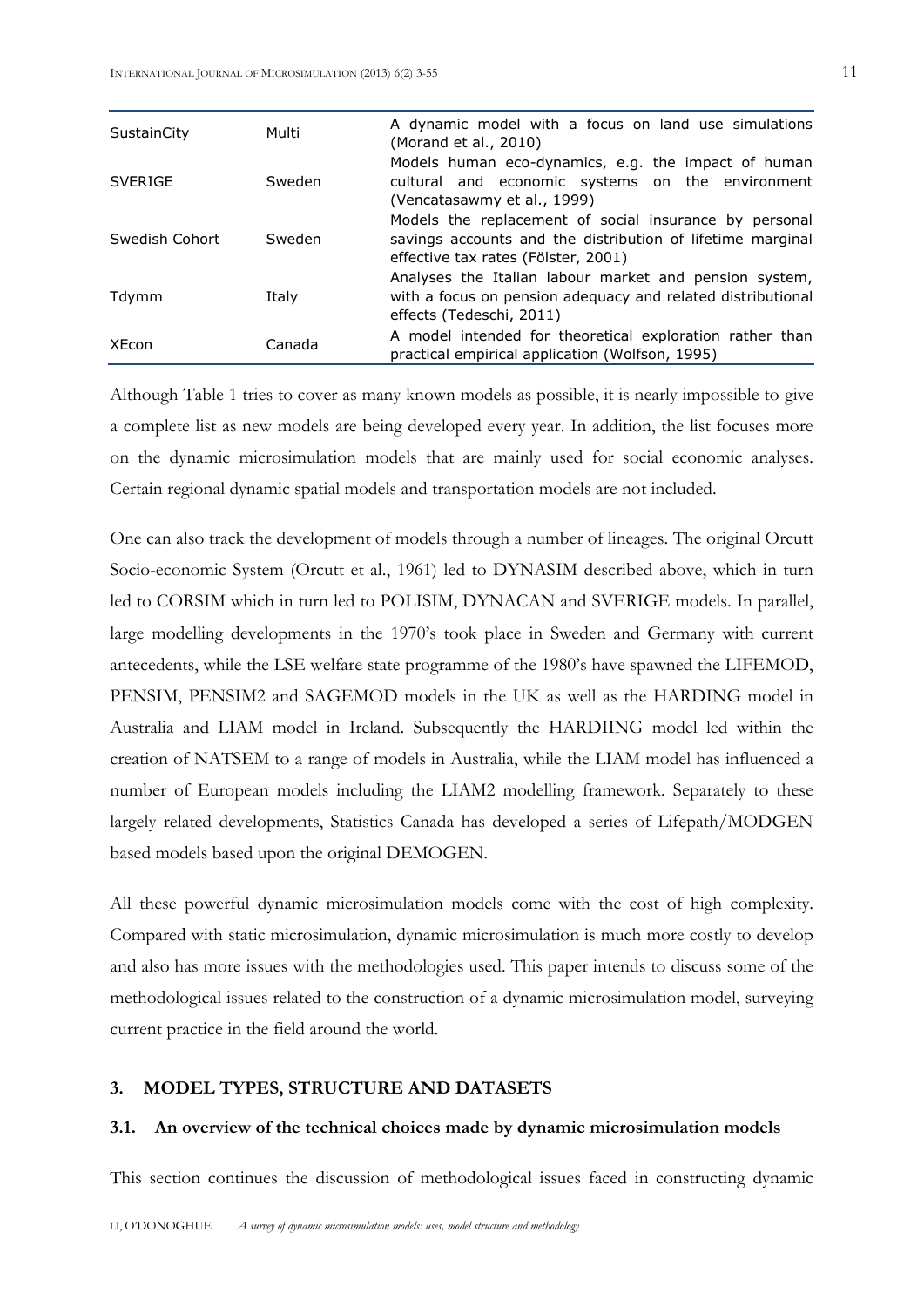| | | |
|---|---|---|
| SustainCity | Multi | A dynamic model with a focus on land use simulations (Morand et al., 2010) |
| SVERIGE | Sweden | Models human eco-dynamics, e.g. the impact of human cultural and economic systems on the environment (Vencatasawmy et al., 1999) |
| Swedish Cohort | Sweden | Models the replacement of social insurance by personal savings accounts and the distribution of lifetime marginal effective tax rates (Fölster, 2001) |
| Tdymm | Italy | Analyses the Italian labour market and pension system, with a focus on pension adequacy and related distributional effects (Tedeschi, 2011) |
| XEcon | Canada | A model intended for theoretical exploration rather than practical empirical application (Wolfson, 1995) |

Although Table 1 tries to cover as many known models as possible, it is nearly impossible to give a complete list as new models are being developed every year. In addition, the list focuses more on the dynamic microsimulation models that are mainly used for social economic analyses. Certain regional dynamic spatial models and transportation models are not included.

One can also track the development of models through a number of lineages. The original Orcutt Socio-economic System (Orcutt et al., 1961) led to DYNASIM described above, which in turn led to CORSIM which in turn led to POLISIM, DYNACAN and SVERIGE models. In parallel, large modelling developments in the 1970's took place in Sweden and Germany with current antecedents, while the LSE welfare state programme of the 1980's have spawned the LIFEMOD, PENSIM, PENSIM2 and SAGEMOD models in the UK as well as the HARDING model in Australia and LIAM model in Ireland. Subsequently the HARDIING model led within the creation of NATSEM to a range of models in Australia, while the LIAM model has influenced a number of European models including the LIAM2 modelling framework. Separately to these largely related developments, Statistics Canada has developed a series of Lifepath/MODGEN based models based upon the original DEMOGEN.

All these powerful dynamic microsimulation models come with the cost of high complexity. Compared with static microsimulation, dynamic microsimulation is much more costly to develop and also has more issues with the methodologies used. This paper intends to discuss some of the methodological issues related to the construction of a dynamic microsimulation model, surveying current practice in the field around the world.

## 3. MODEL TYPES, STRUCTURE AND DATASETS

### 3.1. An overview of the technical choices made by dynamic microsimulation models

This section continues the discussion of methodological issues faced in constructing dynamic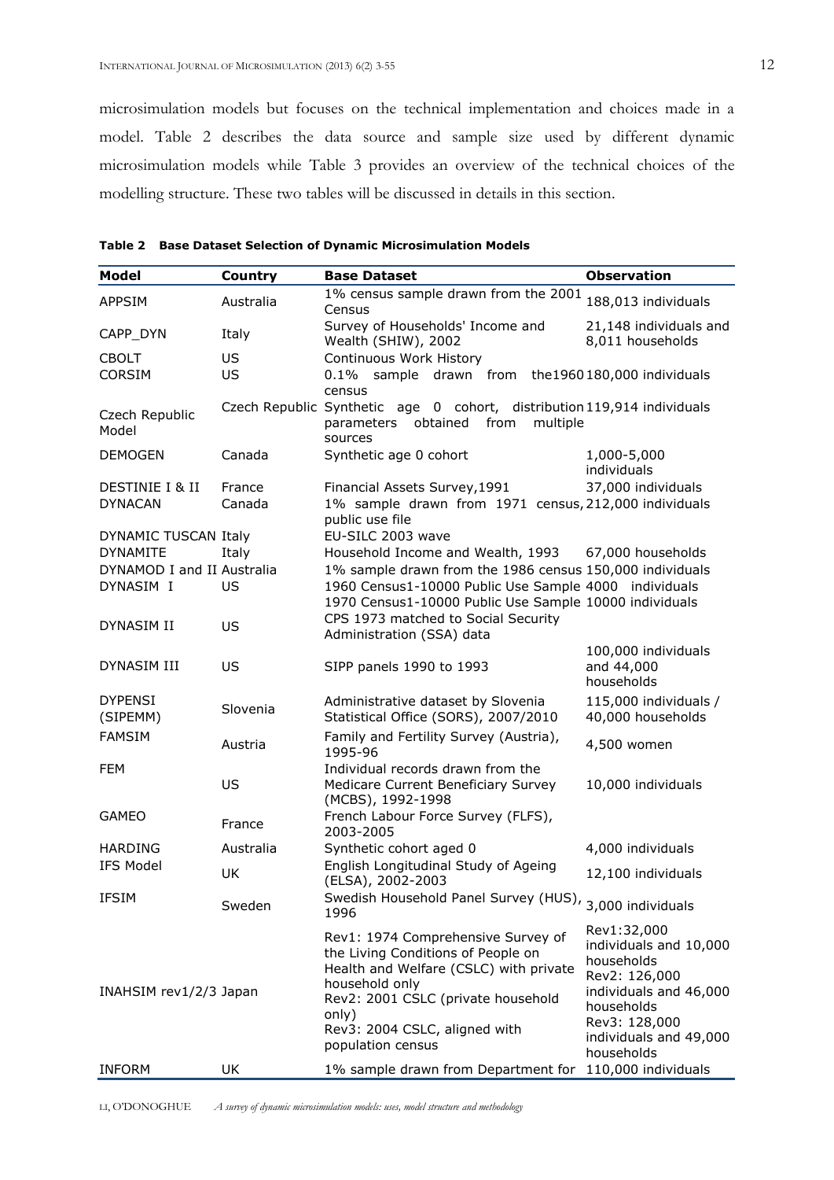microsimulation models but focuses on the technical implementation and choices made in a model. Table 2 describes the data source and sample size used by different dynamic microsimulation models while Table 3 provides an overview of the technical choices of the modelling structure. These two tables will be discussed in details in this section.

**Table 2 Base Dataset Selection of Dynamic Microsimulation Models**

| Model | Country | Base Dataset | Observation |
|---|---|---|---|
| APPSIM | Australia | 1% census sample drawn from the 2001 Census | 188,013 individuals |
| CAPP_DYN | Italy | Survey of Households' Income and Wealth (SHIW), 2002 | 21,148 individuals and 8,011 households |
| CBOLT | US | Continuous Work History | |
| CORSIM | US | 0.1% sample drawn from the1960 census | 180,000 individuals |
| Czech Republic Model | Czech Republic | Synthetic age 0 cohort, distribution parameters obtained from multiple sources | 119,914 individuals |
| DEMOGEN | Canada | Synthetic age 0 cohort | 1,000-5,000 individuals |
| DESTINIE I & II | France | Financial Assets Survey,1991 | 37,000 individuals |
| DYNACAN | Canada | 1% sample drawn from 1971 census, public use file | 212,000 individuals |
| DYNAMIC TUSCAN | Italy | EU-SILC 2003 wave | |
| DYNAMITE | Italy | Household Income and Wealth, 1993 | 67,000 households |
| DYNAMOD I and II | Australia | 1% sample drawn from the 1986 census | 150,000 individuals |
| DYNASIM I | US | 1960 Census1-10000 Public Use Sample<br>1970 Census1-10000 Public Use Sample | 4000 individuals<br>10000 individuals |
| DYNASIM II | US | CPS 1973 matched to Social Security Administration (SSA) data | |
| DYNASIM III | US | SIPP panels 1990 to 1993 | 100,000 individuals and 44,000 households |
| DYPENSI (SIPEMM) | Slovenia | Administrative dataset by Slovenia Statistical Office (SORS), 2007/2010 | 115,000 individuals / 40,000 households |
| FAMSIM | Austria | Family and Fertility Survey (Austria), 1995-96 | 4,500 women |
| FEM | US | Individual records drawn from the Medicare Current Beneficiary Survey (MCBS), 1992-1998 | 10,000 individuals |
| GAMEO | France | French Labour Force Survey (FLFS), 2003-2005 | |
| HARDING | Australia | Synthetic cohort aged 0 | 4,000 individuals |
| IFS Model | UK | English Longitudinal Study of Ageing (ELSA), 2002-2003 | 12,100 individuals |
| IFSIM | Sweden | Swedish Household Panel Survey (HUS), 1996 | 3,000 individuals |
| INAHSIM rev1/2/3 | Japan | Rev1: 1974 Comprehensive Survey of the Living Conditions of People on Health and Welfare (CSLC) with private household only<br>Rev2: 2001 CSLC (private household only)<br>Rev3: 2004 CSLC, aligned with population census | Rev1:32,000 individuals and 10,000 households<br>Rev2: 126,000 individuals and 46,000 households<br>Rev3: 128,000 individuals and 49,000 households |
| INFORM | UK | 1% sample drawn from Department for | 110,000 individuals |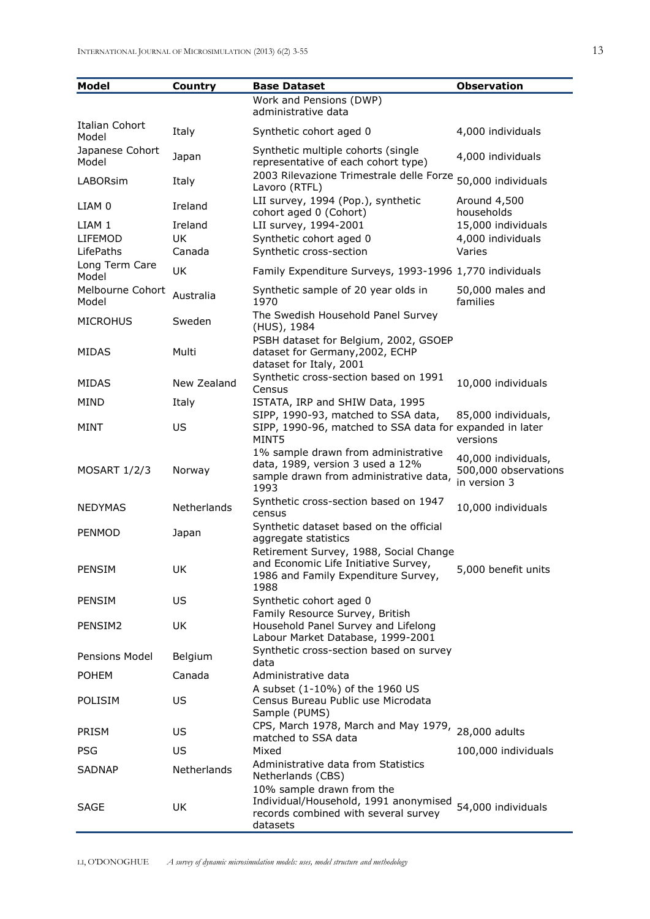| Model | Country | Base Dataset | Observation |
|---|---|---|---|
| | | Work and Pensions (DWP) administrative data | |
| Italian Cohort Model | Italy | Synthetic cohort aged 0 | 4,000 individuals |
| Japanese Cohort Model | Japan | Synthetic multiple cohorts (single representative of each cohort type) | 4,000 individuals |
| LABORsim | Italy | 2003 Rilevazione Trimestrale delle Forze Lavoro (RTFL) | 50,000 individuals |
| LIAM 0 | Ireland | LII survey, 1994 (Pop.), synthetic cohort aged 0 (Cohort) | Around 4,500 households |
| LIAM 1 | Ireland | LII survey, 1994-2001 | 15,000 individuals |
| LIFEMOD | UK | Synthetic cohort aged 0 | 4,000 individuals |
| LifePaths | Canada | Synthetic cross-section | Varies |
| Long Term Care Model | UK | Family Expenditure Surveys, 1993-1996 | 1,770 individuals |
| Melbourne Cohort Model | Australia | Synthetic sample of 20 year olds in 1970 | 50,000 males and families |
| MICROHUS | Sweden | The Swedish Household Panel Survey (HUS), 1984 | |
| MIDAS | Multi | PSBH dataset for Belgium, 2002, GSOEP dataset for Germany,2002, ECHP dataset for Italy, 2001 | |
| MIDAS | New Zealand | Synthetic cross-section based on 1991 Census | 10,000 individuals |
| MIND | Italy | ISTATA, IRP and SHIW Data, 1995 | |
| MINT | US | SIPP, 1990-93, matched to SSA data, SIPP, 1990-96, matched to SSA data for MINT5 | 85,000 individuals, expanded in later versions |
| MOSART 1/2/3 | Norway | 1% sample drawn from administrative data, 1989, version 3 used a 12% sample drawn from administrative data, 1993 | 40,000 individuals, 500,000 observations in version 3 |
| NEDYMAS | Netherlands | Synthetic cross-section based on 1947 census | 10,000 individuals |
| PENMOD | Japan | Synthetic dataset based on the official aggregate statistics | |
| PENSIM | UK | Retirement Survey, 1988, Social Change and Economic Life Initiative Survey, 1986 and Family Expenditure Survey, 1988 | 5,000 benefit units |
| PENSIM | US | Synthetic cohort aged 0 | |
| PENSIM2 | UK | Family Resource Survey, British Household Panel Survey and Lifelong Labour Market Database, 1999-2001 | |
| Pensions Model | Belgium | Synthetic cross-section based on survey data | |
| POHEM | Canada | Administrative data | |
| POLISIM | US | A subset (1-10%) of the 1960 US Census Bureau Public use Microdata Sample (PUMS) | |
| PRISM | US | CPS, March 1978, March and May 1979, matched to SSA data | 28,000 adults |
| PSG | US | Mixed | 100,000 individuals |
| SADNAP | Netherlands | Administrative data from Statistics Netherlands (CBS) | |
| SAGE | UK | 10% sample drawn from the Individual/Household, 1991 anonymised records combined with several survey datasets | 54,000 individuals |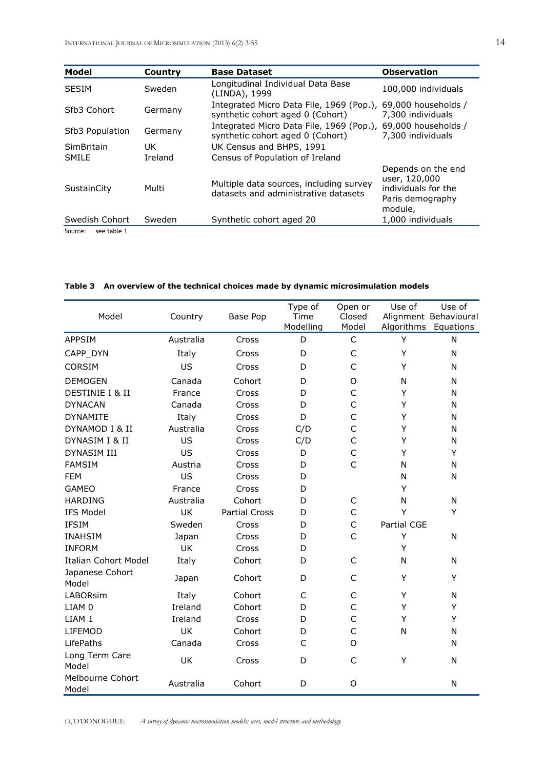| Model | Country | Base Dataset | Observation |
|---|---|---|---|
| SESIM | Sweden | Longitudinal Individual Data Base (LINDA), 1999 | 100,000 individuals |
| Sfb3 Cohort | Germany | Integrated Micro Data File, 1969 (Pop.), synthetic cohort aged 0 (Cohort) | 69,000 households / 7,300 individuals |
| Sfb3 Population | Germany | Integrated Micro Data File, 1969 (Pop.), synthetic cohort aged 0 (Cohort) | 69,000 households / 7,300 individuals |
| SimBritain | UK | UK Census and BHPS, 1991 | |
| SMILE | Ireland | Census of Population of Ireland | |
| SustainCity | Multi | Multiple data sources, including survey datasets and administrative datasets | Depends on the end user, 120,000 individuals for the Paris demography module, |
| Swedish Cohort | Sweden | Synthetic cohort aged 20 | 1,000 individuals |

Source: see table 1

**Table 3 An overview of the technical choices made by dynamic microsimulation models**

| Model | Country | Base Pop | Type of Time Modelling | Open or Closed Model | Use of Alignment Algorithms | Use of Behavioural Equations |
|---|---|---|---|---|---|---|
| APPSIM | Australia | Cross | D | C | Y | N |
| CAPP_DYN | Italy | Cross | D | C | Y | N |
| CORSIM | US | Cross | D | C | Y | N |
| DEMOGEN | Canada | Cohort | D | O | N | N |
| DESTINIE I & II | France | Cross | D | C | Y | N |
| DYNACAN | Canada | Cross | D | C | Y | N |
| DYNAMITE | Italy | Cross | D | C | Y | N |
| DYNAMOD I & II | Australia | Cross | C/D | C | Y | N |
| DYNASIM I & II | US | Cross | C/D | C | Y | N |
| DYNASIM III | US | Cross | D | C | Y | Y |
| FAMSIM | Austria | Cross | D | C | N | N |
| FEM | US | Cross | D | | N | N |
| GAMEO | France | Cross | D | | Y | |
| HARDING | Australia | Cohort | D | C | N | N |
| IFS Model | UK | Partial Cross | D | C | Y | Y |
| IFSIM | Sweden | Cross | D | C | Partial CGE | |
| INAHSIM | Japan | Cross | D | C | Y | N |
| INFORM | UK | Cross | D | | Y | |
| Italian Cohort Model | Italy | Cohort | D | C | N | N |
| Japanese Cohort Model | Japan | Cohort | D | C | Y | Y |
| LABORsim | Italy | Cohort | C | C | Y | N |
| LIAM 0 | Ireland | Cohort | D | C | Y | Y |
| LIAM 1 | Ireland | Cross | D | C | Y | Y |
| LIFEMOD | UK | Cohort | D | C | N | N |
| LifePaths | Canada | Cross | C | O | | N |
| Long Term Care Model | UK | Cross | D | C | Y | N |
| Melbourne Cohort Model | Australia | Cohort | D | O | | N |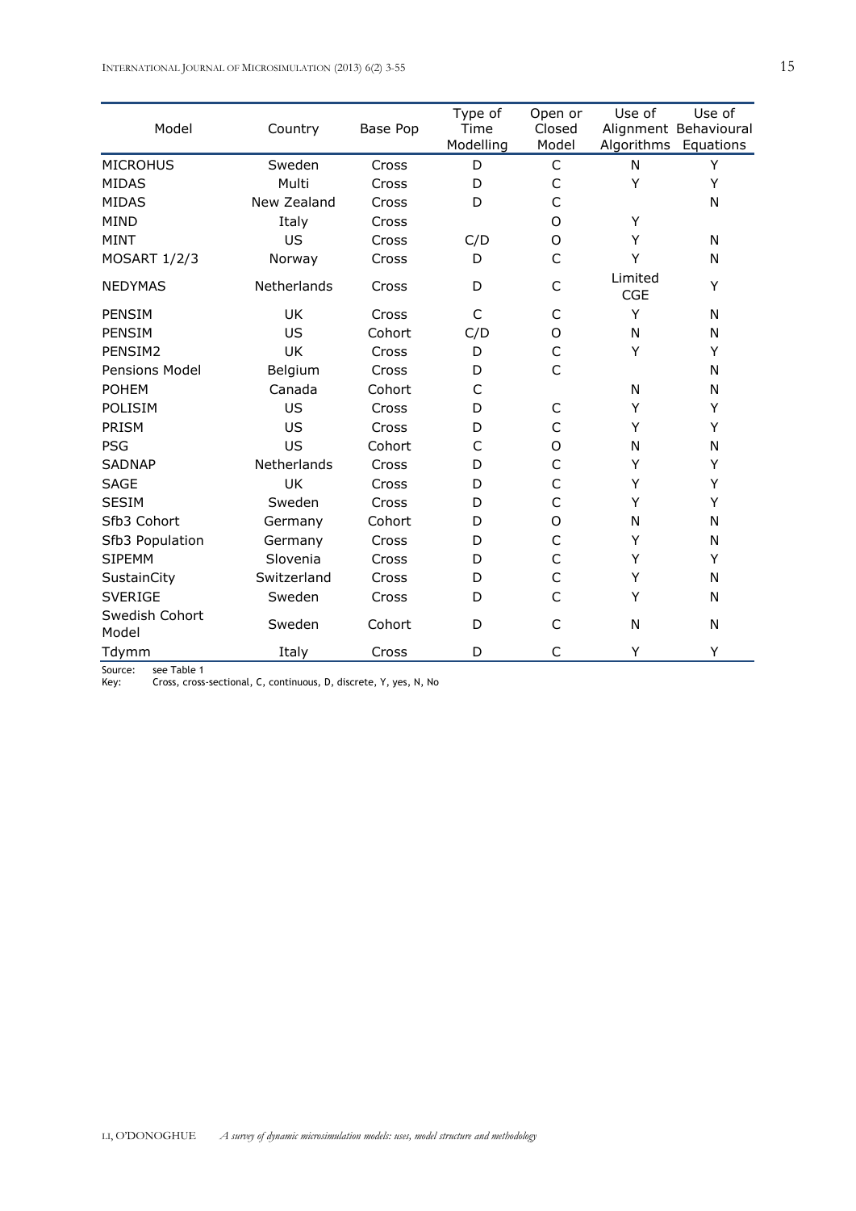| Model | Country | Base Pop | Type of Time Modelling | Open or Closed Model | Use of Alignment Algorithms | Use of Behavioural Equations |
|---|---|---|---|---|---|---|
| MICROHUS | Sweden | Cross | D | C | N | Y |
| MIDAS | Multi | Cross | D | C | Y | Y |
| MIDAS | New Zealand | Cross | D | C | | N |
| MIND | Italy | Cross | | O | Y | |
| MINT | US | Cross | C/D | O | Y | N |
| MOSART 1/2/3 | Norway | Cross | D | C | Y | N |
| NEDYMAS | Netherlands | Cross | D | C | Limited CGE | Y |
| PENSIM | UK | Cross | C | C | Y | N |
| PENSIM | US | Cohort | C/D | O | N | N |
| PENSIM2 | UK | Cross | D | C | Y | Y |
| Pensions Model | Belgium | Cross | D | C | | N |
| POHEM | Canada | Cohort | C | | N | N |
| POLISIM | US | Cross | D | C | Y | Y |
| PRISM | US | Cross | D | C | Y | Y |
| PSG | US | Cohort | C | O | N | N |
| SADNAP | Netherlands | Cross | D | C | Y | Y |
| SAGE | UK | Cross | D | C | Y | Y |
| SESIM | Sweden | Cross | D | C | Y | Y |
| Sfb3 Cohort | Germany | Cohort | D | O | N | N |
| Sfb3 Population | Germany | Cross | D | C | Y | N |
| SIPEMM | Slovenia | Cross | D | C | Y | Y |
| SustainCity | Switzerland | Cross | D | C | Y | N |
| SVERIGE | Sweden | Cross | D | C | Y | N |
| Swedish Cohort Model | Sweden | Cohort | D | C | N | N |
| Tdymm | Italy | Cross | D | C | Y | Y |

Source: see Table 1
Key: Cross, cross-sectional, C, continuous, D, discrete, Y, yes, N, No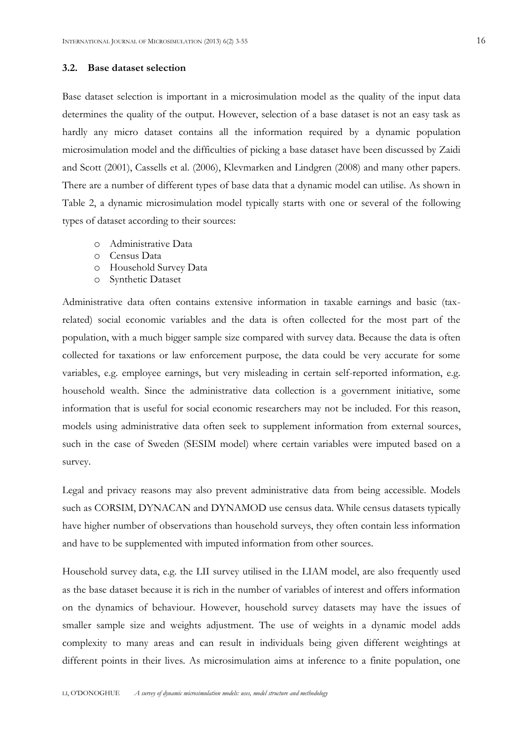### 3.2. Base dataset selection

Base dataset selection is important in a microsimulation model as the quality of the input data determines the quality of the output. However, selection of a base dataset is not an easy task as hardly any micro dataset contains all the information required by a dynamic population microsimulation model and the difficulties of picking a base dataset have been discussed by Zaidi and Scott (2001), Cassells et al. (2006), Klevmarken and Lindgren (2008) and many other papers. There are a number of different types of base data that a dynamic model can utilise. As shown in Table 2, a dynamic microsimulation model typically starts with one or several of the following types of dataset according to their sources:

- Administrative Data
- Census Data
- Household Survey Data
- Synthetic Dataset

Administrative data often contains extensive information in taxable earnings and basic (tax-related) social economic variables and the data is often collected for the most part of the population, with a much bigger sample size compared with survey data. Because the data is often collected for taxations or law enforcement purpose, the data could be very accurate for some variables, e.g. employee earnings, but very misleading in certain self-reported information, e.g. household wealth. Since the administrative data collection is a government initiative, some information that is useful for social economic researchers may not be included. For this reason, models using administrative data often seek to supplement information from external sources, such in the case of Sweden (SESIM model) where certain variables were imputed based on a survey.

Legal and privacy reasons may also prevent administrative data from being accessible. Models such as CORSIM, DYNACAN and DYNAMOD use census data. While census datasets typically have higher number of observations than household surveys, they often contain less information and have to be supplemented with imputed information from other sources.

Household survey data, e.g. the LII survey utilised in the LIAM model, are also frequently used as the base dataset because it is rich in the number of variables of interest and offers information on the dynamics of behaviour. However, household survey datasets may have the issues of smaller sample size and weights adjustment. The use of weights in a dynamic model adds complexity to many areas and can result in individuals being given different weightings at different points in their lives. As microsimulation aims at inference to a finite population, one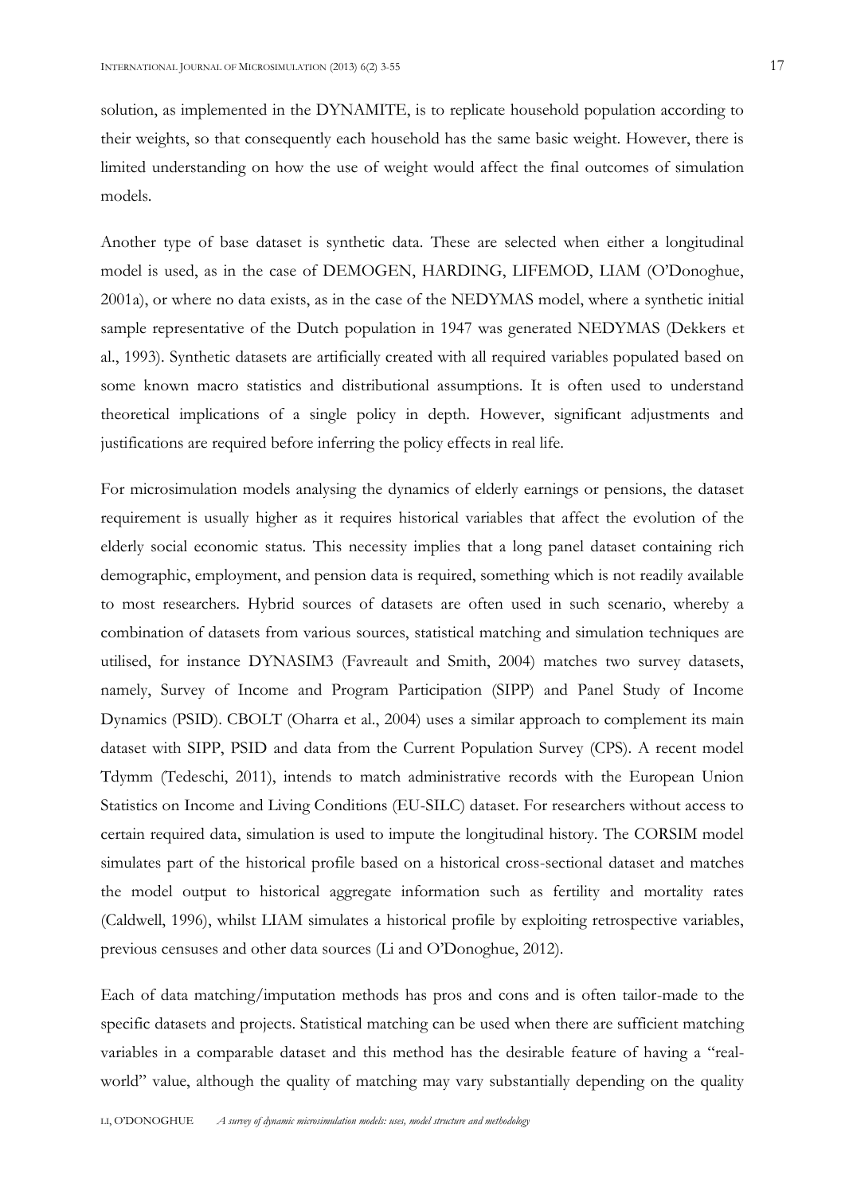solution, as implemented in the DYNAMITE, is to replicate household population according to their weights, so that consequently each household has the same basic weight. However, there is limited understanding on how the use of weight would affect the final outcomes of simulation models.

Another type of base dataset is synthetic data. These are selected when either a longitudinal model is used, as in the case of DEMOGEN, HARDING, LIFEMOD, LIAM (O'Donoghue, 2001a), or where no data exists, as in the case of the NEDYMAS model, where a synthetic initial sample representative of the Dutch population in 1947 was generated NEDYMAS (Dekkers et al., 1993). Synthetic datasets are artificially created with all required variables populated based on some known macro statistics and distributional assumptions. It is often used to understand theoretical implications of a single policy in depth. However, significant adjustments and justifications are required before inferring the policy effects in real life.

For microsimulation models analysing the dynamics of elderly earnings or pensions, the dataset requirement is usually higher as it requires historical variables that affect the evolution of the elderly social economic status. This necessity implies that a long panel dataset containing rich demographic, employment, and pension data is required, something which is not readily available to most researchers. Hybrid sources of datasets are often used in such scenario, whereby a combination of datasets from various sources, statistical matching and simulation techniques are utilised, for instance DYNASIM3 (Favreault and Smith, 2004) matches two survey datasets, namely, Survey of Income and Program Participation (SIPP) and Panel Study of Income Dynamics (PSID). CBOLT (Oharra et al., 2004) uses a similar approach to complement its main dataset with SIPP, PSID and data from the Current Population Survey (CPS). A recent model Tdymm (Tedeschi, 2011), intends to match administrative records with the European Union Statistics on Income and Living Conditions (EU-SILC) dataset. For researchers without access to certain required data, simulation is used to impute the longitudinal history. The CORSIM model simulates part of the historical profile based on a historical cross-sectional dataset and matches the model output to historical aggregate information such as fertility and mortality rates (Caldwell, 1996), whilst LIAM simulates a historical profile by exploiting retrospective variables, previous censuses and other data sources (Li and O'Donoghue, 2012).

Each of data matching/imputation methods has pros and cons and is often tailor-made to the specific datasets and projects. Statistical matching can be used when there are sufficient matching variables in a comparable dataset and this method has the desirable feature of having a "real-world" value, although the quality of matching may vary substantially depending on the quality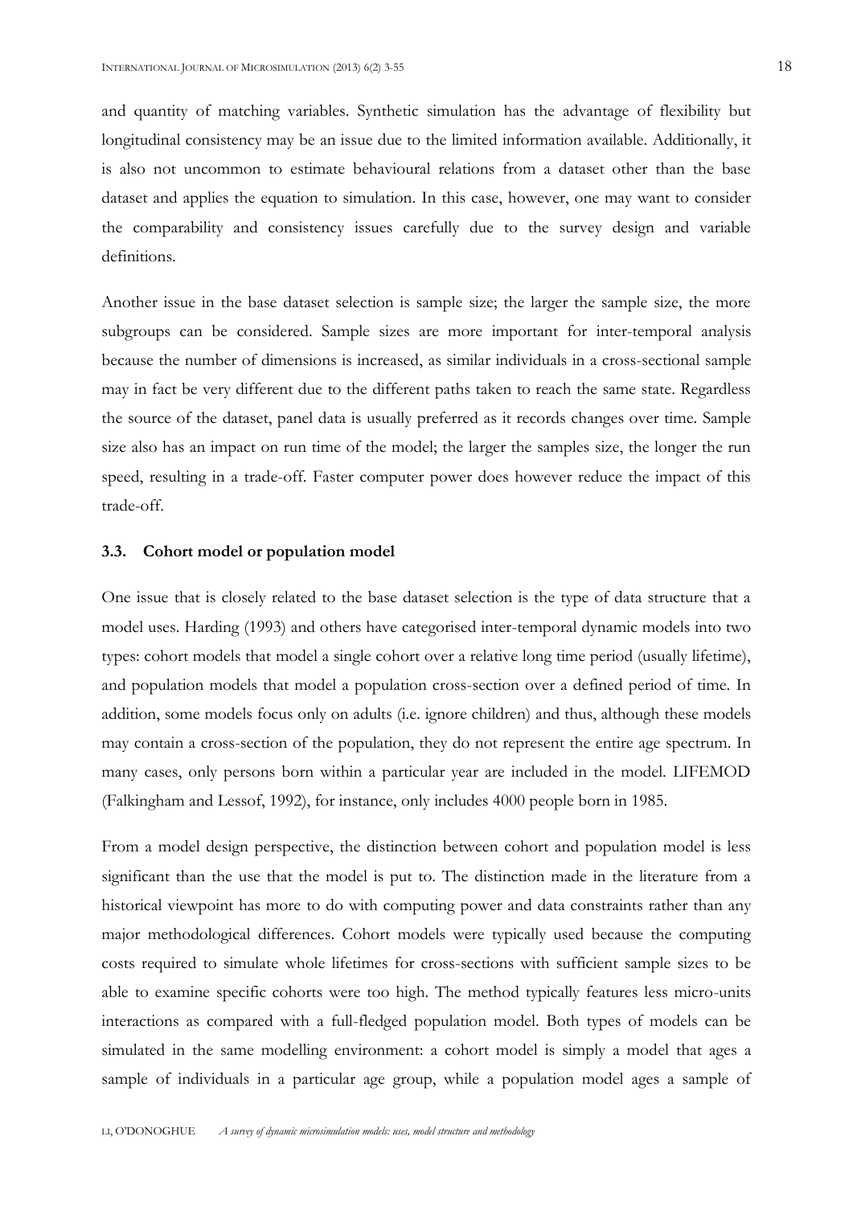and quantity of matching variables. Synthetic simulation has the advantage of flexibility but longitudinal consistency may be an issue due to the limited information available. Additionally, it is also not uncommon to estimate behavioural relations from a dataset other than the base dataset and applies the equation to simulation. In this case, however, one may want to consider the comparability and consistency issues carefully due to the survey design and variable definitions.

Another issue in the base dataset selection is sample size; the larger the sample size, the more subgroups can be considered. Sample sizes are more important for inter-temporal analysis because the number of dimensions is increased, as similar individuals in a cross-sectional sample may in fact be very different due to the different paths taken to reach the same state. Regardless the source of the dataset, panel data is usually preferred as it records changes over time. Sample size also has an impact on run time of the model; the larger the samples size, the longer the run speed, resulting in a trade-off. Faster computer power does however reduce the impact of this trade-off.

### 3.3. Cohort model or population model

One issue that is closely related to the base dataset selection is the type of data structure that a model uses. Harding (1993) and others have categorised inter-temporal dynamic models into two types: cohort models that model a single cohort over a relative long time period (usually lifetime), and population models that model a population cross-section over a defined period of time. In addition, some models focus only on adults (i.e. ignore children) and thus, although these models may contain a cross-section of the population, they do not represent the entire age spectrum. In many cases, only persons born within a particular year are included in the model. LIFEMOD (Falkingham and Lessof, 1992), for instance, only includes 4000 people born in 1985.

From a model design perspective, the distinction between cohort and population model is less significant than the use that the model is put to. The distinction made in the literature from a historical viewpoint has more to do with computing power and data constraints rather than any major methodological differences. Cohort models were typically used because the computing costs required to simulate whole lifetimes for cross-sections with sufficient sample sizes to be able to examine specific cohorts were too high. The method typically features less micro-units interactions as compared with a full-fledged population model. Both types of models can be simulated in the same modelling environment: a cohort model is simply a model that ages a sample of individuals in a particular age group, while a population model ages a sample of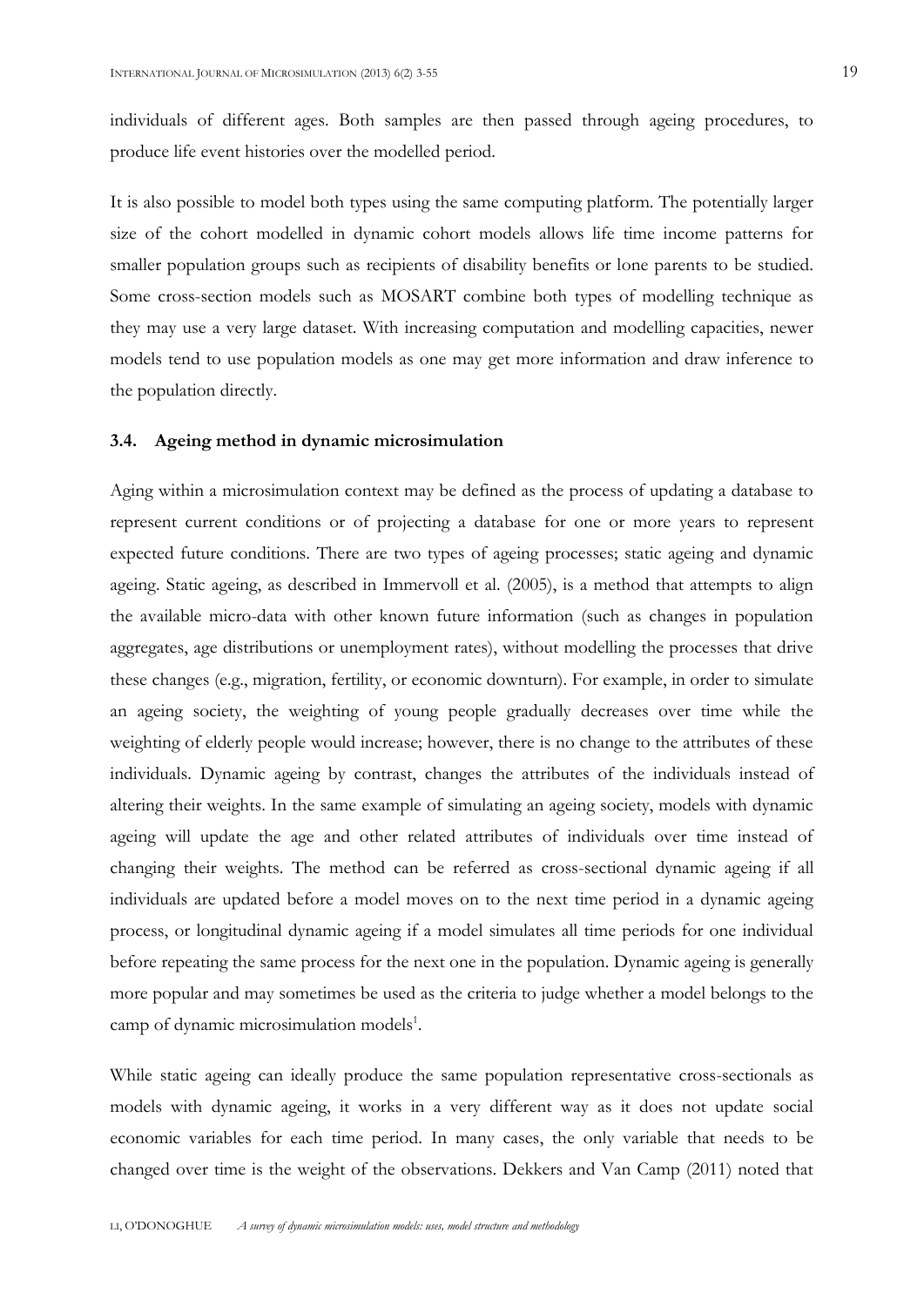individuals of different ages. Both samples are then passed through ageing procedures, to produce life event histories over the modelled period.

It is also possible to model both types using the same computing platform. The potentially larger size of the cohort modelled in dynamic cohort models allows life time income patterns for smaller population groups such as recipients of disability benefits or lone parents to be studied. Some cross-section models such as MOSART combine both types of modelling technique as they may use a very large dataset. With increasing computation and modelling capacities, newer models tend to use population models as one may get more information and draw inference to the population directly.

### 3.4. Ageing method in dynamic microsimulation

Aging within a microsimulation context may be defined as the process of updating a database to represent current conditions or of projecting a database for one or more years to represent expected future conditions. There are two types of ageing processes; static ageing and dynamic ageing. Static ageing, as described in Immervoll et al. (2005), is a method that attempts to align the available micro-data with other known future information (such as changes in population aggregates, age distributions or unemployment rates), without modelling the processes that drive these changes (e.g., migration, fertility, or economic downturn). For example, in order to simulate an ageing society, the weighting of young people gradually decreases over time while the weighting of elderly people would increase; however, there is no change to the attributes of these individuals. Dynamic ageing by contrast, changes the attributes of the individuals instead of altering their weights. In the same example of simulating an ageing society, models with dynamic ageing will update the age and other related attributes of individuals over time instead of changing their weights. The method can be referred as cross-sectional dynamic ageing if all individuals are updated before a model moves on to the next time period in a dynamic ageing process, or longitudinal dynamic ageing if a model simulates all time periods for one individual before repeating the same process for the next one in the population. Dynamic ageing is generally more popular and may sometimes be used as the criteria to judge whether a model belongs to the camp of dynamic microsimulation models[1].

While static ageing can ideally produce the same population representative cross-sectionals as models with dynamic ageing, it works in a very different way as it does not update social economic variables for each time period. In many cases, the only variable that needs to be changed over time is the weight of the observations. Dekkers and Van Camp (2011) noted that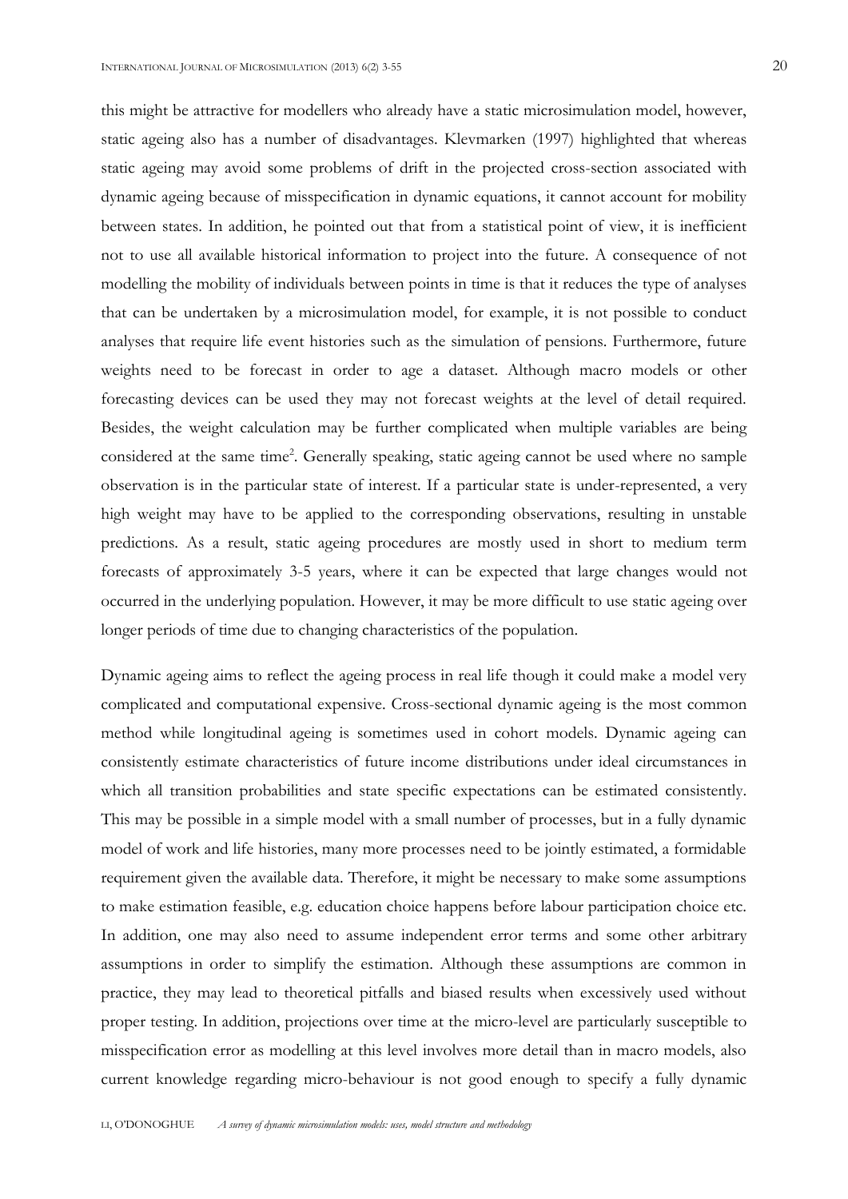this might be attractive for modellers who already have a static microsimulation model, however, static ageing also has a number of disadvantages. Klevmarken (1997) highlighted that whereas static ageing may avoid some problems of drift in the projected cross-section associated with dynamic ageing because of misspecification in dynamic equations, it cannot account for mobility between states. In addition, he pointed out that from a statistical point of view, it is inefficient not to use all available historical information to project into the future. A consequence of not modelling the mobility of individuals between points in time is that it reduces the type of analyses that can be undertaken by a microsimulation model, for example, it is not possible to conduct analyses that require life event histories such as the simulation of pensions. Furthermore, future weights need to be forecast in order to age a dataset. Although macro models or other forecasting devices can be used they may not forecast weights at the level of detail required. Besides, the weight calculation may be further complicated when multiple variables are being considered at the same time[2]. Generally speaking, static ageing cannot be used where no sample observation is in the particular state of interest. If a particular state is under-represented, a very high weight may have to be applied to the corresponding observations, resulting in unstable predictions. As a result, static ageing procedures are mostly used in short to medium term forecasts of approximately 3-5 years, where it can be expected that large changes would not occurred in the underlying population. However, it may be more difficult to use static ageing over longer periods of time due to changing characteristics of the population.

Dynamic ageing aims to reflect the ageing process in real life though it could make a model very complicated and computational expensive. Cross-sectional dynamic ageing is the most common method while longitudinal ageing is sometimes used in cohort models. Dynamic ageing can consistently estimate characteristics of future income distributions under ideal circumstances in which all transition probabilities and state specific expectations can be estimated consistently. This may be possible in a simple model with a small number of processes, but in a fully dynamic model of work and life histories, many more processes need to be jointly estimated, a formidable requirement given the available data. Therefore, it might be necessary to make some assumptions to make estimation feasible, e.g. education choice happens before labour participation choice etc. In addition, one may also need to assume independent error terms and some other arbitrary assumptions in order to simplify the estimation. Although these assumptions are common in practice, they may lead to theoretical pitfalls and biased results when excessively used without proper testing. In addition, projections over time at the micro-level are particularly susceptible to misspecification error as modelling at this level involves more detail than in macro models, also current knowledge regarding micro-behaviour is not good enough to specify a fully dynamic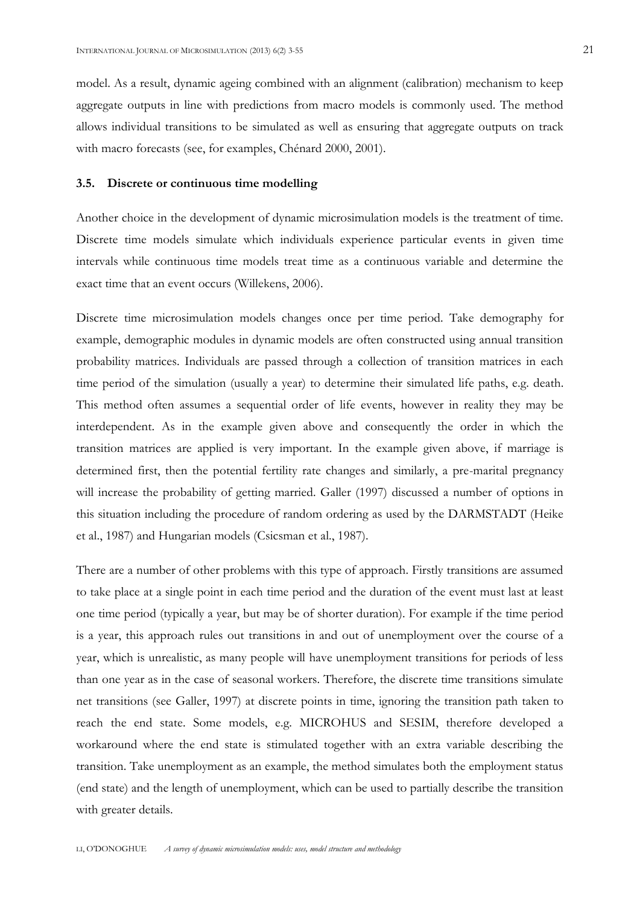model. As a result, dynamic ageing combined with an alignment (calibration) mechanism to keep aggregate outputs in line with predictions from macro models is commonly used. The method allows individual transitions to be simulated as well as ensuring that aggregate outputs on track with macro forecasts (see, for examples, Chénard 2000, 2001).

### 3.5. Discrete or continuous time modelling

Another choice in the development of dynamic microsimulation models is the treatment of time. Discrete time models simulate which individuals experience particular events in given time intervals while continuous time models treat time as a continuous variable and determine the exact time that an event occurs (Willekens, 2006).

Discrete time microsimulation models changes once per time period. Take demography for example, demographic modules in dynamic models are often constructed using annual transition probability matrices. Individuals are passed through a collection of transition matrices in each time period of the simulation (usually a year) to determine their simulated life paths, e.g. death. This method often assumes a sequential order of life events, however in reality they may be interdependent. As in the example given above and consequently the order in which the transition matrices are applied is very important. In the example given above, if marriage is determined first, then the potential fertility rate changes and similarly, a pre-marital pregnancy will increase the probability of getting married. Galler (1997) discussed a number of options in this situation including the procedure of random ordering as used by the DARMSTADT (Heike et al., 1987) and Hungarian models (Csicsman et al., 1987).

There are a number of other problems with this type of approach. Firstly transitions are assumed to take place at a single point in each time period and the duration of the event must last at least one time period (typically a year, but may be of shorter duration). For example if the time period is a year, this approach rules out transitions in and out of unemployment over the course of a year, which is unrealistic, as many people will have unemployment transitions for periods of less than one year as in the case of seasonal workers. Therefore, the discrete time transitions simulate net transitions (see Galler, 1997) at discrete points in time, ignoring the transition path taken to reach the end state. Some models, e.g. MICROHUS and SESIM, therefore developed a workaround where the end state is stimulated together with an extra variable describing the transition. Take unemployment as an example, the method simulates both the employment status (end state) and the length of unemployment, which can be used to partially describe the transition with greater details.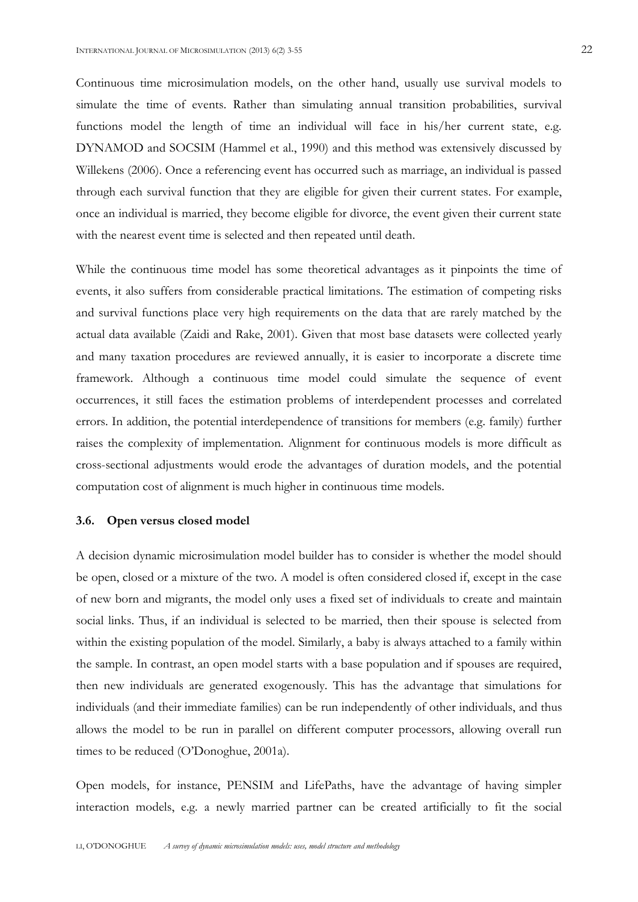Continuous time microsimulation models, on the other hand, usually use survival models to simulate the time of events. Rather than simulating annual transition probabilities, survival functions model the length of time an individual will face in his/her current state, e.g. DYNAMOD and SOCSIM (Hammel et al., 1990) and this method was extensively discussed by Willekens (2006). Once a referencing event has occurred such as marriage, an individual is passed through each survival function that they are eligible for given their current states. For example, once an individual is married, they become eligible for divorce, the event given their current state with the nearest event time is selected and then repeated until death.

While the continuous time model has some theoretical advantages as it pinpoints the time of events, it also suffers from considerable practical limitations. The estimation of competing risks and survival functions place very high requirements on the data that are rarely matched by the actual data available (Zaidi and Rake, 2001). Given that most base datasets were collected yearly and many taxation procedures are reviewed annually, it is easier to incorporate a discrete time framework. Although a continuous time model could simulate the sequence of event occurrences, it still faces the estimation problems of interdependent processes and correlated errors. In addition, the potential interdependence of transitions for members (e.g. family) further raises the complexity of implementation. Alignment for continuous models is more difficult as cross-sectional adjustments would erode the advantages of duration models, and the potential computation cost of alignment is much higher in continuous time models.

### 3.6. Open versus closed model

A decision dynamic microsimulation model builder has to consider is whether the model should be open, closed or a mixture of the two. A model is often considered closed if, except in the case of new born and migrants, the model only uses a fixed set of individuals to create and maintain social links. Thus, if an individual is selected to be married, then their spouse is selected from within the existing population of the model. Similarly, a baby is always attached to a family within the sample. In contrast, an open model starts with a base population and if spouses are required, then new individuals are generated exogenously. This has the advantage that simulations for individuals (and their immediate families) can be run independently of other individuals, and thus allows the model to be run in parallel on different computer processors, allowing overall run times to be reduced (O'Donoghue, 2001a).

Open models, for instance, PENSIM and LifePaths, have the advantage of having simpler interaction models, e.g. a newly married partner can be created artificially to fit the social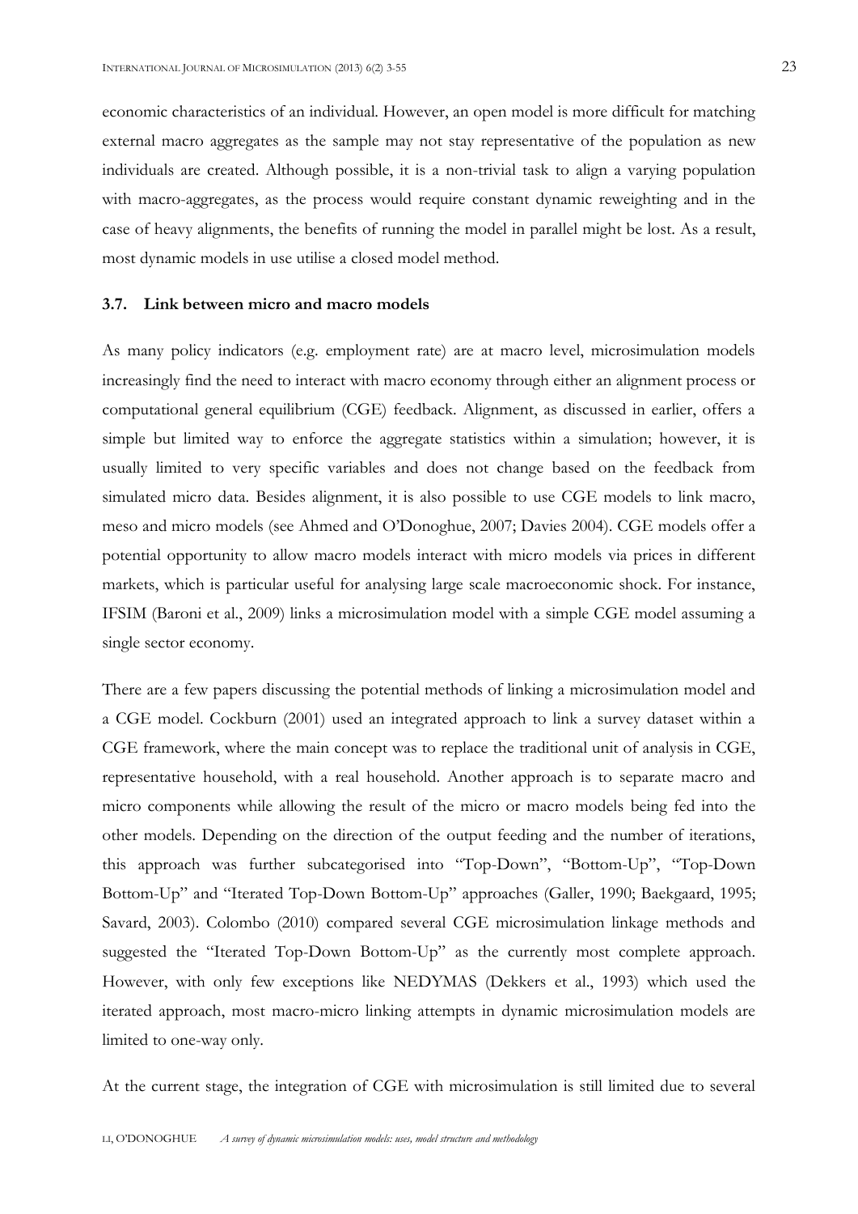economic characteristics of an individual. However, an open model is more difficult for matching external macro aggregates as the sample may not stay representative of the population as new individuals are created. Although possible, it is a non-trivial task to align a varying population with macro-aggregates, as the process would require constant dynamic reweighting and in the case of heavy alignments, the benefits of running the model in parallel might be lost. As a result, most dynamic models in use utilise a closed model method.

### 3.7. Link between micro and macro models

As many policy indicators (e.g. employment rate) are at macro level, microsimulation models increasingly find the need to interact with macro economy through either an alignment process or computational general equilibrium (CGE) feedback. Alignment, as discussed in earlier, offers a simple but limited way to enforce the aggregate statistics within a simulation; however, it is usually limited to very specific variables and does not change based on the feedback from simulated micro data. Besides alignment, it is also possible to use CGE models to link macro, meso and micro models (see Ahmed and O'Donoghue, 2007; Davies 2004). CGE models offer a potential opportunity to allow macro models interact with micro models via prices in different markets, which is particular useful for analysing large scale macroeconomic shock. For instance, IFSIM (Baroni et al., 2009) links a microsimulation model with a simple CGE model assuming a single sector economy.

There are a few papers discussing the potential methods of linking a microsimulation model and a CGE model. Cockburn (2001) used an integrated approach to link a survey dataset within a CGE framework, where the main concept was to replace the traditional unit of analysis in CGE, representative household, with a real household. Another approach is to separate macro and micro components while allowing the result of the micro or macro models being fed into the other models. Depending on the direction of the output feeding and the number of iterations, this approach was further subcategorised into "Top-Down", "Bottom-Up", "Top-Down Bottom-Up" and "Iterated Top-Down Bottom-Up" approaches (Galler, 1990; Baekgaard, 1995; Savard, 2003). Colombo (2010) compared several CGE microsimulation linkage methods and suggested the "Iterated Top-Down Bottom-Up" as the currently most complete approach. However, with only few exceptions like NEDYMAS (Dekkers et al., 1993) which used the iterated approach, most macro-micro linking attempts in dynamic microsimulation models are limited to one-way only.

At the current stage, the integration of CGE with microsimulation is still limited due to several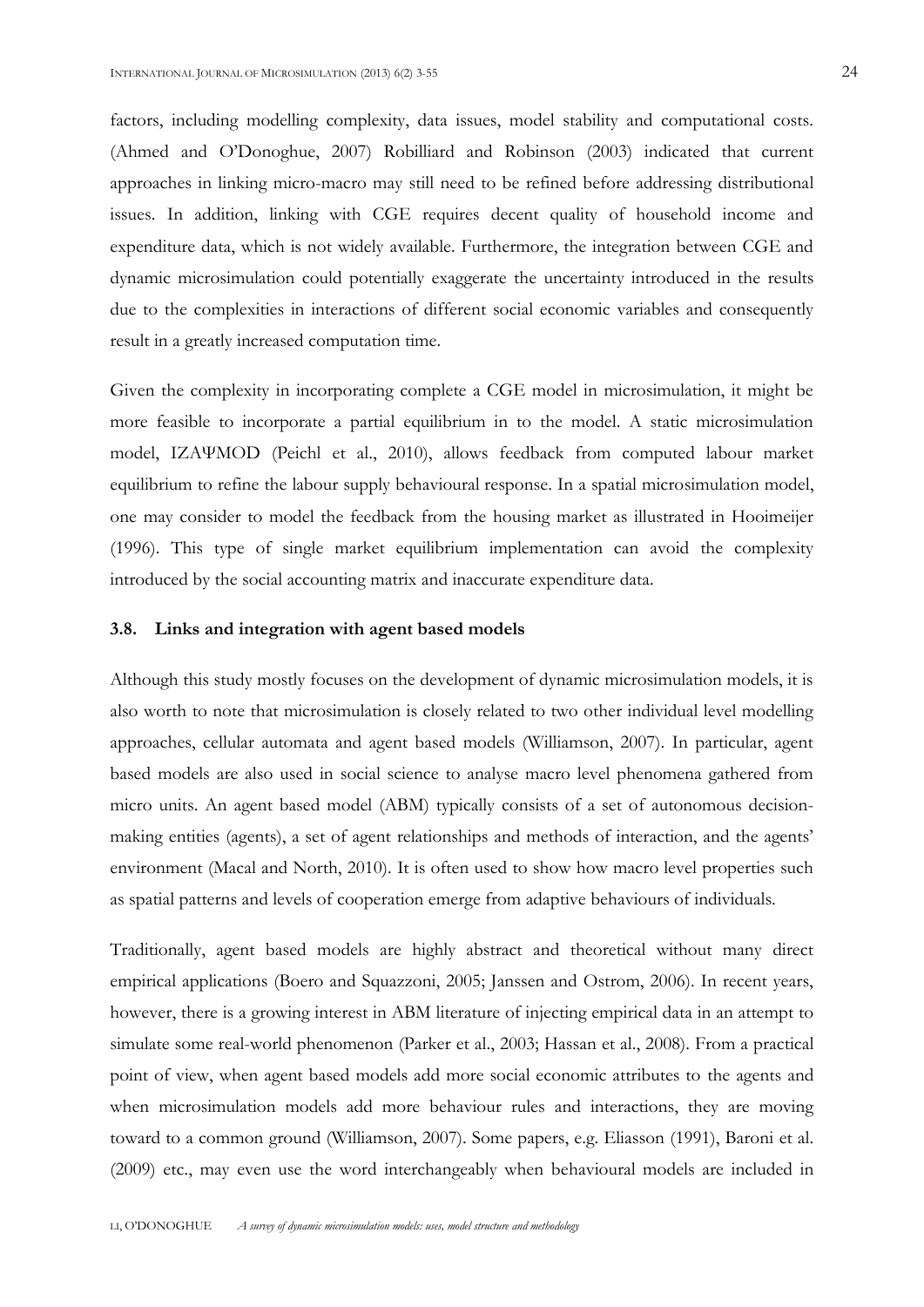factors, including modelling complexity, data issues, model stability and computational costs. (Ahmed and O'Donoghue, 2007) Robilliard and Robinson (2003) indicated that current approaches in linking micro-macro may still need to be refined before addressing distributional issues. In addition, linking with CGE requires decent quality of household income and expenditure data, which is not widely available. Furthermore, the integration between CGE and dynamic microsimulation could potentially exaggerate the uncertainty introduced in the results due to the complexities in interactions of different social economic variables and consequently result in a greatly increased computation time.

Given the complexity in incorporating complete a CGE model in microsimulation, it might be more feasible to incorporate a partial equilibrium in to the model. A static microsimulation model, IZAΨMOD (Peichl et al., 2010), allows feedback from computed labour market equilibrium to refine the labour supply behavioural response. In a spatial microsimulation model, one may consider to model the feedback from the housing market as illustrated in Hooimeijer (1996). This type of single market equilibrium implementation can avoid the complexity introduced by the social accounting matrix and inaccurate expenditure data.

### 3.8. Links and integration with agent based models

Although this study mostly focuses on the development of dynamic microsimulation models, it is also worth to note that microsimulation is closely related to two other individual level modelling approaches, cellular automata and agent based models (Williamson, 2007). In particular, agent based models are also used in social science to analyse macro level phenomena gathered from micro units. An agent based model (ABM) typically consists of a set of autonomous decision-making entities (agents), a set of agent relationships and methods of interaction, and the agents' environment (Macal and North, 2010). It is often used to show how macro level properties such as spatial patterns and levels of cooperation emerge from adaptive behaviours of individuals.

Traditionally, agent based models are highly abstract and theoretical without many direct empirical applications (Boero and Squazzoni, 2005; Janssen and Ostrom, 2006). In recent years, however, there is a growing interest in ABM literature of injecting empirical data in an attempt to simulate some real-world phenomenon (Parker et al., 2003; Hassan et al., 2008). From a practical point of view, when agent based models add more social economic attributes to the agents and when microsimulation models add more behaviour rules and interactions, they are moving toward to a common ground (Williamson, 2007). Some papers, e.g. Eliasson (1991), Baroni et al. (2009) etc., may even use the word interchangeably when behavioural models are included in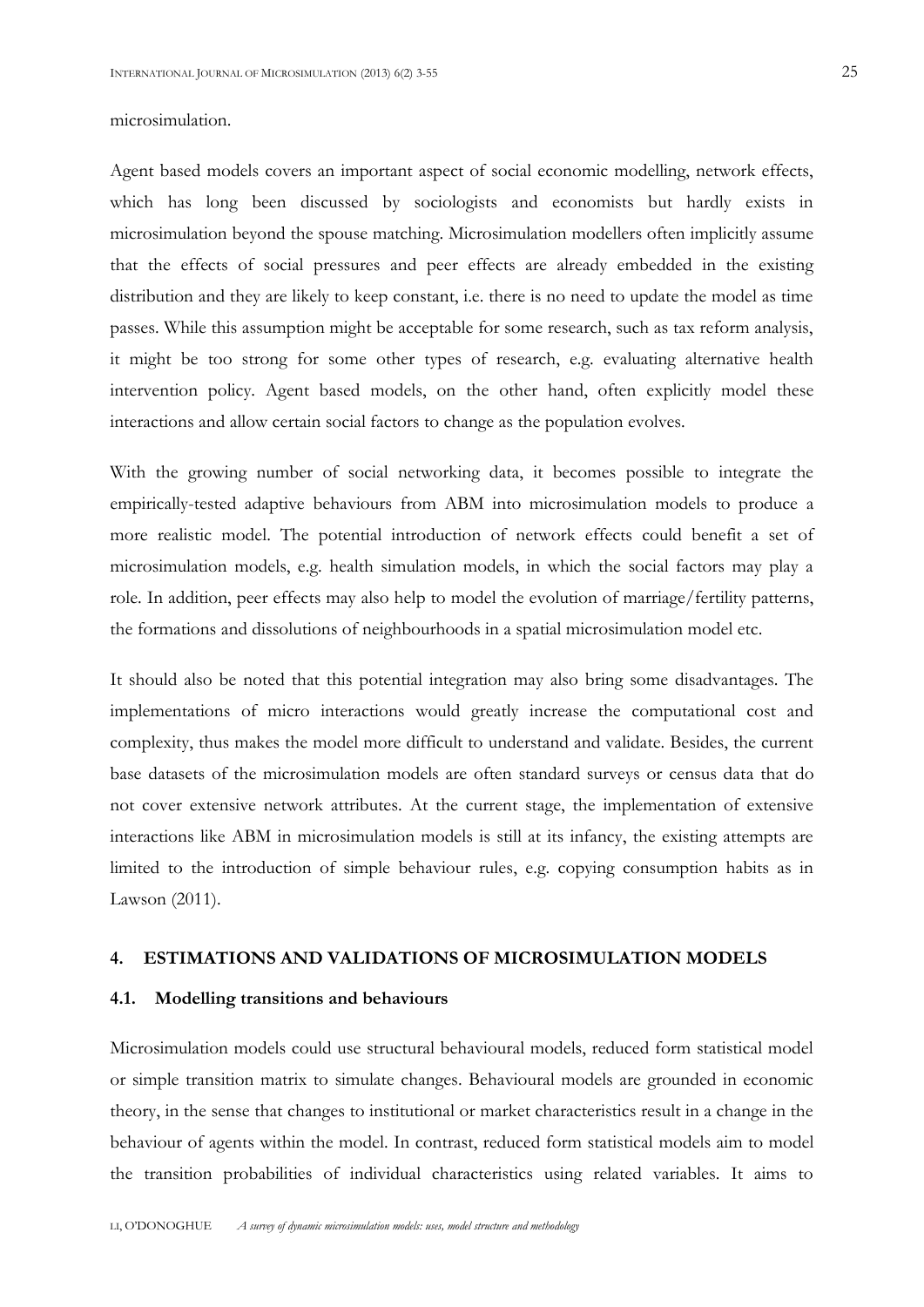microsimulation.

Agent based models covers an important aspect of social economic modelling, network effects, which has long been discussed by sociologists and economists but hardly exists in microsimulation beyond the spouse matching. Microsimulation modellers often implicitly assume that the effects of social pressures and peer effects are already embedded in the existing distribution and they are likely to keep constant, i.e. there is no need to update the model as time passes. While this assumption might be acceptable for some research, such as tax reform analysis, it might be too strong for some other types of research, e.g. evaluating alternative health intervention policy. Agent based models, on the other hand, often explicitly model these interactions and allow certain social factors to change as the population evolves.

With the growing number of social networking data, it becomes possible to integrate the empirically-tested adaptive behaviours from ABM into microsimulation models to produce a more realistic model. The potential introduction of network effects could benefit a set of microsimulation models, e.g. health simulation models, in which the social factors may play a role. In addition, peer effects may also help to model the evolution of marriage/fertility patterns, the formations and dissolutions of neighbourhoods in a spatial microsimulation model etc.

It should also be noted that this potential integration may also bring some disadvantages. The implementations of micro interactions would greatly increase the computational cost and complexity, thus makes the model more difficult to understand and validate. Besides, the current base datasets of the microsimulation models are often standard surveys or census data that do not cover extensive network attributes. At the current stage, the implementation of extensive interactions like ABM in microsimulation models is still at its infancy, the existing attempts are limited to the introduction of simple behaviour rules, e.g. copying consumption habits as in Lawson (2011).

## 4. ESTIMATIONS AND VALIDATIONS OF MICROSIMULATION MODELS

### 4.1. Modelling transitions and behaviours

Microsimulation models could use structural behavioural models, reduced form statistical model or simple transition matrix to simulate changes. Behavioural models are grounded in economic theory, in the sense that changes to institutional or market characteristics result in a change in the behaviour of agents within the model. In contrast, reduced form statistical models aim to model the transition probabilities of individual characteristics using related variables. It aims to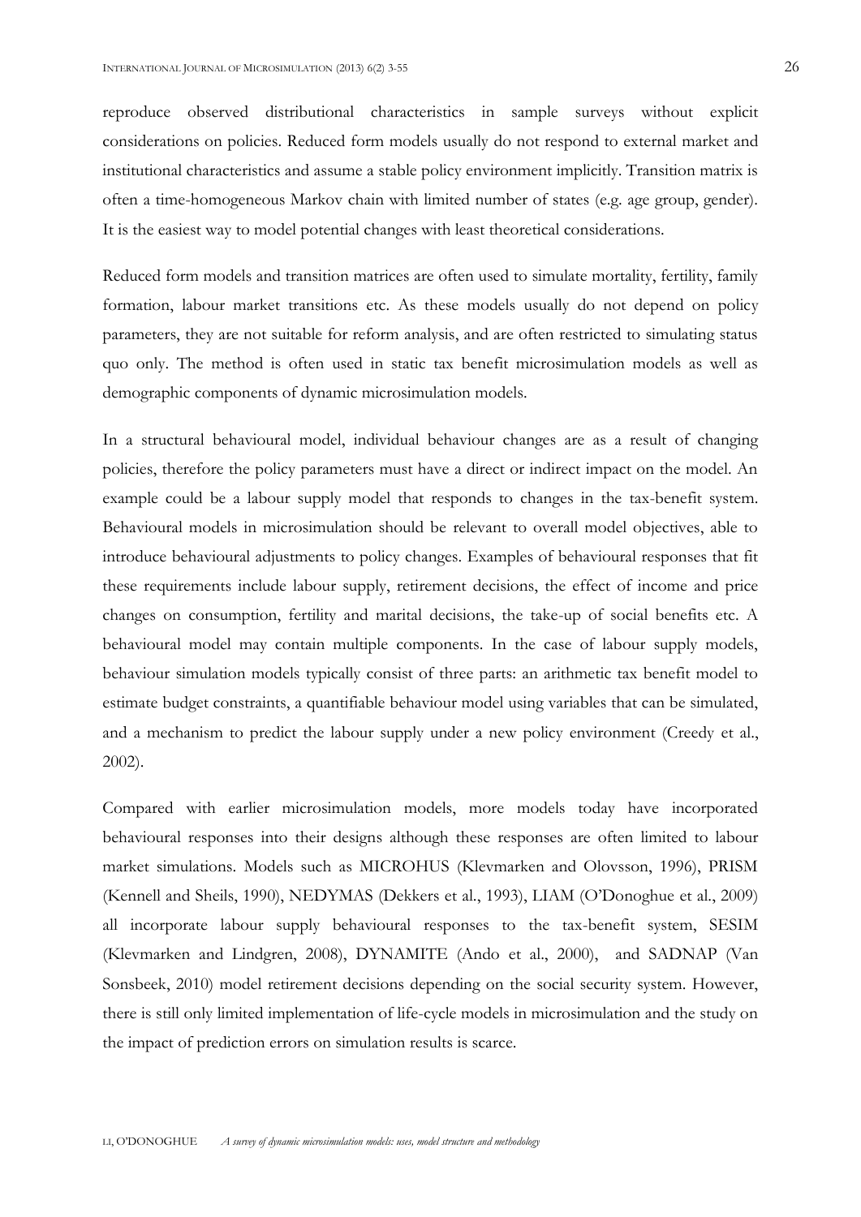reproduce observed distributional characteristics in sample surveys without explicit considerations on policies. Reduced form models usually do not respond to external market and institutional characteristics and assume a stable policy environment implicitly. Transition matrix is often a time-homogeneous Markov chain with limited number of states (e.g. age group, gender). It is the easiest way to model potential changes with least theoretical considerations.

Reduced form models and transition matrices are often used to simulate mortality, fertility, family formation, labour market transitions etc. As these models usually do not depend on policy parameters, they are not suitable for reform analysis, and are often restricted to simulating status quo only. The method is often used in static tax benefit microsimulation models as well as demographic components of dynamic microsimulation models.

In a structural behavioural model, individual behaviour changes are as a result of changing policies, therefore the policy parameters must have a direct or indirect impact on the model. An example could be a labour supply model that responds to changes in the tax-benefit system. Behavioural models in microsimulation should be relevant to overall model objectives, able to introduce behavioural adjustments to policy changes. Examples of behavioural responses that fit these requirements include labour supply, retirement decisions, the effect of income and price changes on consumption, fertility and marital decisions, the take-up of social benefits etc. A behavioural model may contain multiple components. In the case of labour supply models, behaviour simulation models typically consist of three parts: an arithmetic tax benefit model to estimate budget constraints, a quantifiable behaviour model using variables that can be simulated, and a mechanism to predict the labour supply under a new policy environment (Creedy et al., 2002).

Compared with earlier microsimulation models, more models today have incorporated behavioural responses into their designs although these responses are often limited to labour market simulations. Models such as MICROHUS (Klevmarken and Olovsson, 1996), PRISM (Kennell and Sheils, 1990), NEDYMAS (Dekkers et al., 1993), LIAM (O'Donoghue et al., 2009) all incorporate labour supply behavioural responses to the tax-benefit system, SESIM (Klevmarken and Lindgren, 2008), DYNAMITE (Ando et al., 2000), and SADNAP (Van Sonsbeek, 2010) model retirement decisions depending on the social security system. However, there is still only limited implementation of life-cycle models in microsimulation and the study on the impact of prediction errors on simulation results is scarce.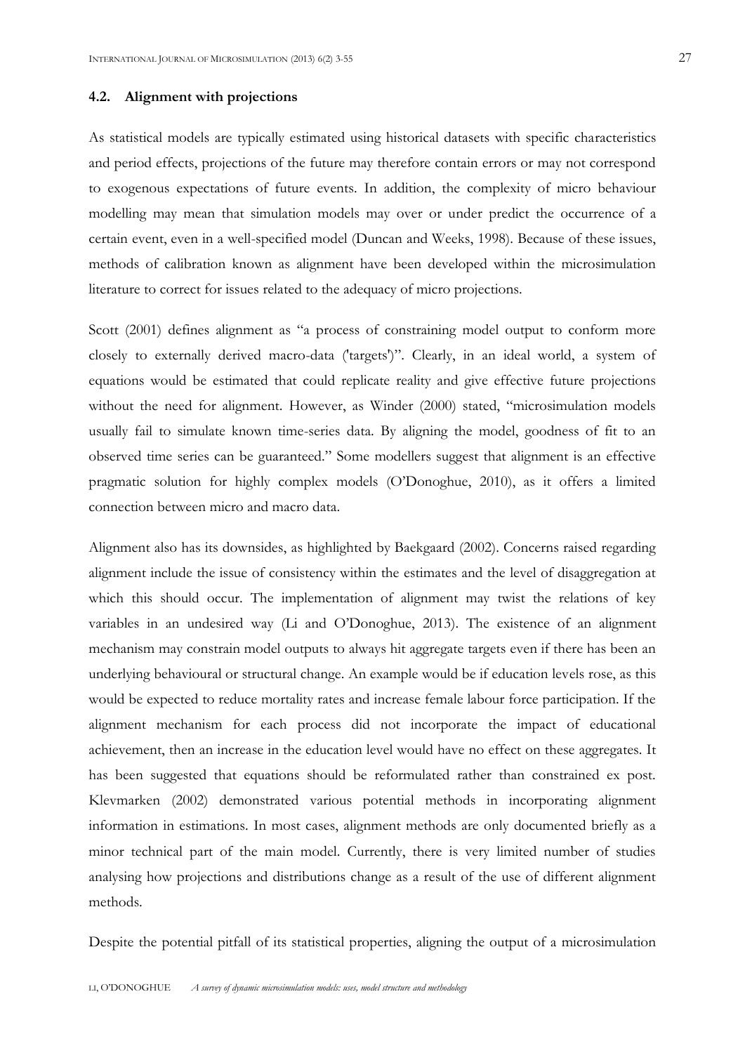### 4.2. Alignment with projections

As statistical models are typically estimated using historical datasets with specific characteristics and period effects, projections of the future may therefore contain errors or may not correspond to exogenous expectations of future events. In addition, the complexity of micro behaviour modelling may mean that simulation models may over or under predict the occurrence of a certain event, even in a well-specified model (Duncan and Weeks, 1998). Because of these issues, methods of calibration known as alignment have been developed within the microsimulation literature to correct for issues related to the adequacy of micro projections.

Scott (2001) defines alignment as "a process of constraining model output to conform more closely to externally derived macro-data ('targets')". Clearly, in an ideal world, a system of equations would be estimated that could replicate reality and give effective future projections without the need for alignment. However, as Winder (2000) stated, "microsimulation models usually fail to simulate known time-series data. By aligning the model, goodness of fit to an observed time series can be guaranteed." Some modellers suggest that alignment is an effective pragmatic solution for highly complex models (O'Donoghue, 2010), as it offers a limited connection between micro and macro data.

Alignment also has its downsides, as highlighted by Baekgaard (2002). Concerns raised regarding alignment include the issue of consistency within the estimates and the level of disaggregation at which this should occur. The implementation of alignment may twist the relations of key variables in an undesired way (Li and O'Donoghue, 2013). The existence of an alignment mechanism may constrain model outputs to always hit aggregate targets even if there has been an underlying behavioural or structural change. An example would be if education levels rose, as this would be expected to reduce mortality rates and increase female labour force participation. If the alignment mechanism for each process did not incorporate the impact of educational achievement, then an increase in the education level would have no effect on these aggregates. It has been suggested that equations should be reformulated rather than constrained ex post. Klevmarken (2002) demonstrated various potential methods in incorporating alignment information in estimations. In most cases, alignment methods are only documented briefly as a minor technical part of the main model. Currently, there is very limited number of studies analysing how projections and distributions change as a result of the use of different alignment methods.

Despite the potential pitfall of its statistical properties, aligning the output of a microsimulation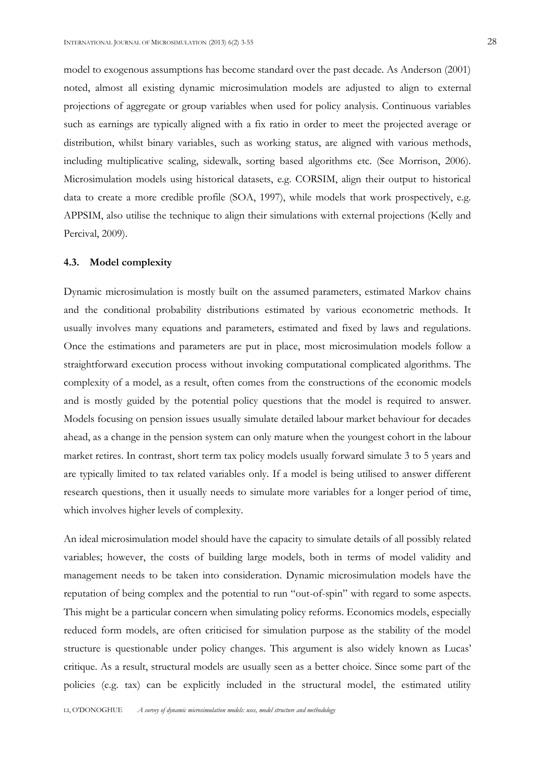model to exogenous assumptions has become standard over the past decade. As Anderson (2001) noted, almost all existing dynamic microsimulation models are adjusted to align to external projections of aggregate or group variables when used for policy analysis. Continuous variables such as earnings are typically aligned with a fix ratio in order to meet the projected average or distribution, whilst binary variables, such as working status, are aligned with various methods, including multiplicative scaling, sidewalk, sorting based algorithms etc. (See Morrison, 2006). Microsimulation models using historical datasets, e.g. CORSIM, align their output to historical data to create a more credible profile (SOA, 1997), while models that work prospectively, e.g. APPSIM, also utilise the technique to align their simulations with external projections (Kelly and Percival, 2009).

### 4.3. Model complexity

Dynamic microsimulation is mostly built on the assumed parameters, estimated Markov chains and the conditional probability distributions estimated by various econometric methods. It usually involves many equations and parameters, estimated and fixed by laws and regulations. Once the estimations and parameters are put in place, most microsimulation models follow a straightforward execution process without invoking computational complicated algorithms. The complexity of a model, as a result, often comes from the constructions of the economic models and is mostly guided by the potential policy questions that the model is required to answer. Models focusing on pension issues usually simulate detailed labour market behaviour for decades ahead, as a change in the pension system can only mature when the youngest cohort in the labour market retires. In contrast, short term tax policy models usually forward simulate 3 to 5 years and are typically limited to tax related variables only. If a model is being utilised to answer different research questions, then it usually needs to simulate more variables for a longer period of time, which involves higher levels of complexity.

An ideal microsimulation model should have the capacity to simulate details of all possibly related variables; however, the costs of building large models, both in terms of model validity and management needs to be taken into consideration. Dynamic microsimulation models have the reputation of being complex and the potential to run "out-of-spin" with regard to some aspects. This might be a particular concern when simulating policy reforms. Economics models, especially reduced form models, are often criticised for simulation purpose as the stability of the model structure is questionable under policy changes. This argument is also widely known as Lucas' critique. As a result, structural models are usually seen as a better choice. Since some part of the policies (e.g. tax) can be explicitly included in the structural model, the estimated utility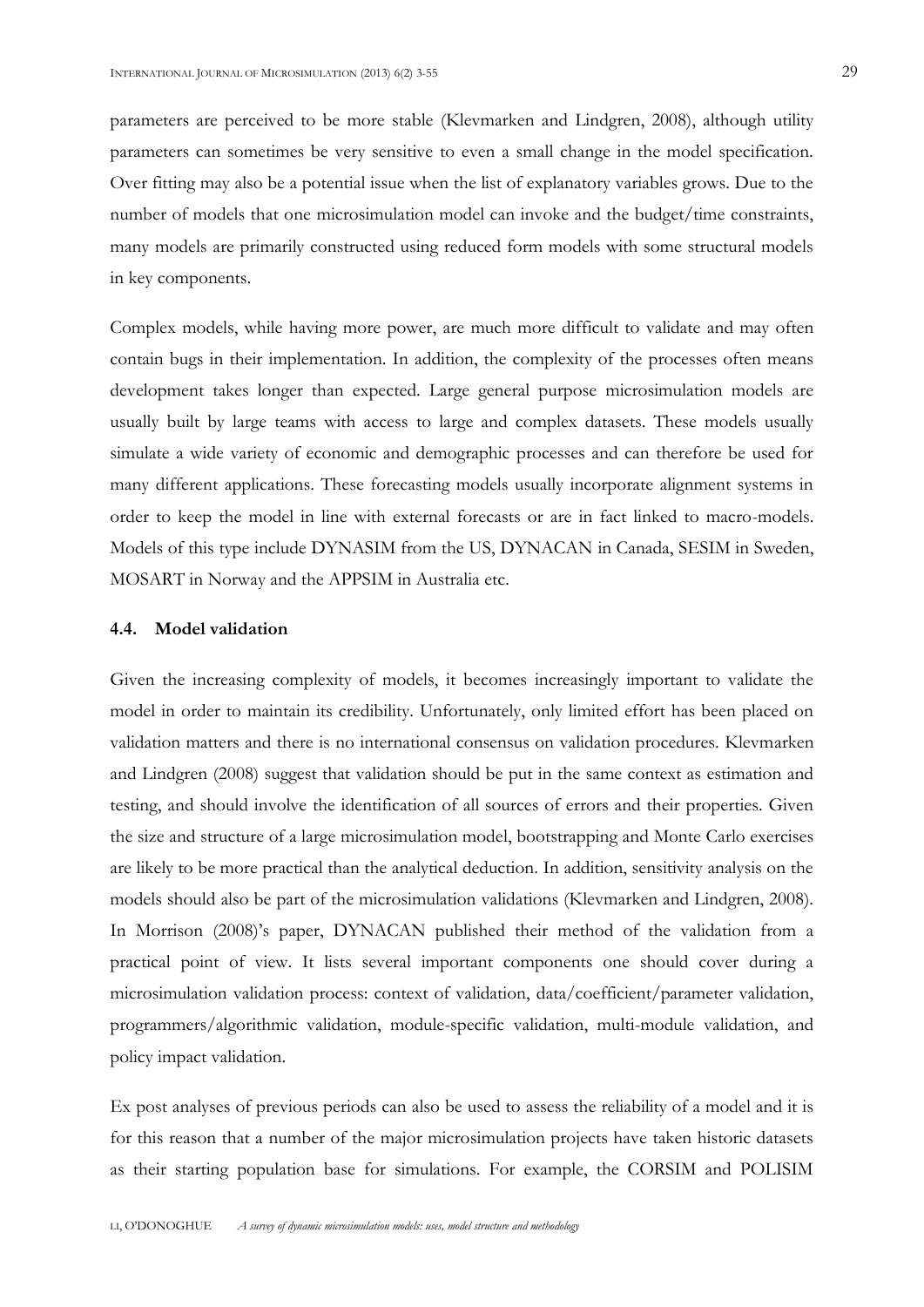parameters are perceived to be more stable (Klevmarken and Lindgren, 2008), although utility parameters can sometimes be very sensitive to even a small change in the model specification. Over fitting may also be a potential issue when the list of explanatory variables grows. Due to the number of models that one microsimulation model can invoke and the budget/time constraints, many models are primarily constructed using reduced form models with some structural models in key components.

Complex models, while having more power, are much more difficult to validate and may often contain bugs in their implementation. In addition, the complexity of the processes often means development takes longer than expected. Large general purpose microsimulation models are usually built by large teams with access to large and complex datasets. These models usually simulate a wide variety of economic and demographic processes and can therefore be used for many different applications. These forecasting models usually incorporate alignment systems in order to keep the model in line with external forecasts or are in fact linked to macro-models. Models of this type include DYNASIM from the US, DYNACAN in Canada, SESIM in Sweden, MOSART in Norway and the APPSIM in Australia etc.

### 4.4. Model validation

Given the increasing complexity of models, it becomes increasingly important to validate the model in order to maintain its credibility. Unfortunately, only limited effort has been placed on validation matters and there is no international consensus on validation procedures. Klevmarken and Lindgren (2008) suggest that validation should be put in the same context as estimation and testing, and should involve the identification of all sources of errors and their properties. Given the size and structure of a large microsimulation model, bootstrapping and Monte Carlo exercises are likely to be more practical than the analytical deduction. In addition, sensitivity analysis on the models should also be part of the microsimulation validations (Klevmarken and Lindgren, 2008). In Morrison (2008)'s paper, DYNACAN published their method of the validation from a practical point of view. It lists several important components one should cover during a microsimulation validation process: context of validation, data/coefficient/parameter validation, programmers/algorithmic validation, module-specific validation, multi-module validation, and policy impact validation.

Ex post analyses of previous periods can also be used to assess the reliability of a model and it is for this reason that a number of the major microsimulation projects have taken historic datasets as their starting population base for simulations. For example, the CORSIM and POLISIM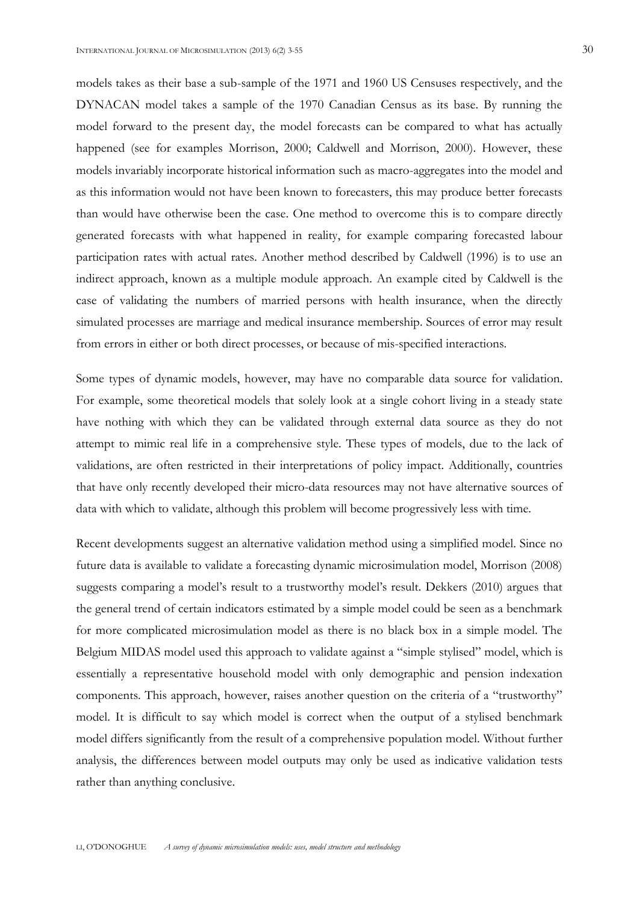models takes as their base a sub-sample of the 1971 and 1960 US Censuses respectively, and the DYNACAN model takes a sample of the 1970 Canadian Census as its base. By running the model forward to the present day, the model forecasts can be compared to what has actually happened (see for examples Morrison, 2000; Caldwell and Morrison, 2000). However, these models invariably incorporate historical information such as macro-aggregates into the model and as this information would not have been known to forecasters, this may produce better forecasts than would have otherwise been the case. One method to overcome this is to compare directly generated forecasts with what happened in reality, for example comparing forecasted labour participation rates with actual rates. Another method described by Caldwell (1996) is to use an indirect approach, known as a multiple module approach. An example cited by Caldwell is the case of validating the numbers of married persons with health insurance, when the directly simulated processes are marriage and medical insurance membership. Sources of error may result from errors in either or both direct processes, or because of mis-specified interactions.

Some types of dynamic models, however, may have no comparable data source for validation. For example, some theoretical models that solely look at a single cohort living in a steady state have nothing with which they can be validated through external data source as they do not attempt to mimic real life in a comprehensive style. These types of models, due to the lack of validations, are often restricted in their interpretations of policy impact. Additionally, countries that have only recently developed their micro-data resources may not have alternative sources of data with which to validate, although this problem will become progressively less with time.

Recent developments suggest an alternative validation method using a simplified model. Since no future data is available to validate a forecasting dynamic microsimulation model, Morrison (2008) suggests comparing a model's result to a trustworthy model's result. Dekkers (2010) argues that the general trend of certain indicators estimated by a simple model could be seen as a benchmark for more complicated microsimulation model as there is no black box in a simple model. The Belgium MIDAS model used this approach to validate against a "simple stylised" model, which is essentially a representative household model with only demographic and pension indexation components. This approach, however, raises another question on the criteria of a "trustworthy" model. It is difficult to say which model is correct when the output of a stylised benchmark model differs significantly from the result of a comprehensive population model. Without further analysis, the differences between model outputs may only be used as indicative validation tests rather than anything conclusive.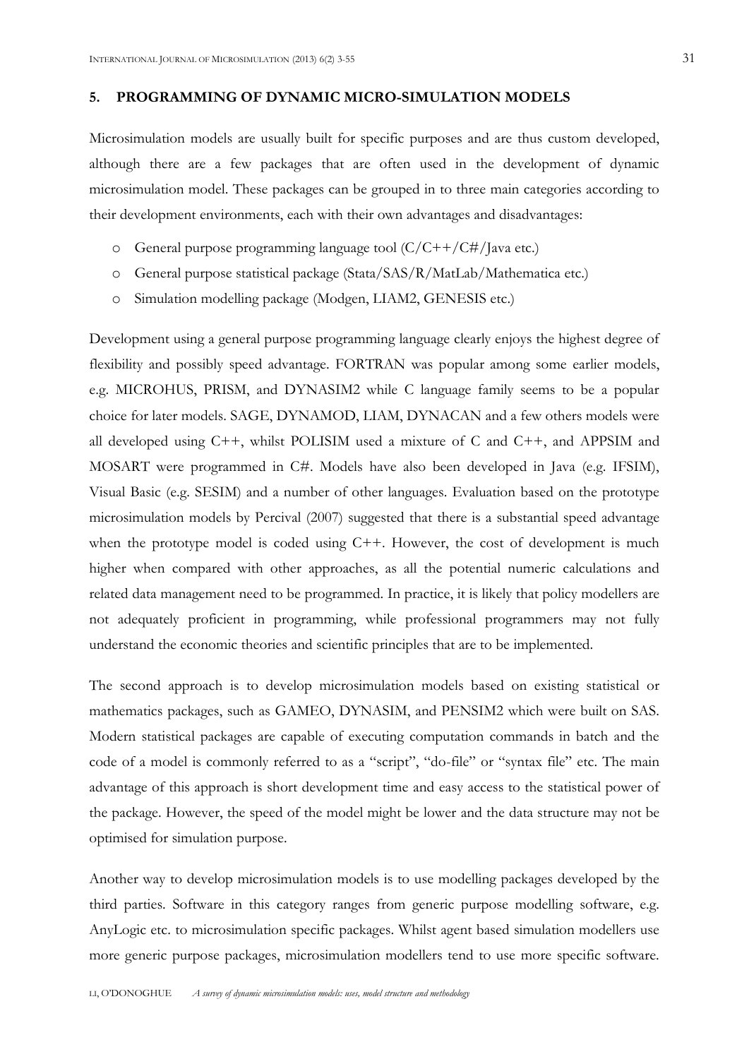## 5. PROGRAMMING OF DYNAMIC MICRO-SIMULATION MODELS

Microsimulation models are usually built for specific purposes and are thus custom developed, although there are a few packages that are often used in the development of dynamic microsimulation model. These packages can be grouped in to three main categories according to their development environments, each with their own advantages and disadvantages:

- General purpose programming language tool (C/C++/C#/Java etc.)
- General purpose statistical package (Stata/SAS/R/MatLab/Mathematica etc.)
- Simulation modelling package (Modgen, LIAM2, GENESIS etc.)

Development using a general purpose programming language clearly enjoys the highest degree of flexibility and possibly speed advantage. FORTRAN was popular among some earlier models, e.g. MICROHUS, PRISM, and DYNASIM2 while C language family seems to be a popular choice for later models. SAGE, DYNAMOD, LIAM, DYNACAN and a few others models were all developed using C++, whilst POLISIM used a mixture of C and C++, and APPSIM and MOSART were programmed in C#. Models have also been developed in Java (e.g. IFSIM), Visual Basic (e.g. SESIM) and a number of other languages. Evaluation based on the prototype microsimulation models by Percival (2007) suggested that there is a substantial speed advantage when the prototype model is coded using C++. However, the cost of development is much higher when compared with other approaches, as all the potential numeric calculations and related data management need to be programmed. In practice, it is likely that policy modellers are not adequately proficient in programming, while professional programmers may not fully understand the economic theories and scientific principles that are to be implemented.

The second approach is to develop microsimulation models based on existing statistical or mathematics packages, such as GAMEO, DYNASIM, and PENSIM2 which were built on SAS. Modern statistical packages are capable of executing computation commands in batch and the code of a model is commonly referred to as a "script", "do-file" or "syntax file" etc. The main advantage of this approach is short development time and easy access to the statistical power of the package. However, the speed of the model might be lower and the data structure may not be optimised for simulation purpose.

Another way to develop microsimulation models is to use modelling packages developed by the third parties. Software in this category ranges from generic purpose modelling software, e.g. AnyLogic etc. to microsimulation specific packages. Whilst agent based simulation modellers use more generic purpose packages, microsimulation modellers tend to use more specific software.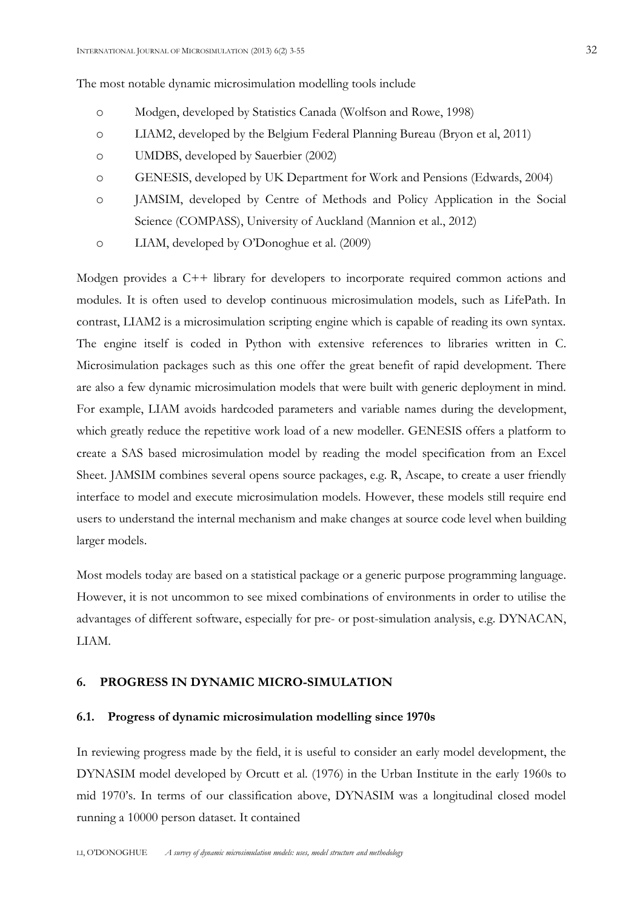The most notable dynamic microsimulation modelling tools include

- Modgen, developed by Statistics Canada (Wolfson and Rowe, 1998)
- LIAM2, developed by the Belgium Federal Planning Bureau (Bryon et al, 2011)
- UMDBS, developed by Sauerbier (2002)
- GENESIS, developed by UK Department for Work and Pensions (Edwards, 2004)
- JAMSIM, developed by Centre of Methods and Policy Application in the Social Science (COMPASS), University of Auckland (Mannion et al., 2012)
- LIAM, developed by O'Donoghue et al. (2009)

Modgen provides a C++ library for developers to incorporate required common actions and modules. It is often used to develop continuous microsimulation models, such as LifePath. In contrast, LIAM2 is a microsimulation scripting engine which is capable of reading its own syntax. The engine itself is coded in Python with extensive references to libraries written in C. Microsimulation packages such as this one offer the great benefit of rapid development. There are also a few dynamic microsimulation models that were built with generic deployment in mind. For example, LIAM avoids hardcoded parameters and variable names during the development, which greatly reduce the repetitive work load of a new modeller. GENESIS offers a platform to create a SAS based microsimulation model by reading the model specification from an Excel Sheet. JAMSIM combines several opens source packages, e.g. R, Ascape, to create a user friendly interface to model and execute microsimulation models. However, these models still require end users to understand the internal mechanism and make changes at source code level when building larger models.

Most models today are based on a statistical package or a generic purpose programming language. However, it is not uncommon to see mixed combinations of environments in order to utilise the advantages of different software, especially for pre- or post-simulation analysis, e.g. DYNACAN, LIAM.

## 6. PROGRESS IN DYNAMIC MICRO-SIMULATION

### 6.1. Progress of dynamic microsimulation modelling since 1970s

In reviewing progress made by the field, it is useful to consider an early model development, the DYNASIM model developed by Orcutt et al. (1976) in the Urban Institute in the early 1960s to mid 1970's. In terms of our classification above, DYNASIM was a longitudinal closed model running a 10000 person dataset. It contained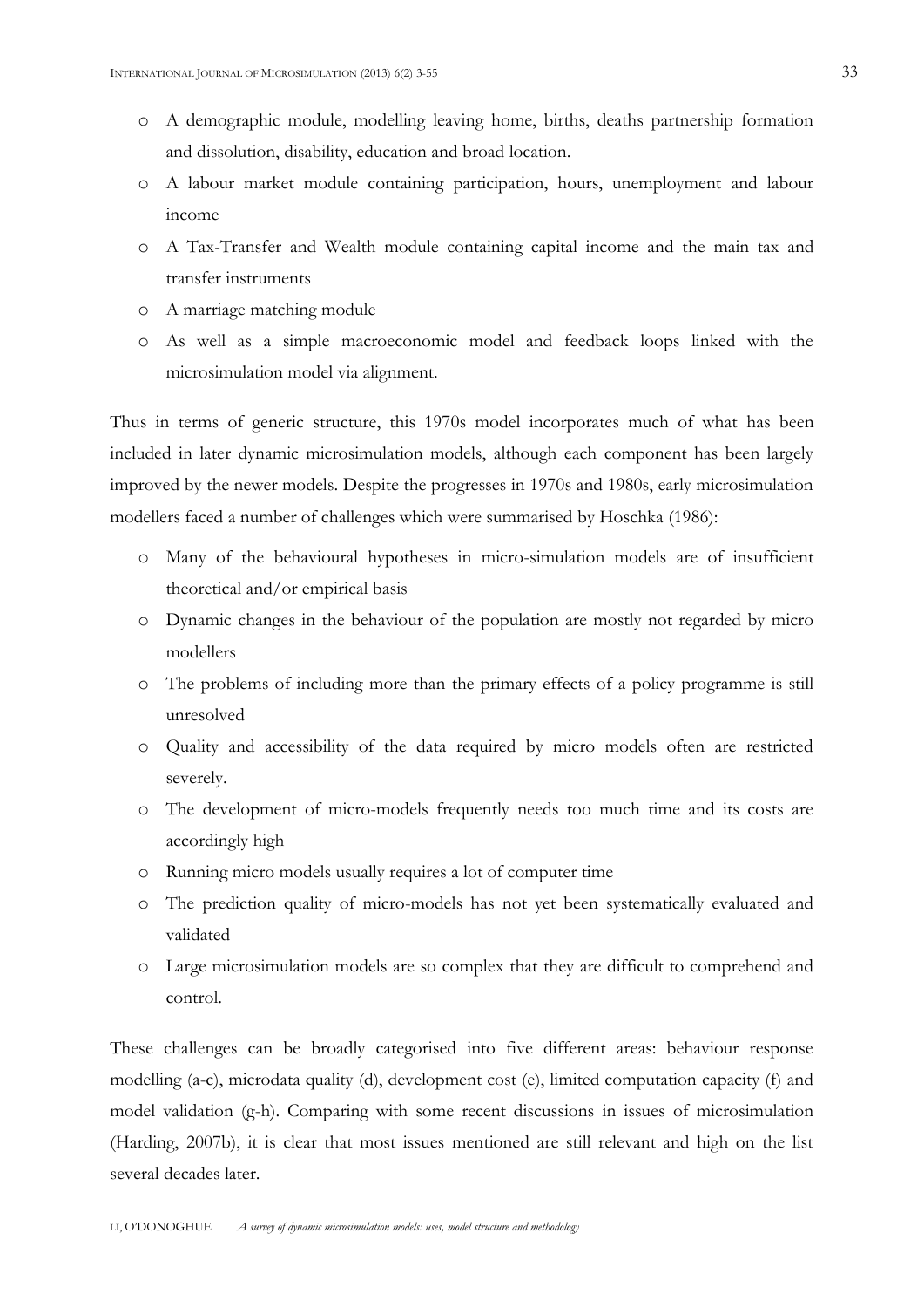- A demographic module, modelling leaving home, births, deaths partnership formation and dissolution, disability, education and broad location.
- A labour market module containing participation, hours, unemployment and labour income
- A Tax-Transfer and Wealth module containing capital income and the main tax and transfer instruments
- A marriage matching module
- As well as a simple macroeconomic model and feedback loops linked with the microsimulation model via alignment.

Thus in terms of generic structure, this 1970s model incorporates much of what has been included in later dynamic microsimulation models, although each component has been largely improved by the newer models. Despite the progresses in 1970s and 1980s, early microsimulation modellers faced a number of challenges which were summarised by Hoschka (1986):

- Many of the behavioural hypotheses in micro-simulation models are of insufficient theoretical and/or empirical basis
- Dynamic changes in the behaviour of the population are mostly not regarded by micro modellers
- The problems of including more than the primary effects of a policy programme is still unresolved
- Quality and accessibility of the data required by micro models often are restricted severely.
- The development of micro-models frequently needs too much time and its costs are accordingly high
- Running micro models usually requires a lot of computer time
- The prediction quality of micro-models has not yet been systematically evaluated and validated
- Large microsimulation models are so complex that they are difficult to comprehend and control.

These challenges can be broadly categorised into five different areas: behaviour response modelling (a-c), microdata quality (d), development cost (e), limited computation capacity (f) and model validation (g-h). Comparing with some recent discussions in issues of microsimulation (Harding, 2007b), it is clear that most issues mentioned are still relevant and high on the list several decades later.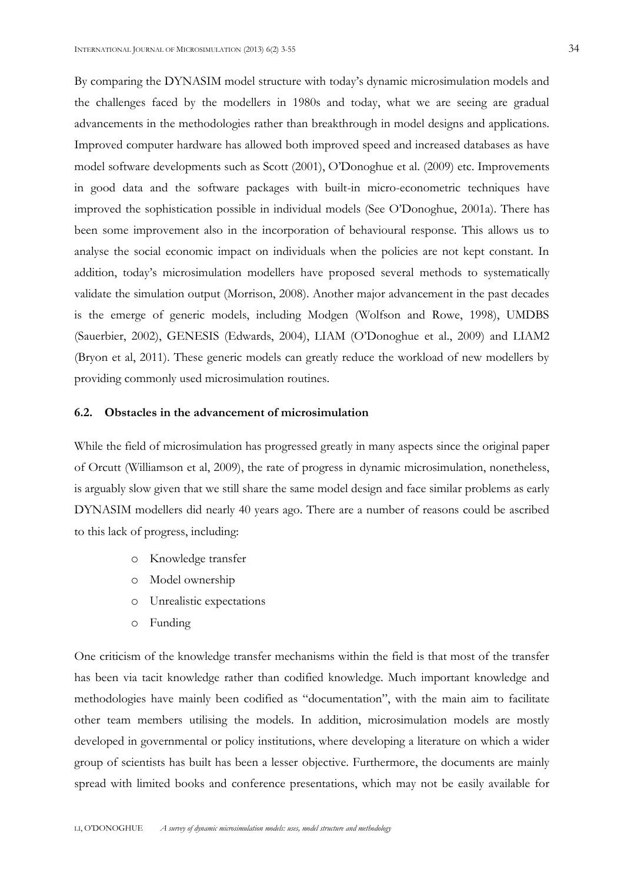By comparing the DYNASIM model structure with today's dynamic microsimulation models and the challenges faced by the modellers in 1980s and today, what we are seeing are gradual advancements in the methodologies rather than breakthrough in model designs and applications. Improved computer hardware has allowed both improved speed and increased databases as have model software developments such as Scott (2001), O'Donoghue et al. (2009) etc. Improvements in good data and the software packages with built-in micro-econometric techniques have improved the sophistication possible in individual models (See O'Donoghue, 2001a). There has been some improvement also in the incorporation of behavioural response. This allows us to analyse the social economic impact on individuals when the policies are not kept constant. In addition, today's microsimulation modellers have proposed several methods to systematically validate the simulation output (Morrison, 2008). Another major advancement in the past decades is the emerge of generic models, including Modgen (Wolfson and Rowe, 1998), UMDBS (Sauerbier, 2002), GENESIS (Edwards, 2004), LIAM (O'Donoghue et al., 2009) and LIAM2 (Bryon et al, 2011). These generic models can greatly reduce the workload of new modellers by providing commonly used microsimulation routines.

### 6.2. Obstacles in the advancement of microsimulation

While the field of microsimulation has progressed greatly in many aspects since the original paper of Orcutt (Williamson et al, 2009), the rate of progress in dynamic microsimulation, nonetheless, is arguably slow given that we still share the same model design and face similar problems as early DYNASIM modellers did nearly 40 years ago. There are a number of reasons could be ascribed to this lack of progress, including:

- Knowledge transfer
- Model ownership
- Unrealistic expectations
- Funding

One criticism of the knowledge transfer mechanisms within the field is that most of the transfer has been via tacit knowledge rather than codified knowledge. Much important knowledge and methodologies have mainly been codified as "documentation", with the main aim to facilitate other team members utilising the models. In addition, microsimulation models are mostly developed in governmental or policy institutions, where developing a literature on which a wider group of scientists has built has been a lesser objective. Furthermore, the documents are mainly spread with limited books and conference presentations, which may not be easily available for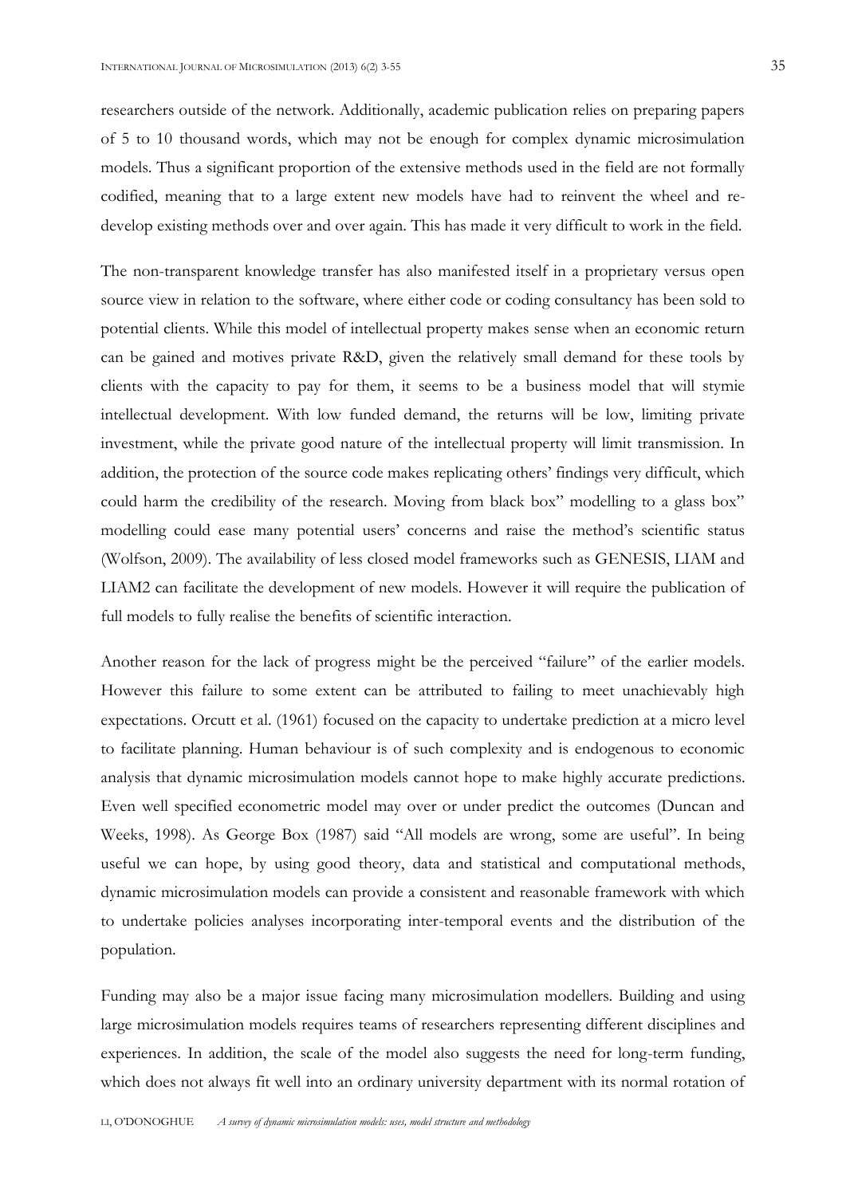researchers outside of the network. Additionally, academic publication relies on preparing papers of 5 to 10 thousand words, which may not be enough for complex dynamic microsimulation models. Thus a significant proportion of the extensive methods used in the field are not formally codified, meaning that to a large extent new models have had to reinvent the wheel and re-develop existing methods over and over again. This has made it very difficult to work in the field.

The non-transparent knowledge transfer has also manifested itself in a proprietary versus open source view in relation to the software, where either code or coding consultancy has been sold to potential clients. While this model of intellectual property makes sense when an economic return can be gained and motives private R&D, given the relatively small demand for these tools by clients with the capacity to pay for them, it seems to be a business model that will stymie intellectual development. With low funded demand, the returns will be low, limiting private investment, while the private good nature of the intellectual property will limit transmission. In addition, the protection of the source code makes replicating others' findings very difficult, which could harm the credibility of the research. Moving from black box" modelling to a glass box" modelling could ease many potential users' concerns and raise the method's scientific status (Wolfson, 2009). The availability of less closed model frameworks such as GENESIS, LIAM and LIAM2 can facilitate the development of new models. However it will require the publication of full models to fully realise the benefits of scientific interaction.

Another reason for the lack of progress might be the perceived "failure" of the earlier models. However this failure to some extent can be attributed to failing to meet unachievably high expectations. Orcutt et al. (1961) focused on the capacity to undertake prediction at a micro level to facilitate planning. Human behaviour is of such complexity and is endogenous to economic analysis that dynamic microsimulation models cannot hope to make highly accurate predictions. Even well specified econometric model may over or under predict the outcomes (Duncan and Weeks, 1998). As George Box (1987) said "All models are wrong, some are useful". In being useful we can hope, by using good theory, data and statistical and computational methods, dynamic microsimulation models can provide a consistent and reasonable framework with which to undertake policies analyses incorporating inter-temporal events and the distribution of the population.

Funding may also be a major issue facing many microsimulation modellers. Building and using large microsimulation models requires teams of researchers representing different disciplines and experiences. In addition, the scale of the model also suggests the need for long-term funding, which does not always fit well into an ordinary university department with its normal rotation of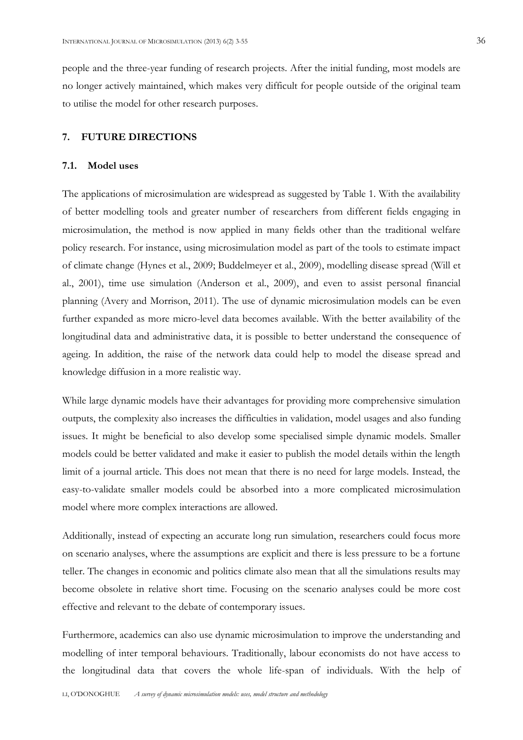people and the three-year funding of research projects. After the initial funding, most models are no longer actively maintained, which makes very difficult for people outside of the original team to utilise the model for other research purposes.

## 7. FUTURE DIRECTIONS

### 7.1. Model uses

The applications of microsimulation are widespread as suggested by Table 1. With the availability of better modelling tools and greater number of researchers from different fields engaging in microsimulation, the method is now applied in many fields other than the traditional welfare policy research. For instance, using microsimulation model as part of the tools to estimate impact of climate change (Hynes et al., 2009; Buddelmeyer et al., 2009), modelling disease spread (Will et al., 2001), time use simulation (Anderson et al., 2009), and even to assist personal financial planning (Avery and Morrison, 2011). The use of dynamic microsimulation models can be even further expanded as more micro-level data becomes available. With the better availability of the longitudinal data and administrative data, it is possible to better understand the consequence of ageing. In addition, the raise of the network data could help to model the disease spread and knowledge diffusion in a more realistic way.

While large dynamic models have their advantages for providing more comprehensive simulation outputs, the complexity also increases the difficulties in validation, model usages and also funding issues. It might be beneficial to also develop some specialised simple dynamic models. Smaller models could be better validated and make it easier to publish the model details within the length limit of a journal article. This does not mean that there is no need for large models. Instead, the easy-to-validate smaller models could be absorbed into a more complicated microsimulation model where more complex interactions are allowed.

Additionally, instead of expecting an accurate long run simulation, researchers could focus more on scenario analyses, where the assumptions are explicit and there is less pressure to be a fortune teller. The changes in economic and politics climate also mean that all the simulations results may become obsolete in relative short time. Focusing on the scenario analyses could be more cost effective and relevant to the debate of contemporary issues.

Furthermore, academics can also use dynamic microsimulation to improve the understanding and modelling of inter temporal behaviours. Traditionally, labour economists do not have access to the longitudinal data that covers the whole life-span of individuals. With the help of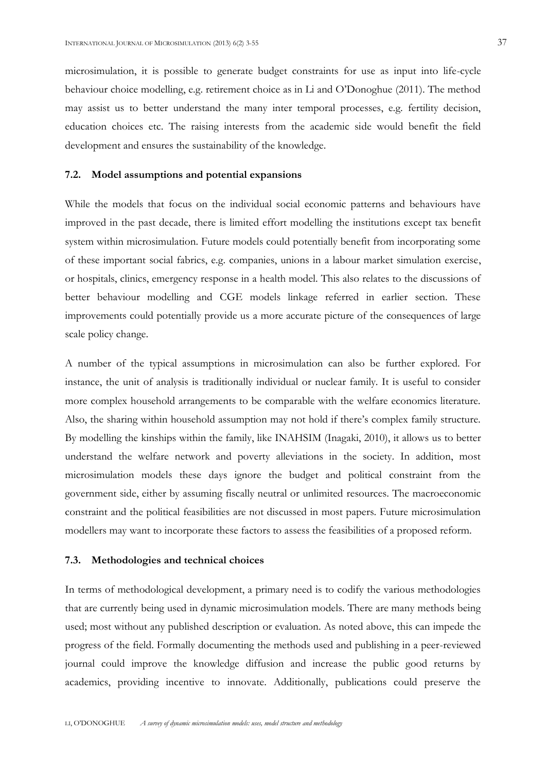microsimulation, it is possible to generate budget constraints for use as input into life-cycle behaviour choice modelling, e.g. retirement choice as in Li and O'Donoghue (2011). The method may assist us to better understand the many inter temporal processes, e.g. fertility decision, education choices etc. The raising interests from the academic side would benefit the field development and ensures the sustainability of the knowledge.

### 7.2. Model assumptions and potential expansions

While the models that focus on the individual social economic patterns and behaviours have improved in the past decade, there is limited effort modelling the institutions except tax benefit system within microsimulation. Future models could potentially benefit from incorporating some of these important social fabrics, e.g. companies, unions in a labour market simulation exercise, or hospitals, clinics, emergency response in a health model. This also relates to the discussions of better behaviour modelling and CGE models linkage referred in earlier section. These improvements could potentially provide us a more accurate picture of the consequences of large scale policy change.

A number of the typical assumptions in microsimulation can also be further explored. For instance, the unit of analysis is traditionally individual or nuclear family. It is useful to consider more complex household arrangements to be comparable with the welfare economics literature. Also, the sharing within household assumption may not hold if there's complex family structure. By modelling the kinships within the family, like INAHSIM (Inagaki, 2010), it allows us to better understand the welfare network and poverty alleviations in the society. In addition, most microsimulation models these days ignore the budget and political constraint from the government side, either by assuming fiscally neutral or unlimited resources. The macroeconomic constraint and the political feasibilities are not discussed in most papers. Future microsimulation modellers may want to incorporate these factors to assess the feasibilities of a proposed reform.

### 7.3. Methodologies and technical choices

In terms of methodological development, a primary need is to codify the various methodologies that are currently being used in dynamic microsimulation models. There are many methods being used; most without any published description or evaluation. As noted above, this can impede the progress of the field. Formally documenting the methods used and publishing in a peer-reviewed journal could improve the knowledge diffusion and increase the public good returns by academics, providing incentive to innovate. Additionally, publications could preserve the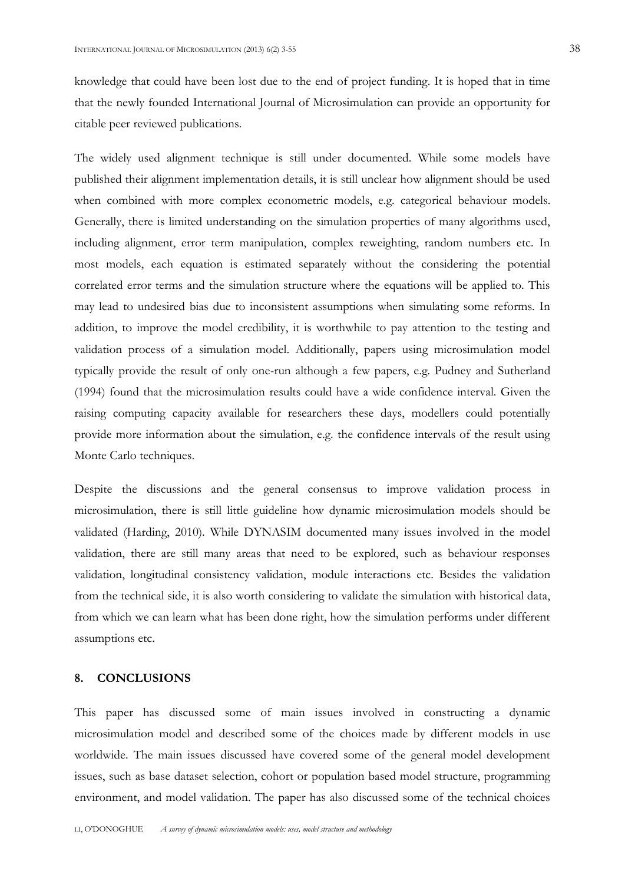knowledge that could have been lost due to the end of project funding. It is hoped that in time that the newly founded International Journal of Microsimulation can provide an opportunity for citable peer reviewed publications.

The widely used alignment technique is still under documented. While some models have published their alignment implementation details, it is still unclear how alignment should be used when combined with more complex econometric models, e.g. categorical behaviour models. Generally, there is limited understanding on the simulation properties of many algorithms used, including alignment, error term manipulation, complex reweighting, random numbers etc. In most models, each equation is estimated separately without the considering the potential correlated error terms and the simulation structure where the equations will be applied to. This may lead to undesired bias due to inconsistent assumptions when simulating some reforms. In addition, to improve the model credibility, it is worthwhile to pay attention to the testing and validation process of a simulation model. Additionally, papers using microsimulation model typically provide the result of only one-run although a few papers, e.g. Pudney and Sutherland (1994) found that the microsimulation results could have a wide confidence interval. Given the raising computing capacity available for researchers these days, modellers could potentially provide more information about the simulation, e.g. the confidence intervals of the result using Monte Carlo techniques.

Despite the discussions and the general consensus to improve validation process in microsimulation, there is still little guideline how dynamic microsimulation models should be validated (Harding, 2010). While DYNASIM documented many issues involved in the model validation, there are still many areas that need to be explored, such as behaviour responses validation, longitudinal consistency validation, module interactions etc. Besides the validation from the technical side, it is also worth considering to validate the simulation with historical data, from which we can learn what has been done right, how the simulation performs under different assumptions etc.

## 8. CONCLUSIONS

This paper has discussed some of main issues involved in constructing a dynamic microsimulation model and described some of the choices made by different models in use worldwide. The main issues discussed have covered some of the general model development issues, such as base dataset selection, cohort or population based model structure, programming environment, and model validation. The paper has also discussed some of the technical choices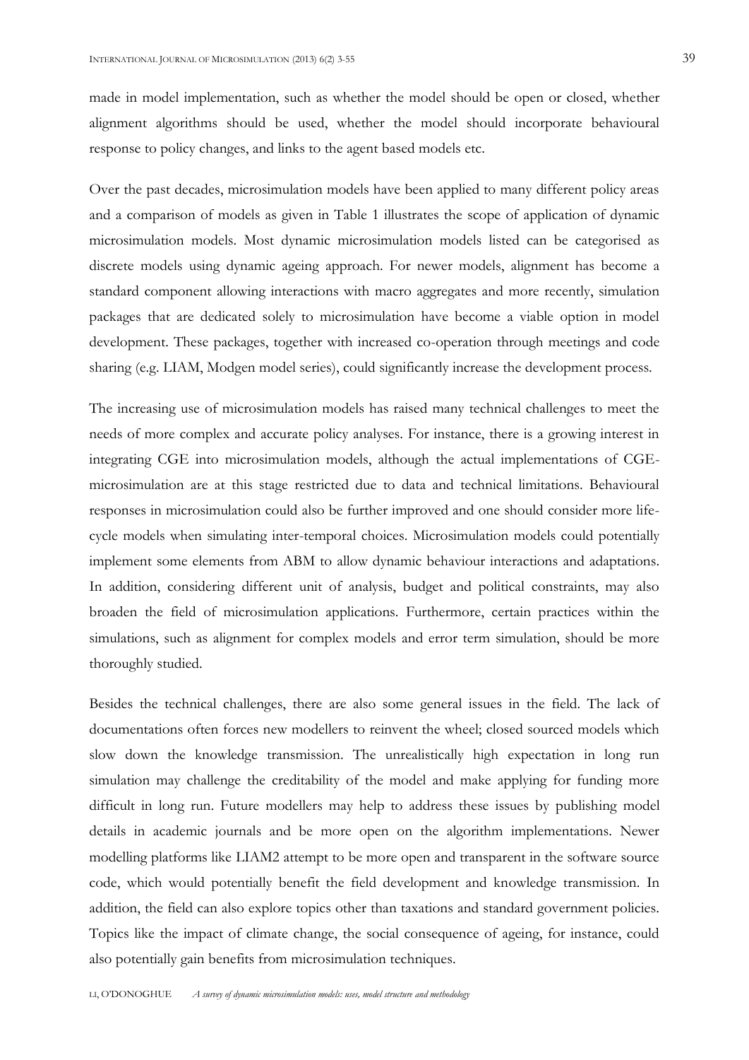made in model implementation, such as whether the model should be open or closed, whether alignment algorithms should be used, whether the model should incorporate behavioural response to policy changes, and links to the agent based models etc.

Over the past decades, microsimulation models have been applied to many different policy areas and a comparison of models as given in Table 1 illustrates the scope of application of dynamic microsimulation models. Most dynamic microsimulation models listed can be categorised as discrete models using dynamic ageing approach. For newer models, alignment has become a standard component allowing interactions with macro aggregates and more recently, simulation packages that are dedicated solely to microsimulation have become a viable option in model development. These packages, together with increased co-operation through meetings and code sharing (e.g. LIAM, Modgen model series), could significantly increase the development process.

The increasing use of microsimulation models has raised many technical challenges to meet the needs of more complex and accurate policy analyses. For instance, there is a growing interest in integrating CGE into microsimulation models, although the actual implementations of CGE-microsimulation are at this stage restricted due to data and technical limitations. Behavioural responses in microsimulation could also be further improved and one should consider more life-cycle models when simulating inter-temporal choices. Microsimulation models could potentially implement some elements from ABM to allow dynamic behaviour interactions and adaptations. In addition, considering different unit of analysis, budget and political constraints, may also broaden the field of microsimulation applications. Furthermore, certain practices within the simulations, such as alignment for complex models and error term simulation, should be more thoroughly studied.

Besides the technical challenges, there are also some general issues in the field. The lack of documentations often forces new modellers to reinvent the wheel; closed sourced models which slow down the knowledge transmission. The unrealistically high expectation in long run simulation may challenge the creditability of the model and make applying for funding more difficult in long run. Future modellers may help to address these issues by publishing model details in academic journals and be more open on the algorithm implementations. Newer modelling platforms like LIAM2 attempt to be more open and transparent in the software source code, which would potentially benefit the field development and knowledge transmission. In addition, the field can also explore topics other than taxations and standard government policies. Topics like the impact of climate change, the social consequence of ageing, for instance, could also potentially gain benefits from microsimulation techniques.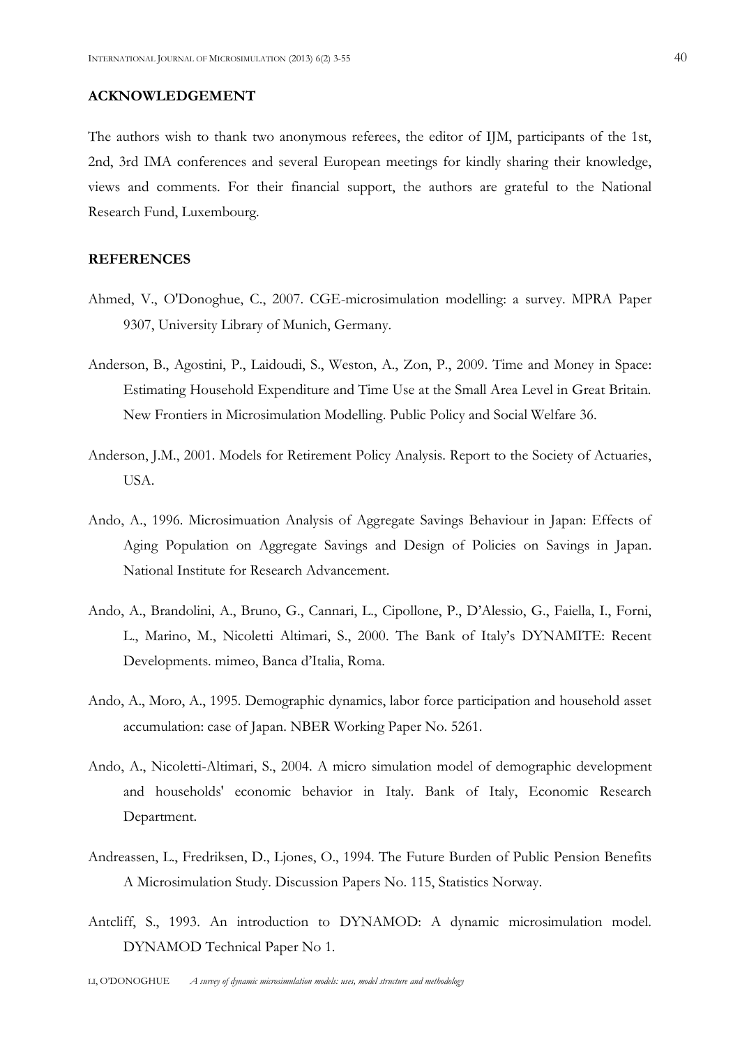## ACKNOWLEDGEMENT

The authors wish to thank two anonymous referees, the editor of IJM, participants of the 1st, 2nd, 3rd IMA conferences and several European meetings for kindly sharing their knowledge, views and comments. For their financial support, the authors are grateful to the National Research Fund, Luxembourg.

## REFERENCES

Ahmed, V., O'Donoghue, C., 2007. CGE-microsimulation modelling: a survey. MPRA Paper 9307, University Library of Munich, Germany.

Anderson, B., Agostini, P., Laidoudi, S., Weston, A., Zon, P., 2009. Time and Money in Space: Estimating Household Expenditure and Time Use at the Small Area Level in Great Britain. New Frontiers in Microsimulation Modelling. Public Policy and Social Welfare 36.

Anderson, J.M., 2001. Models for Retirement Policy Analysis. Report to the Society of Actuaries, USA.

Ando, A., 1996. Microsimuation Analysis of Aggregate Savings Behaviour in Japan: Effects of Aging Population on Aggregate Savings and Design of Policies on Savings in Japan. National Institute for Research Advancement.

Ando, A., Brandolini, A., Bruno, G., Cannari, L., Cipollone, P., D'Alessio, G., Faiella, I., Forni, L., Marino, M., Nicoletti Altimari, S., 2000. The Bank of Italy's DYNAMITE: Recent Developments. mimeo, Banca d'Italia, Roma.

Ando, A., Moro, A., 1995. Demographic dynamics, labor force participation and household asset accumulation: case of Japan. NBER Working Paper No. 5261.

Ando, A., Nicoletti-Altimari, S., 2004. A micro simulation model of demographic development and households' economic behavior in Italy. Bank of Italy, Economic Research Department.

Andreassen, L., Fredriksen, D., Ljones, O., 1994. The Future Burden of Public Pension Benefits A Microsimulation Study. Discussion Papers No. 115, Statistics Norway.

Antcliff, S., 1993. An introduction to DYNAMOD: A dynamic microsimulation model. DYNAMOD Technical Paper No 1.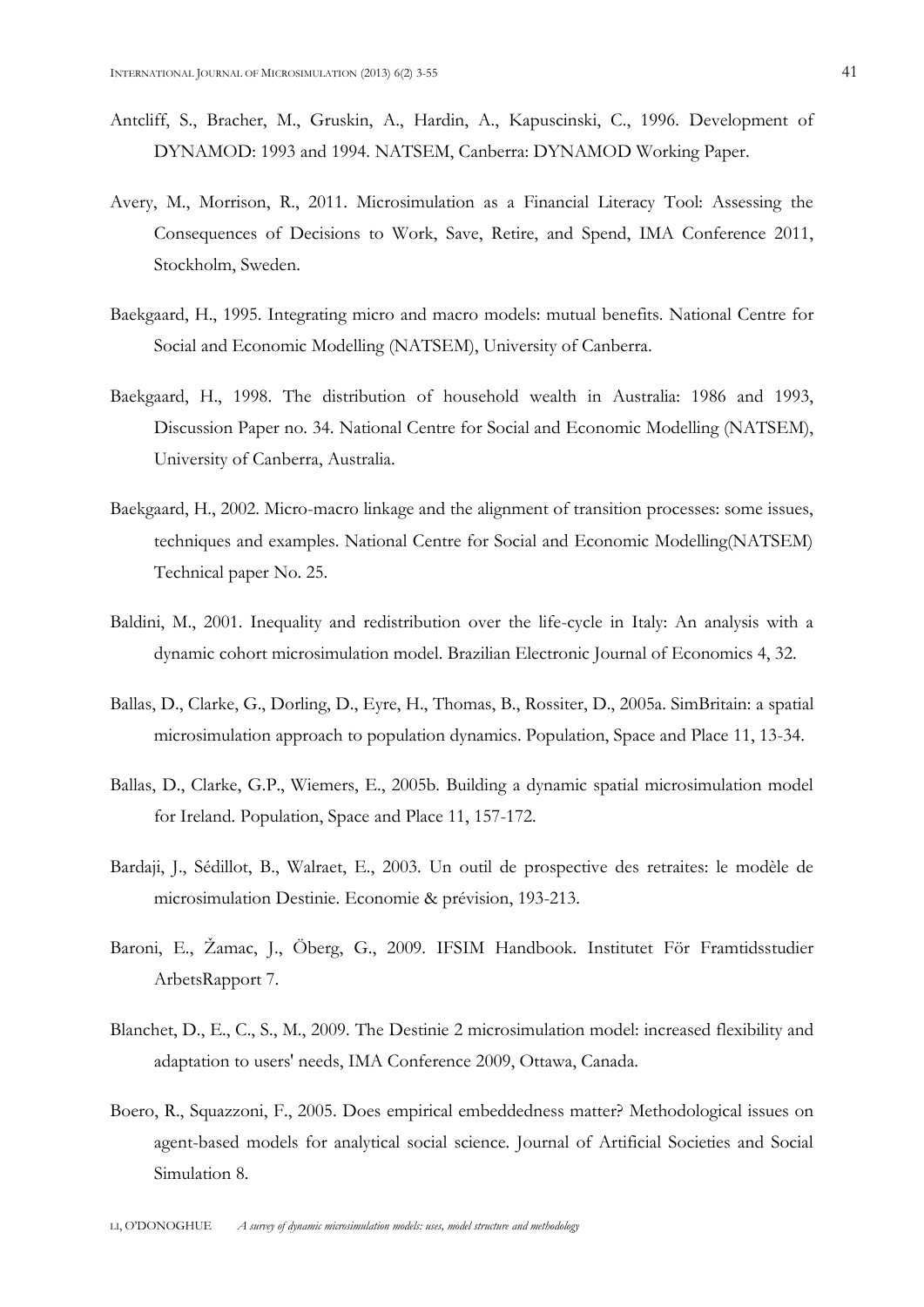Antcliff, S., Bracher, M., Gruskin, A., Hardin, A., Kapuscinski, C., 1996. Development of DYNAMOD: 1993 and 1994. NATSEM, Canberra: DYNAMOD Working Paper.

Avery, M., Morrison, R., 2011. Microsimulation as a Financial Literacy Tool: Assessing the Consequences of Decisions to Work, Save, Retire, and Spend, IMA Conference 2011, Stockholm, Sweden.

Baekgaard, H., 1995. Integrating micro and macro models: mutual benefits. National Centre for Social and Economic Modelling (NATSEM), University of Canberra.

Baekgaard, H., 1998. The distribution of household wealth in Australia: 1986 and 1993, Discussion Paper no. 34. National Centre for Social and Economic Modelling (NATSEM), University of Canberra, Australia.

Baekgaard, H., 2002. Micro-macro linkage and the alignment of transition processes: some issues, techniques and examples. National Centre for Social and Economic Modelling(NATSEM) Technical paper No. 25.

Baldini, M., 2001. Inequality and redistribution over the life-cycle in Italy: An analysis with a dynamic cohort microsimulation model. Brazilian Electronic Journal of Economics 4, 32.

Ballas, D., Clarke, G., Dorling, D., Eyre, H., Thomas, B., Rossiter, D., 2005a. SimBritain: a spatial microsimulation approach to population dynamics. Population, Space and Place 11, 13-34.

Ballas, D., Clarke, G.P., Wiemers, E., 2005b. Building a dynamic spatial microsimulation model for Ireland. Population, Space and Place 11, 157-172.

Bardaji, J., Sédillot, B., Walraet, E., 2003. Un outil de prospective des retraites: le modèle de microsimulation Destinie. Economie & prévision, 193-213.

Baroni, E., Žamac, J., Öberg, G., 2009. IFSIM Handbook. Institutet För Framtidsstudier ArbetsRapport 7.

Blanchet, D., E., C., S., M., 2009. The Destinie 2 microsimulation model: increased flexibility and adaptation to users' needs, IMA Conference 2009, Ottawa, Canada.

Boero, R., Squazzoni, F., 2005. Does empirical embeddedness matter? Methodological issues on agent-based models for analytical social science. Journal of Artificial Societies and Social Simulation 8.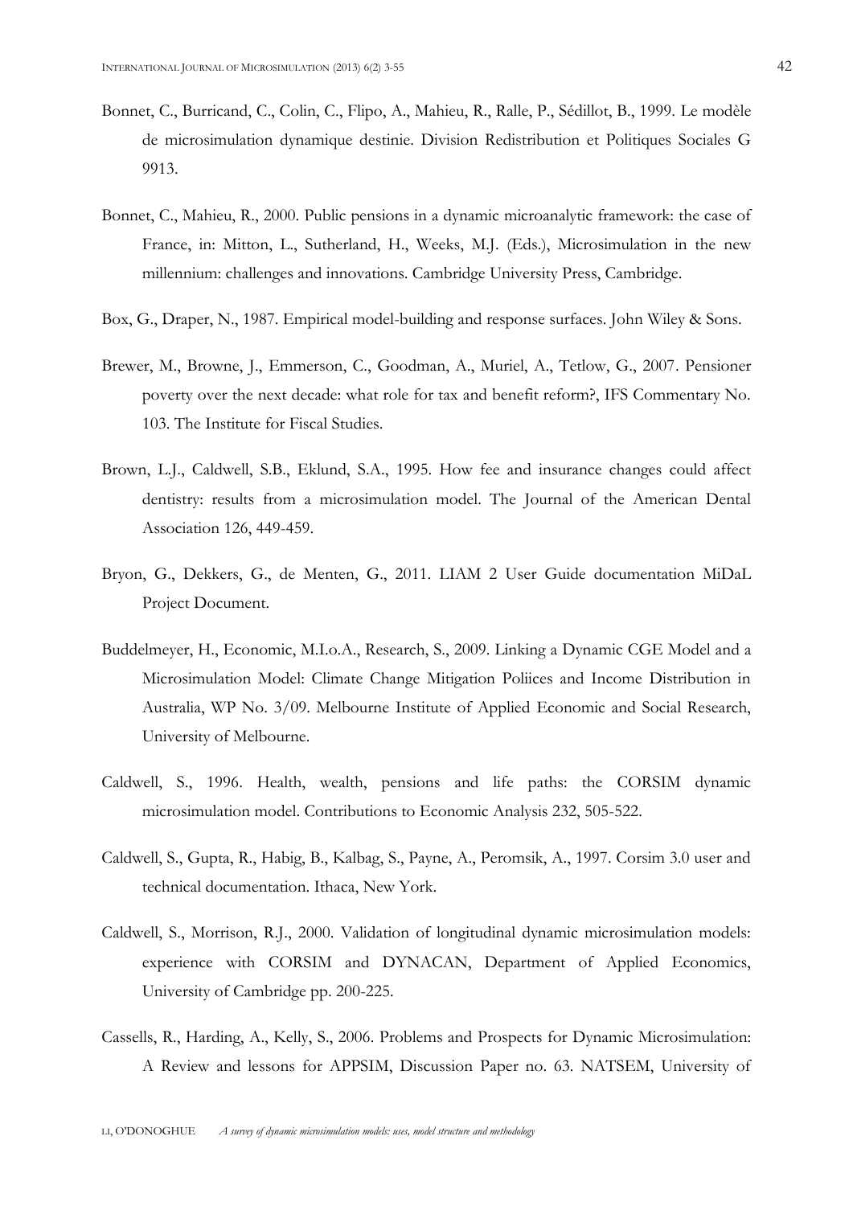Bonnet, C., Burricand, C., Colin, C., Flipo, A., Mahieu, R., Ralle, P., Sédillot, B., 1999. Le modèle de microsimulation dynamique destinie. Division Redistribution et Politiques Sociales G 9913.

Bonnet, C., Mahieu, R., 2000. Public pensions in a dynamic microanalytic framework: the case of France, in: Mitton, L., Sutherland, H., Weeks, M.J. (Eds.), Microsimulation in the new millennium: challenges and innovations. Cambridge University Press, Cambridge.

Box, G., Draper, N., 1987. Empirical model-building and response surfaces. John Wiley & Sons.

Brewer, M., Browne, J., Emmerson, C., Goodman, A., Muriel, A., Tetlow, G., 2007. Pensioner poverty over the next decade: what role for tax and benefit reform?, IFS Commentary No. 103. The Institute for Fiscal Studies.

Brown, L.J., Caldwell, S.B., Eklund, S.A., 1995. How fee and insurance changes could affect dentistry: results from a microsimulation model. The Journal of the American Dental Association 126, 449-459.

Bryon, G., Dekkers, G., de Menten, G., 2011. LIAM 2 User Guide documentation MiDaL Project Document.

Buddelmeyer, H., Economic, M.I.o.A., Research, S., 2009. Linking a Dynamic CGE Model and a Microsimulation Model: Climate Change Mitigation Poliices and Income Distribution in Australia, WP No. 3/09. Melbourne Institute of Applied Economic and Social Research, University of Melbourne.

Caldwell, S., 1996. Health, wealth, pensions and life paths: the CORSIM dynamic microsimulation model. Contributions to Economic Analysis 232, 505-522.

Caldwell, S., Gupta, R., Habig, B., Kalbag, S., Payne, A., Peromsik, A., 1997. Corsim 3.0 user and technical documentation. Ithaca, New York.

Caldwell, S., Morrison, R.J., 2000. Validation of longitudinal dynamic microsimulation models: experience with CORSIM and DYNACAN, Department of Applied Economics, University of Cambridge pp. 200-225.

Cassells, R., Harding, A., Kelly, S., 2006. Problems and Prospects for Dynamic Microsimulation: A Review and lessons for APPSIM, Discussion Paper no. 63. NATSEM, University of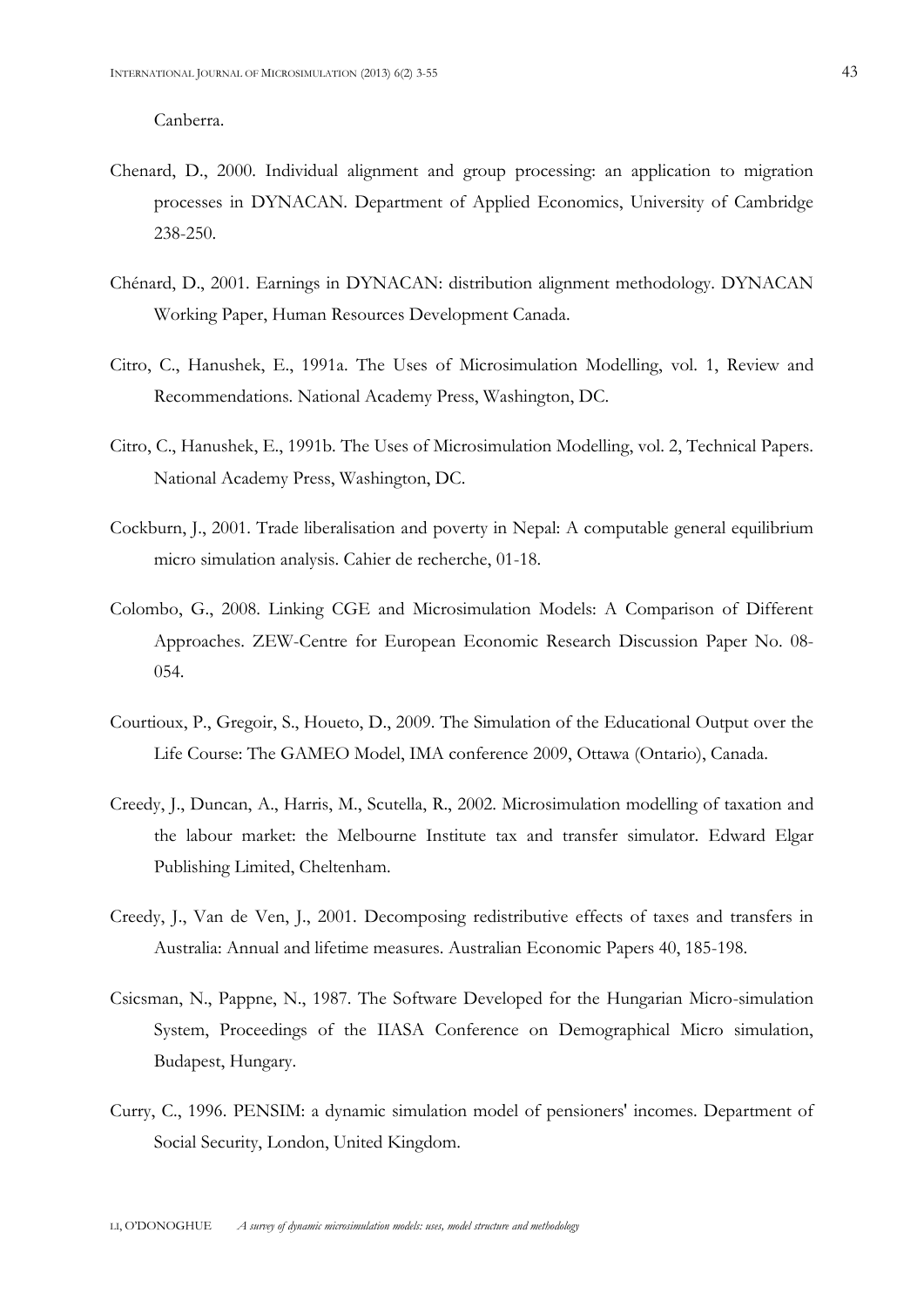Canberra.

Chenard, D., 2000. Individual alignment and group processing: an application to migration processes in DYNACAN. Department of Applied Economics, University of Cambridge 238-250.

Chénard, D., 2001. Earnings in DYNACAN: distribution alignment methodology. DYNACAN Working Paper, Human Resources Development Canada.

Citro, C., Hanushek, E., 1991a. The Uses of Microsimulation Modelling, vol. 1, Review and Recommendations. National Academy Press, Washington, DC.

Citro, C., Hanushek, E., 1991b. The Uses of Microsimulation Modelling, vol. 2, Technical Papers. National Academy Press, Washington, DC.

Cockburn, J., 2001. Trade liberalisation and poverty in Nepal: A computable general equilibrium micro simulation analysis. Cahier de recherche, 01-18.

Colombo, G., 2008. Linking CGE and Microsimulation Models: A Comparison of Different Approaches. ZEW-Centre for European Economic Research Discussion Paper No. 08-054.

Courtioux, P., Gregoir, S., Houeto, D., 2009. The Simulation of the Educational Output over the Life Course: The GAMEO Model, IMA conference 2009, Ottawa (Ontario), Canada.

Creedy, J., Duncan, A., Harris, M., Scutella, R., 2002. Microsimulation modelling of taxation and the labour market: the Melbourne Institute tax and transfer simulator. Edward Elgar Publishing Limited, Cheltenham.

Creedy, J., Van de Ven, J., 2001. Decomposing redistributive effects of taxes and transfers in Australia: Annual and lifetime measures. Australian Economic Papers 40, 185-198.

Csicsman, N., Pappne, N., 1987. The Software Developed for the Hungarian Micro-simulation System, Proceedings of the IIASA Conference on Demographical Micro simulation, Budapest, Hungary.

Curry, C., 1996. PENSIM: a dynamic simulation model of pensioners' incomes. Department of Social Security, London, United Kingdom.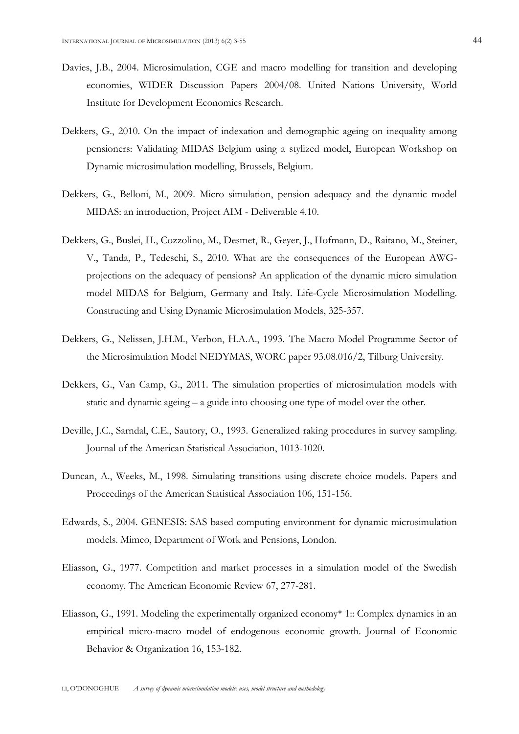Davies, J.B., 2004. Microsimulation, CGE and macro modelling for transition and developing economies, WIDER Discussion Papers 2004/08. United Nations University, World Institute for Development Economics Research.

Dekkers, G., 2010. On the impact of indexation and demographic ageing on inequality among pensioners: Validating MIDAS Belgium using a stylized model, European Workshop on Dynamic microsimulation modelling, Brussels, Belgium.

Dekkers, G., Belloni, M., 2009. Micro simulation, pension adequacy and the dynamic model MIDAS: an introduction, Project AIM - Deliverable 4.10.

Dekkers, G., Buslei, H., Cozzolino, M., Desmet, R., Geyer, J., Hofmann, D., Raitano, M., Steiner, V., Tanda, P., Tedeschi, S., 2010. What are the consequences of the European AWG-projections on the adequacy of pensions? An application of the dynamic micro simulation model MIDAS for Belgium, Germany and Italy. Life-Cycle Microsimulation Modelling. Constructing and Using Dynamic Microsimulation Models, 325-357.

Dekkers, G., Nelissen, J.H.M., Verbon, H.A.A., 1993. The Macro Model Programme Sector of the Microsimulation Model NEDYMAS, WORC paper 93.08.016/2, Tilburg University.

Dekkers, G., Van Camp, G., 2011. The simulation properties of microsimulation models with static and dynamic ageing – a guide into choosing one type of model over the other.

Deville, J.C., Sarndal, C.E., Sautory, O., 1993. Generalized raking procedures in survey sampling. Journal of the American Statistical Association, 1013-1020.

Duncan, A., Weeks, M., 1998. Simulating transitions using discrete choice models. Papers and Proceedings of the American Statistical Association 106, 151-156.

Edwards, S., 2004. GENESIS: SAS based computing environment for dynamic microsimulation models. Mimeo, Department of Work and Pensions, London.

Eliasson, G., 1977. Competition and market processes in a simulation model of the Swedish economy. The American Economic Review 67, 277-281.

Eliasson, G., 1991. Modeling the experimentally organized economy* 1:: Complex dynamics in an empirical micro-macro model of endogenous economic growth. Journal of Economic Behavior & Organization 16, 153-182.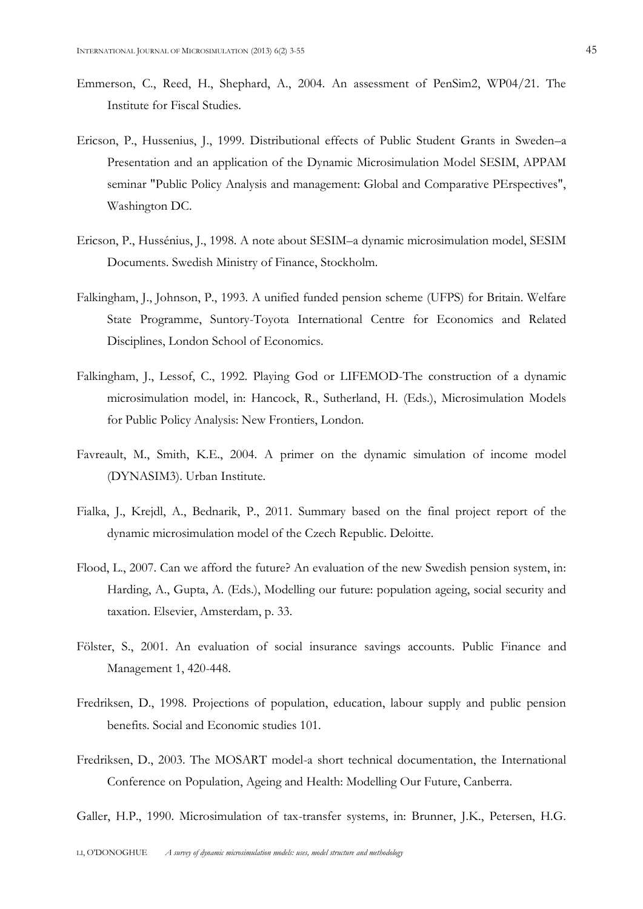Emmerson, C., Reed, H., Shephard, A., 2004. An assessment of PenSim2, WP04/21. The Institute for Fiscal Studies.

Ericson, P., Hussenius, J., 1999. Distributional effects of Public Student Grants in Sweden–a Presentation and an application of the Dynamic Microsimulation Model SESIM, APPAM seminar "Public Policy Analysis and management: Global and Comparative PErspectives", Washington DC.

Ericson, P., Hussénius, J., 1998. A note about SESIM–a dynamic microsimulation model, SESIM Documents. Swedish Ministry of Finance, Stockholm.

Falkingham, J., Johnson, P., 1993. A unified funded pension scheme (UFPS) for Britain. Welfare State Programme, Suntory-Toyota International Centre for Economics and Related Disciplines, London School of Economics.

Falkingham, J., Lessof, C., 1992. Playing God or LIFEMOD-The construction of a dynamic microsimulation model, in: Hancock, R., Sutherland, H. (Eds.), Microsimulation Models for Public Policy Analysis: New Frontiers, London.

Favreault, M., Smith, K.E., 2004. A primer on the dynamic simulation of income model (DYNASIM3). Urban Institute.

Fialka, J., Krejdl, A., Bednarik, P., 2011. Summary based on the final project report of the dynamic microsimulation model of the Czech Republic. Deloitte.

Flood, L., 2007. Can we afford the future? An evaluation of the new Swedish pension system, in: Harding, A., Gupta, A. (Eds.), Modelling our future: population ageing, social security and taxation. Elsevier, Amsterdam, p. 33.

Fölster, S., 2001. An evaluation of social insurance savings accounts. Public Finance and Management 1, 420-448.

Fredriksen, D., 1998. Projections of population, education, labour supply and public pension benefits. Social and Economic studies 101.

Fredriksen, D., 2003. The MOSART model-a short technical documentation, the International Conference on Population, Ageing and Health: Modelling Our Future, Canberra.

Galler, H.P., 1990. Microsimulation of tax-transfer systems, in: Brunner, J.K., Petersen, H.G.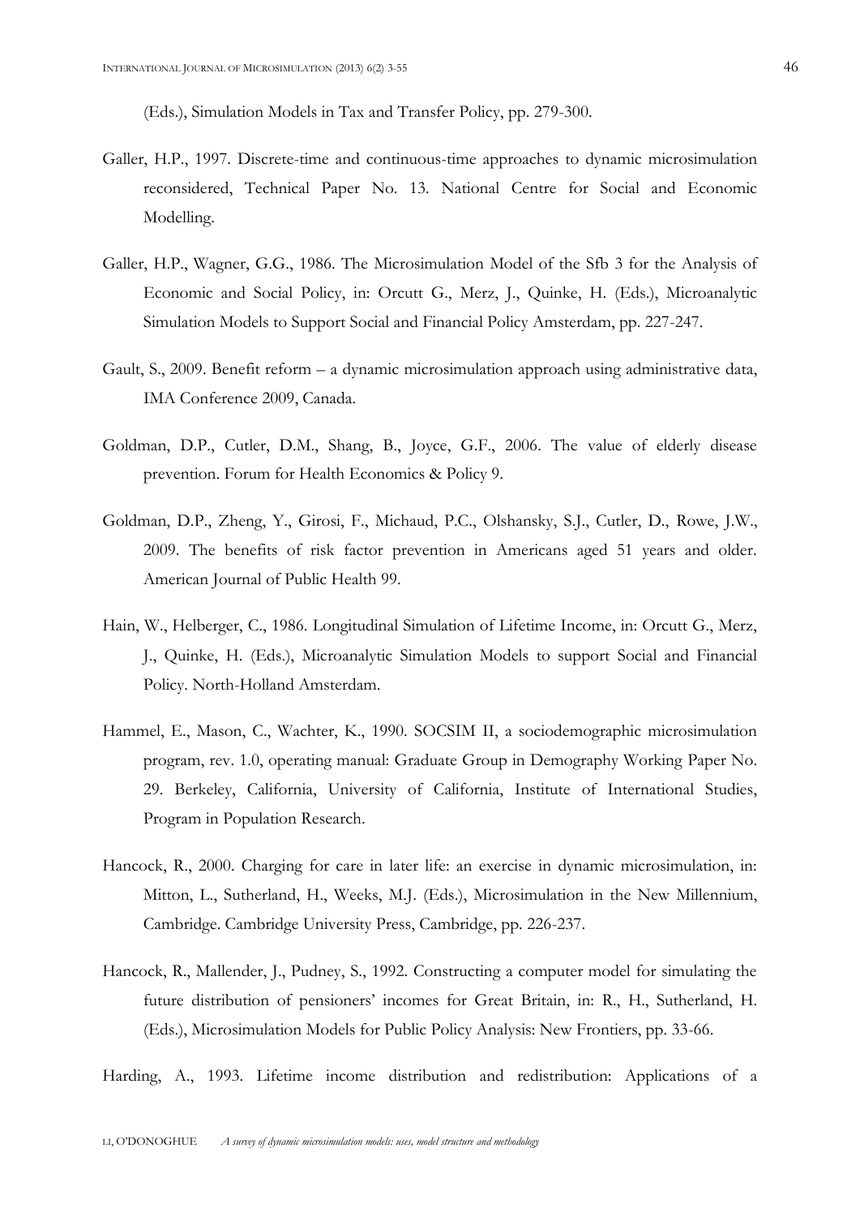(Eds.), Simulation Models in Tax and Transfer Policy, pp. 279-300.

Galler, H.P., 1997. Discrete-time and continuous-time approaches to dynamic microsimulation reconsidered, Technical Paper No. 13. National Centre for Social and Economic Modelling.

Galler, H.P., Wagner, G.G., 1986. The Microsimulation Model of the Sfb 3 for the Analysis of Economic and Social Policy, in: Orcutt G., Merz, J., Quinke, H. (Eds.), Microanalytic Simulation Models to Support Social and Financial Policy Amsterdam, pp. 227-247.

Gault, S., 2009. Benefit reform – a dynamic microsimulation approach using administrative data, IMA Conference 2009, Canada.

Goldman, D.P., Cutler, D.M., Shang, B., Joyce, G.F., 2006. The value of elderly disease prevention. Forum for Health Economics & Policy 9.

Goldman, D.P., Zheng, Y., Girosi, F., Michaud, P.C., Olshansky, S.J., Cutler, D., Rowe, J.W., 2009. The benefits of risk factor prevention in Americans aged 51 years and older. American Journal of Public Health 99.

Hain, W., Helberger, C., 1986. Longitudinal Simulation of Lifetime Income, in: Orcutt G., Merz, J., Quinke, H. (Eds.), Microanalytic Simulation Models to support Social and Financial Policy. North-Holland Amsterdam.

Hammel, E., Mason, C., Wachter, K., 1990. SOCSIM II, a sociodemographic microsimulation program, rev. 1.0, operating manual: Graduate Group in Demography Working Paper No. 29. Berkeley, California, University of California, Institute of International Studies, Program in Population Research.

Hancock, R., 2000. Charging for care in later life: an exercise in dynamic microsimulation, in: Mitton, L., Sutherland, H., Weeks, M.J. (Eds.), Microsimulation in the New Millennium, Cambridge. Cambridge University Press, Cambridge, pp. 226-237.

Hancock, R., Mallender, J., Pudney, S., 1992. Constructing a computer model for simulating the future distribution of pensioners' incomes for Great Britain, in: R., H., Sutherland, H. (Eds.), Microsimulation Models for Public Policy Analysis: New Frontiers, pp. 33-66.

Harding, A., 1993. Lifetime income distribution and redistribution: Applications of a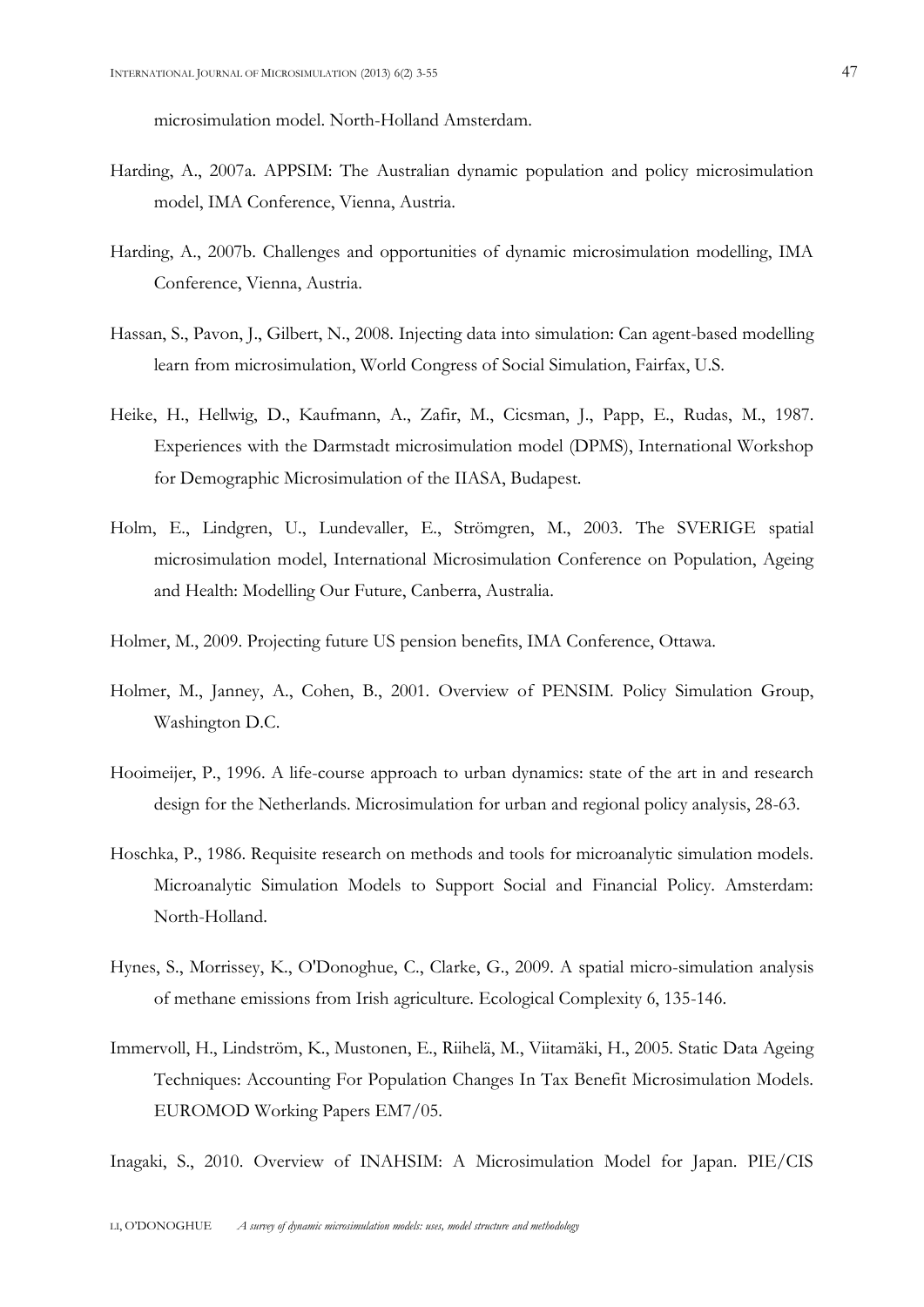microsimulation model. North-Holland Amsterdam.

Harding, A., 2007a. APPSIM: The Australian dynamic population and policy microsimulation model, IMA Conference, Vienna, Austria.

Harding, A., 2007b. Challenges and opportunities of dynamic microsimulation modelling, IMA Conference, Vienna, Austria.

Hassan, S., Pavon, J., Gilbert, N., 2008. Injecting data into simulation: Can agent-based modelling learn from microsimulation, World Congress of Social Simulation, Fairfax, U.S.

Heike, H., Hellwig, D., Kaufmann, A., Zafir, M., Cicsman, J., Papp, E., Rudas, M., 1987. Experiences with the Darmstadt microsimulation model (DPMS), International Workshop for Demographic Microsimulation of the IIASA, Budapest.

Holm, E., Lindgren, U., Lundevaller, E., Strömgren, M., 2003. The SVERIGE spatial microsimulation model, International Microsimulation Conference on Population, Ageing and Health: Modelling Our Future, Canberra, Australia.

Holmer, M., 2009. Projecting future US pension benefits, IMA Conference, Ottawa.

Holmer, M., Janney, A., Cohen, B., 2001. Overview of PENSIM. Policy Simulation Group, Washington D.C.

Hooimeijer, P., 1996. A life-course approach to urban dynamics: state of the art in and research design for the Netherlands. Microsimulation for urban and regional policy analysis, 28-63.

Hoschka, P., 1986. Requisite research on methods and tools for microanalytic simulation models. Microanalytic Simulation Models to Support Social and Financial Policy. Amsterdam: North-Holland.

Hynes, S., Morrissey, K., O'Donoghue, C., Clarke, G., 2009. A spatial micro-simulation analysis of methane emissions from Irish agriculture. Ecological Complexity 6, 135-146.

Immervoll, H., Lindström, K., Mustonen, E., Riihelä, M., Viitamäki, H., 2005. Static Data Ageing Techniques: Accounting For Population Changes In Tax Benefit Microsimulation Models. EUROMOD Working Papers EM7/05.

Inagaki, S., 2010. Overview of INAHSIM: A Microsimulation Model for Japan. PIE/CIS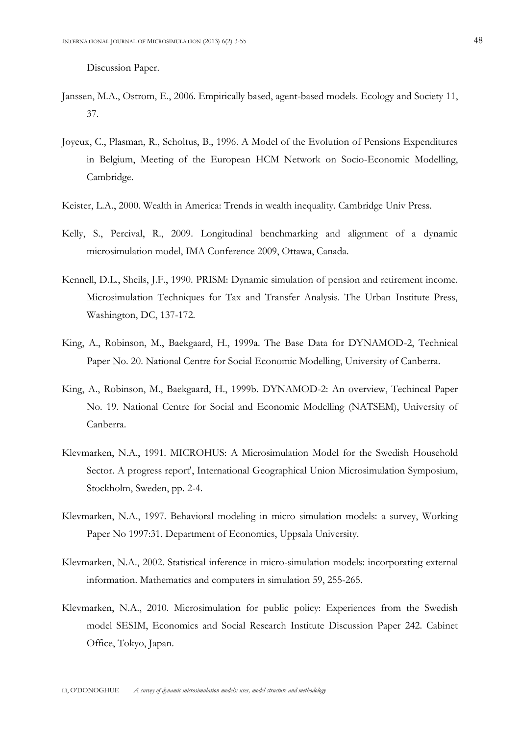Discussion Paper.

Janssen, M.A., Ostrom, E., 2006. Empirically based, agent-based models. Ecology and Society 11, 37.

Joyeux, C., Plasman, R., Scholtus, B., 1996. A Model of the Evolution of Pensions Expenditures in Belgium, Meeting of the European HCM Network on Socio-Economic Modelling, Cambridge.

Keister, L.A., 2000. Wealth in America: Trends in wealth inequality. Cambridge Univ Press.

Kelly, S., Percival, R., 2009. Longitudinal benchmarking and alignment of a dynamic microsimulation model, IMA Conference 2009, Ottawa, Canada.

Kennell, D.L., Sheils, J.F., 1990. PRISM: Dynamic simulation of pension and retirement income. Microsimulation Techniques for Tax and Transfer Analysis. The Urban Institute Press, Washington, DC, 137-172.

King, A., Robinson, M., Baekgaard, H., 1999a. The Base Data for DYNAMOD-2, Technical Paper No. 20. National Centre for Social Economic Modelling, University of Canberra.

King, A., Robinson, M., Baekgaard, H., 1999b. DYNAMOD-2: An overview, Techincal Paper No. 19. National Centre for Social and Economic Modelling (NATSEM), University of Canberra.

Klevmarken, N.A., 1991. MICROHUS: A Microsimulation Model for the Swedish Household Sector. A progress report', International Geographical Union Microsimulation Symposium, Stockholm, Sweden, pp. 2-4.

Klevmarken, N.A., 1997. Behavioral modeling in micro simulation models: a survey, Working Paper No 1997:31. Department of Economics, Uppsala University.

Klevmarken, N.A., 2002. Statistical inference in micro-simulation models: incorporating external information. Mathematics and computers in simulation 59, 255-265.

Klevmarken, N.A., 2010. Microsimulation for public policy: Experiences from the Swedish model SESIM, Economics and Social Research Institute Discussion Paper 242. Cabinet Office, Tokyo, Japan.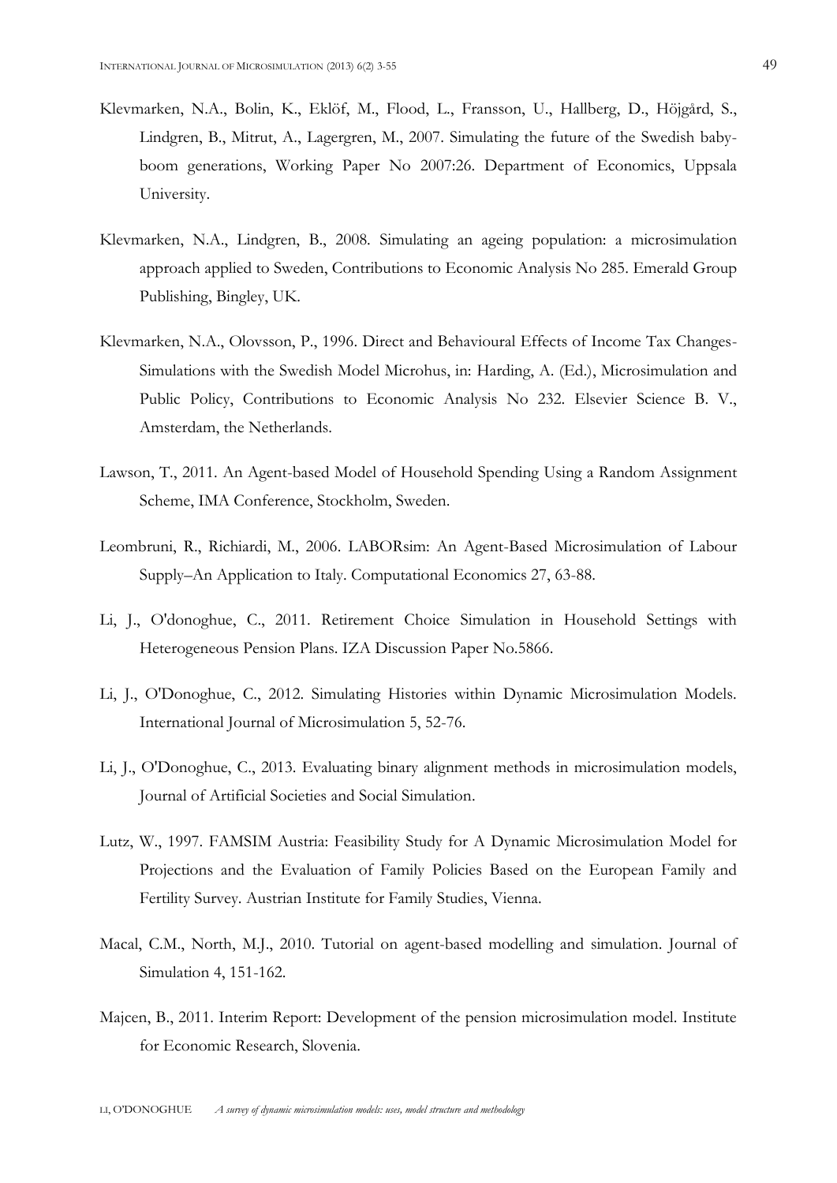Klevmarken, N.A., Bolin, K., Eklöf, M., Flood, L., Fransson, U., Hallberg, D., Höjgård, S., Lindgren, B., Mitrut, A., Lagergren, M., 2007. Simulating the future of the Swedish baby-boom generations, Working Paper No 2007:26. Department of Economics, Uppsala University.

Klevmarken, N.A., Lindgren, B., 2008. Simulating an ageing population: a microsimulation approach applied to Sweden, Contributions to Economic Analysis No 285. Emerald Group Publishing, Bingley, UK.

Klevmarken, N.A., Olovsson, P., 1996. Direct and Behavioural Effects of Income Tax Changes-Simulations with the Swedish Model Microhus, in: Harding, A. (Ed.), Microsimulation and Public Policy, Contributions to Economic Analysis No 232. Elsevier Science B. V., Amsterdam, the Netherlands.

Lawson, T., 2011. An Agent-based Model of Household Spending Using a Random Assignment Scheme, IMA Conference, Stockholm, Sweden.

Leombruni, R., Richiardi, M., 2006. LABORsim: An Agent-Based Microsimulation of Labour Supply–An Application to Italy. Computational Economics 27, 63-88.

Li, J., O'donoghue, C., 2011. Retirement Choice Simulation in Household Settings with Heterogeneous Pension Plans. IZA Discussion Paper No.5866.

Li, J., O'Donoghue, C., 2012. Simulating Histories within Dynamic Microsimulation Models. International Journal of Microsimulation 5, 52-76.

Li, J., O'Donoghue, C., 2013. Evaluating binary alignment methods in microsimulation models, Journal of Artificial Societies and Social Simulation.

Lutz, W., 1997. FAMSIM Austria: Feasibility Study for A Dynamic Microsimulation Model for Projections and the Evaluation of Family Policies Based on the European Family and Fertility Survey. Austrian Institute for Family Studies, Vienna.

Macal, C.M., North, M.J., 2010. Tutorial on agent-based modelling and simulation. Journal of Simulation 4, 151-162.

Majcen, B., 2011. Interim Report: Development of the pension microsimulation model. Institute for Economic Research, Slovenia.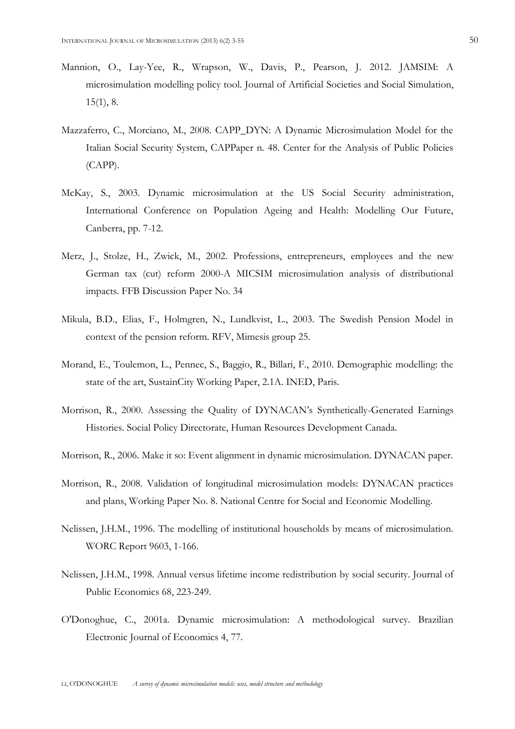Mannion, O., Lay-Yee, R., Wrapson, W., Davis, P., Pearson, J. 2012. JAMSIM: A microsimulation modelling policy tool. Journal of Artificial Societies and Social Simulation, 15(1), 8.

Mazzaferro, C., Morciano, M., 2008. CAPP_DYN: A Dynamic Microsimulation Model for the Italian Social Security System, CAPPaper n. 48. Center for the Analysis of Public Policies (CAPP).

McKay, S., 2003. Dynamic microsimulation at the US Social Security administration, International Conference on Population Ageing and Health: Modelling Our Future, Canberra, pp. 7-12.

Merz, J., Stolze, H., Zwick, M., 2002. Professions, entrepreneurs, employees and the new German tax (cut) reform 2000-A MICSIM microsimulation analysis of distributional impacts. FFB Discussion Paper No. 34

Mikula, B.D., Elias, F., Holmgren, N., Lundkvist, L., 2003. The Swedish Pension Model in context of the pension reform. RFV, Mimesis group 25.

Morand, E., Toulemon, L., Pennec, S., Baggio, R., Billari, F., 2010. Demographic modelling: the state of the art, SustainCity Working Paper, 2.1A. INED, Paris.

Morrison, R., 2000. Assessing the Quality of DYNACAN's Synthetically-Generated Earnings Histories. Social Policy Directorate, Human Resources Development Canada.

Morrison, R., 2006. Make it so: Event alignment in dynamic microsimulation. DYNACAN paper.

Morrison, R., 2008. Validation of longitudinal microsimulation models: DYNACAN practices and plans, Working Paper No. 8. National Centre for Social and Economic Modelling.

Nelissen, J.H.M., 1996. The modelling of institutional households by means of microsimulation. WORC Report 9603, 1-166.

Nelissen, J.H.M., 1998. Annual versus lifetime income redistribution by social security. Journal of Public Economics 68, 223-249.

O'Donoghue, C., 2001a. Dynamic microsimulation: A methodological survey. Brazilian Electronic Journal of Economics 4, 77.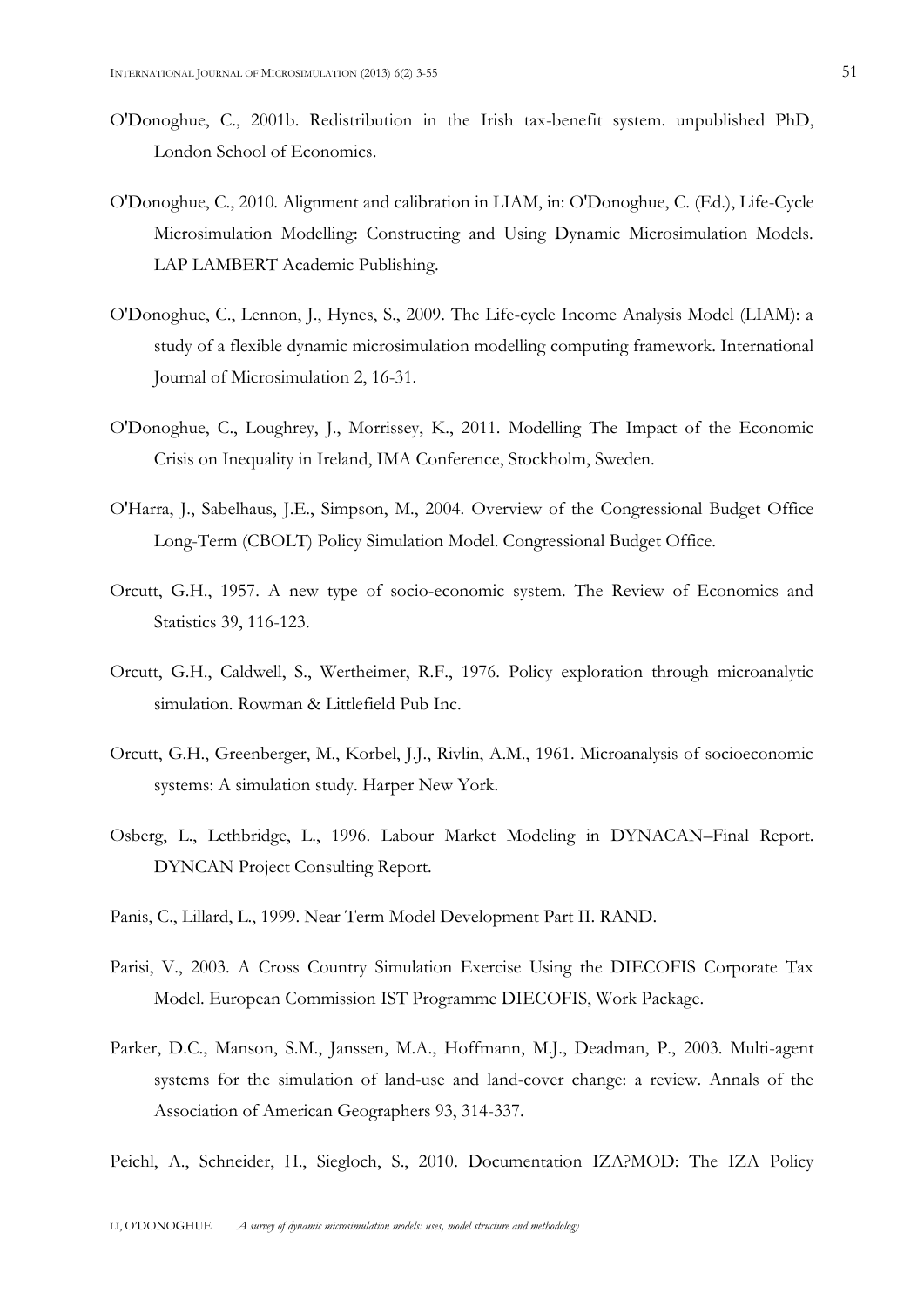O'Donoghue, C., 2001b. Redistribution in the Irish tax-benefit system. unpublished PhD, London School of Economics.

O'Donoghue, C., 2010. Alignment and calibration in LIAM, in: O'Donoghue, C. (Ed.), Life-Cycle Microsimulation Modelling: Constructing and Using Dynamic Microsimulation Models. LAP LAMBERT Academic Publishing.

O'Donoghue, C., Lennon, J., Hynes, S., 2009. The Life-cycle Income Analysis Model (LIAM): a study of a flexible dynamic microsimulation modelling computing framework. International Journal of Microsimulation 2, 16-31.

O'Donoghue, C., Loughrey, J., Morrissey, K., 2011. Modelling The Impact of the Economic Crisis on Inequality in Ireland, IMA Conference, Stockholm, Sweden.

O'Harra, J., Sabelhaus, J.E., Simpson, M., 2004. Overview of the Congressional Budget Office Long-Term (CBOLT) Policy Simulation Model. Congressional Budget Office.

Orcutt, G.H., 1957. A new type of socio-economic system. The Review of Economics and Statistics 39, 116-123.

Orcutt, G.H., Caldwell, S., Wertheimer, R.F., 1976. Policy exploration through microanalytic simulation. Rowman & Littlefield Pub Inc.

Orcutt, G.H., Greenberger, M., Korbel, J.J., Rivlin, A.M., 1961. Microanalysis of socioeconomic systems: A simulation study. Harper New York.

Osberg, L., Lethbridge, L., 1996. Labour Market Modeling in DYNACAN–Final Report. DYNCAN Project Consulting Report.

Panis, C., Lillard, L., 1999. Near Term Model Development Part II. RAND.

Parisi, V., 2003. A Cross Country Simulation Exercise Using the DIECOFIS Corporate Tax Model. European Commission IST Programme DIECOFIS, Work Package.

Parker, D.C., Manson, S.M., Janssen, M.A., Hoffmann, M.J., Deadman, P., 2003. Multi-agent systems for the simulation of land-use and land-cover change: a review. Annals of the Association of American Geographers 93, 314-337.

Peichl, A., Schneider, H., Siegloch, S., 2010. Documentation IZA?MOD: The IZA Policy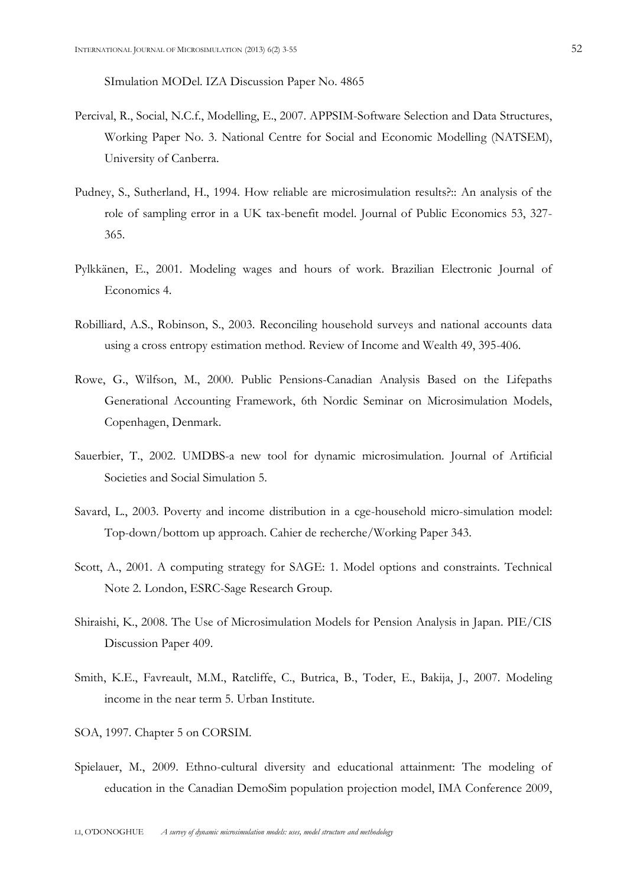SImulation MODel. IZA Discussion Paper No. 4865

Percival, R., Social, N.C.f., Modelling, E., 2007. APPSIM-Software Selection and Data Structures, Working Paper No. 3. National Centre for Social and Economic Modelling (NATSEM), University of Canberra.

Pudney, S., Sutherland, H., 1994. How reliable are microsimulation results?:: An analysis of the role of sampling error in a UK tax-benefit model. Journal of Public Economics 53, 327-365.

Pylkkänen, E., 2001. Modeling wages and hours of work. Brazilian Electronic Journal of Economics 4.

Robilliard, A.S., Robinson, S., 2003. Reconciling household surveys and national accounts data using a cross entropy estimation method. Review of Income and Wealth 49, 395-406.

Rowe, G., Wilfson, M., 2000. Public Pensions-Canadian Analysis Based on the Lifepaths Generational Accounting Framework, 6th Nordic Seminar on Microsimulation Models, Copenhagen, Denmark.

Sauerbier, T., 2002. UMDBS-a new tool for dynamic microsimulation. Journal of Artificial Societies and Social Simulation 5.

Savard, L., 2003. Poverty and income distribution in a cge-household micro-simulation model: Top-down/bottom up approach. Cahier de recherche/Working Paper 343.

Scott, A., 2001. A computing strategy for SAGE: 1. Model options and constraints. Technical Note 2. London, ESRC-Sage Research Group.

Shiraishi, K., 2008. The Use of Microsimulation Models for Pension Analysis in Japan. PIE/CIS Discussion Paper 409.

Smith, K.E., Favreault, M.M., Ratcliffe, C., Butrica, B., Toder, E., Bakija, J., 2007. Modeling income in the near term 5. Urban Institute.

SOA, 1997. Chapter 5 on CORSIM.

Spielauer, M., 2009. Ethno-cultural diversity and educational attainment: The modeling of education in the Canadian DemoSim population projection model, IMA Conference 2009,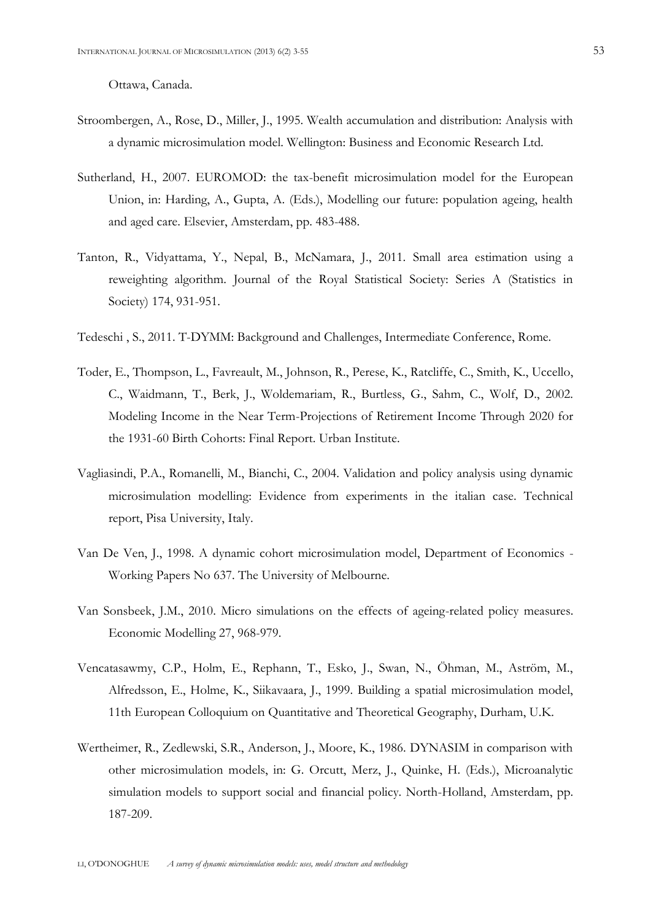Ottawa, Canada.

Stroombergen, A., Rose, D., Miller, J., 1995. Wealth accumulation and distribution: Analysis with a dynamic microsimulation model. Wellington: Business and Economic Research Ltd.

Sutherland, H., 2007. EUROMOD: the tax-benefit microsimulation model for the European Union, in: Harding, A., Gupta, A. (Eds.), Modelling our future: population ageing, health and aged care. Elsevier, Amsterdam, pp. 483-488.

Tanton, R., Vidyattama, Y., Nepal, B., McNamara, J., 2011. Small area estimation using a reweighting algorithm. Journal of the Royal Statistical Society: Series A (Statistics in Society) 174, 931-951.

Tedeschi , S., 2011. T-DYMM: Background and Challenges, Intermediate Conference, Rome.

Toder, E., Thompson, L., Favreault, M., Johnson, R., Perese, K., Ratcliffe, C., Smith, K., Uccello, C., Waidmann, T., Berk, J., Woldemariam, R., Burtless, G., Sahm, C., Wolf, D., 2002. Modeling Income in the Near Term-Projections of Retirement Income Through 2020 for the 1931-60 Birth Cohorts: Final Report. Urban Institute.

Vagliasindi, P.A., Romanelli, M., Bianchi, C., 2004. Validation and policy analysis using dynamic microsimulation modelling: Evidence from experiments in the italian case. Technical report, Pisa University, Italy.

Van De Ven, J., 1998. A dynamic cohort microsimulation model, Department of Economics - Working Papers No 637. The University of Melbourne.

Van Sonsbeek, J.M., 2010. Micro simulations on the effects of ageing-related policy measures. Economic Modelling 27, 968-979.

Vencatasawmy, C.P., Holm, E., Rephann, T., Esko, J., Swan, N., Öhman, M., Aström, M., Alfredsson, E., Holme, K., Siikavaara, J., 1999. Building a spatial microsimulation model, 11th European Colloquium on Quantitative and Theoretical Geography, Durham, U.K.

Wertheimer, R., Zedlewski, S.R., Anderson, J., Moore, K., 1986. DYNASIM in comparison with other microsimulation models, in: G. Orcutt, Merz, J., Quinke, H. (Eds.), Microanalytic simulation models to support social and financial policy. North-Holland, Amsterdam, pp. 187-209.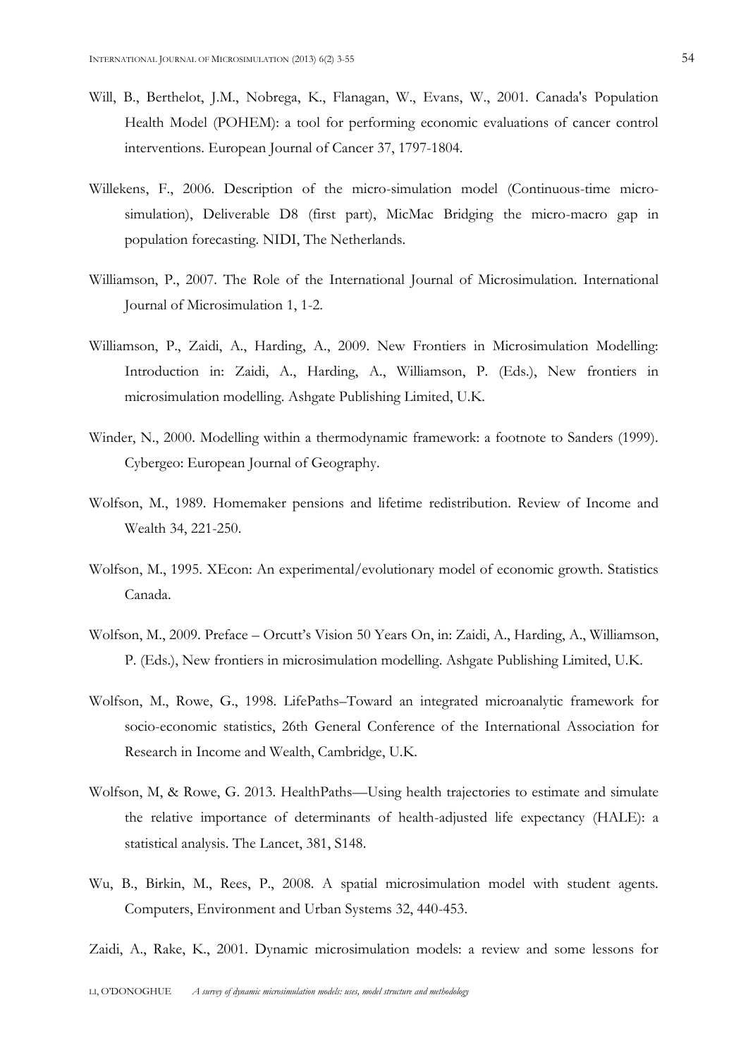Will, B., Berthelot, J.M., Nobrega, K., Flanagan, W., Evans, W., 2001. Canada's Population Health Model (POHEM): a tool for performing economic evaluations of cancer control interventions. European Journal of Cancer 37, 1797-1804.

Willekens, F., 2006. Description of the micro-simulation model (Continuous-time micro-simulation), Deliverable D8 (first part), MicMac Bridging the micro-macro gap in population forecasting. NIDI, The Netherlands.

Williamson, P., 2007. The Role of the International Journal of Microsimulation. International Journal of Microsimulation 1, 1-2.

Williamson, P., Zaidi, A., Harding, A., 2009. New Frontiers in Microsimulation Modelling: Introduction in: Zaidi, A., Harding, A., Williamson, P. (Eds.), New frontiers in microsimulation modelling. Ashgate Publishing Limited, U.K.

Winder, N., 2000. Modelling within a thermodynamic framework: a footnote to Sanders (1999). Cybergeo: European Journal of Geography.

Wolfson, M., 1989. Homemaker pensions and lifetime redistribution. Review of Income and Wealth 34, 221-250.

Wolfson, M., 1995. XEcon: An experimental/evolutionary model of economic growth. Statistics Canada.

Wolfson, M., 2009. Preface – Orcutt's Vision 50 Years On, in: Zaidi, A., Harding, A., Williamson, P. (Eds.), New frontiers in microsimulation modelling. Ashgate Publishing Limited, U.K.

Wolfson, M., Rowe, G., 1998. LifePaths–Toward an integrated microanalytic framework for socio-economic statistics, 26th General Conference of the International Association for Research in Income and Wealth, Cambridge, U.K.

Wolfson, M, & Rowe, G. 2013. HealthPaths—Using health trajectories to estimate and simulate the relative importance of determinants of health-adjusted life expectancy (HALE): a statistical analysis. The Lancet, 381, S148.

Wu, B., Birkin, M., Rees, P., 2008. A spatial microsimulation model with student agents. Computers, Environment and Urban Systems 32, 440-453.

Zaidi, A., Rake, K., 2001. Dynamic microsimulation models: a review and some lessons for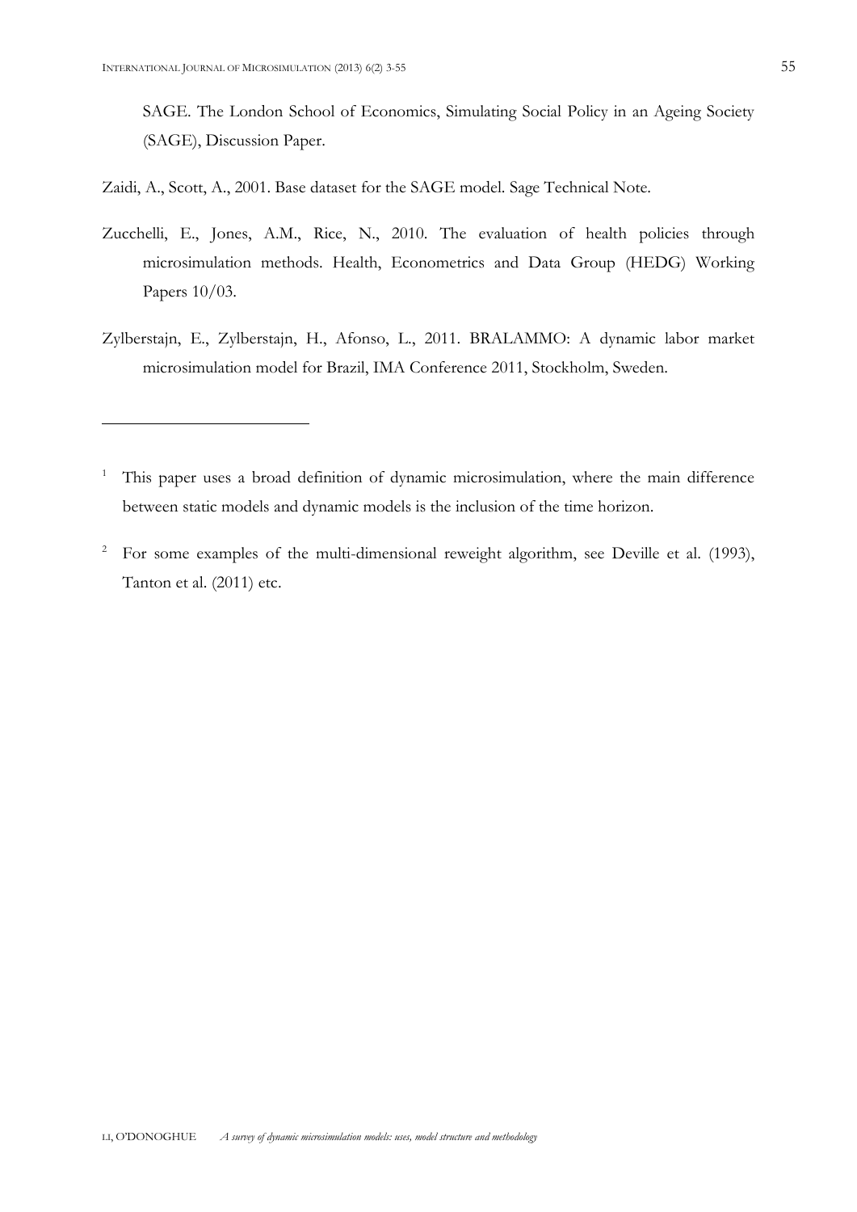SAGE. The London School of Economics, Simulating Social Policy in an Ageing Society (SAGE), Discussion Paper.

Zaidi, A., Scott, A., 2001. Base dataset for the SAGE model. Sage Technical Note.

Zucchelli, E., Jones, A.M., Rice, N., 2010. The evaluation of health policies through microsimulation methods. Health, Econometrics and Data Group (HEDG) Working Papers 10/03.

Zylberstajn, E., Zylberstajn, H., Afonso, L., 2011. BRALAMMO: A dynamic labor market microsimulation model for Brazil, IMA Conference 2011, Stockholm, Sweden.

---

[1] This paper uses a broad definition of dynamic microsimulation, where the main difference between static models and dynamic models is the inclusion of the time horizon.

[2] For some examples of the multi-dimensional reweight algorithm, see Deville et al. (1993), Tanton et al. (2011) etc.